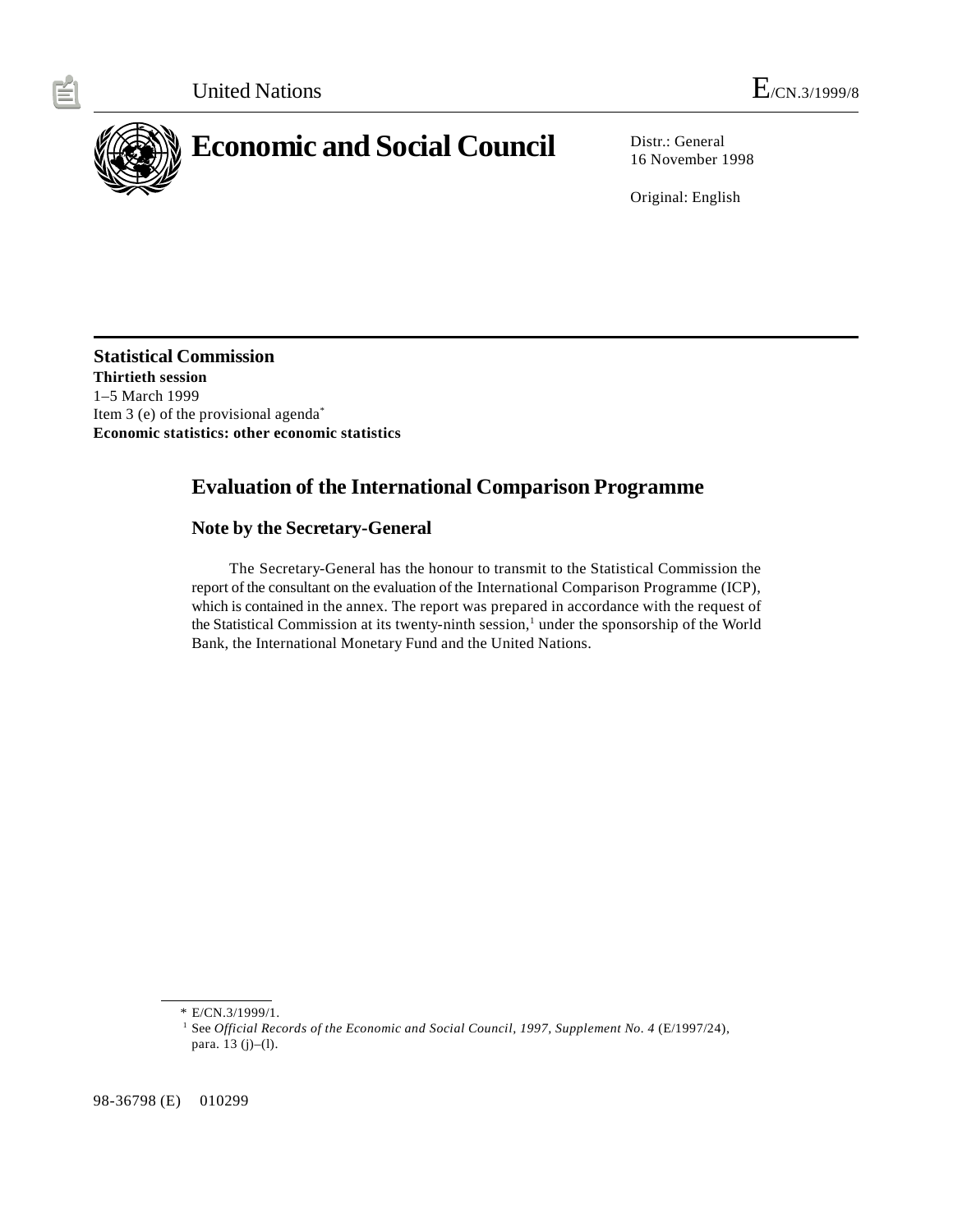United Nations E/CN.3/1999/8

# Economic and Social Council

Distr.: General
16 November 1998

Original: English

**Statistical Commission**
**Thirtieth session**
1–5 March 1999
Item 3 (e) of the provisional agenda*
**Economic statistics: other economic statistics**

## Evaluation of the International Comparison Programme

### Note by the Secretary-General

The Secretary-General has the honour to transmit to the Statistical Commission the report of the consultant on the evaluation of the International Comparison Programme (ICP), which is contained in the annex. The report was prepared in accordance with the request of the Statistical Commission at its twenty-ninth session,[1] under the sponsorship of the World Bank, the International Monetary Fund and the United Nations.

---

\* E/CN.3/1999/1.

[1] See *Official Records of the Economic and Social Council, 1997, Supplement No. 4* (E/1997/24), para. 13 (j)–(l).

98-36798 (E) 010299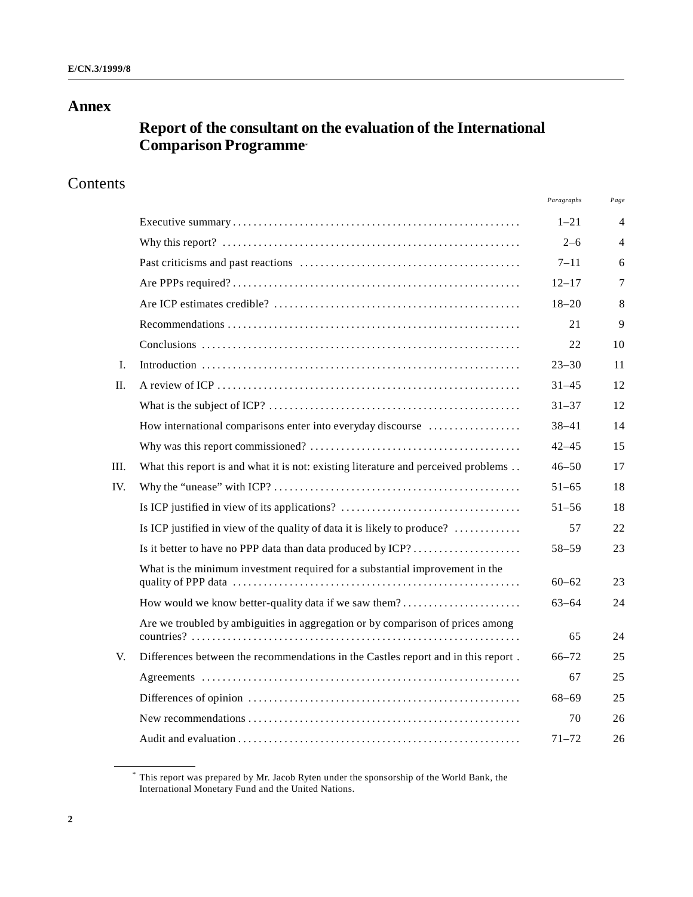# Annex

## Report of the consultant on the evaluation of the International Comparison Programme*

## Contents

| | | Paragraphs | Page |
|---|---|---|---|
| | Executive summary | 1–21 | 4 |
| | Why this report? | 2–6 | 4 |
| | Past criticisms and past reactions | 7–11 | 6 |
| | Are PPPs required? | 12–17 | 7 |
| | Are ICP estimates credible? | 18–20 | 8 |
| | Recommendations | 21 | 9 |
| | Conclusions | 22 | 10 |
| I. | Introduction | 23–30 | 11 |
| II. | A review of ICP | 31–45 | 12 |
| | What is the subject of ICP? | 31–37 | 12 |
| | How international comparisons enter into everyday discourse | 38–41 | 14 |
| | Why was this report commissioned? | 42–45 | 15 |
| III. | What this report is and what it is not: existing literature and perceived problems | 46–50 | 17 |
| IV. | Why the "unease" with ICP? | 51–65 | 18 |
| | Is ICP justified in view of its applications? | 51–56 | 18 |
| | Is ICP justified in view of the quality of data it is likely to produce? | 57 | 22 |
| | Is it better to have no PPP data than data produced by ICP? | 58–59 | 23 |
| | What is the minimum investment required for a substantial improvement in the quality of PPP data | 60–62 | 23 |
| | How would we know better-quality data if we saw them? | 63–64 | 24 |
| | Are we troubled by ambiguities in aggregation or by comparison of prices among countries? | 65 | 24 |
| V. | Differences between the recommendations in the Castles report and in this report | 66–72 | 25 |
| | Agreements | 67 | 25 |
| | Differences of opinion | 68–69 | 25 |
| | New recommendations | 70 | 26 |
| | Audit and evaluation | 71–72 | 26 |

* This report was prepared by Mr. Jacob Ryten under the sponsorship of the World Bank, the International Monetary Fund and the United Nations.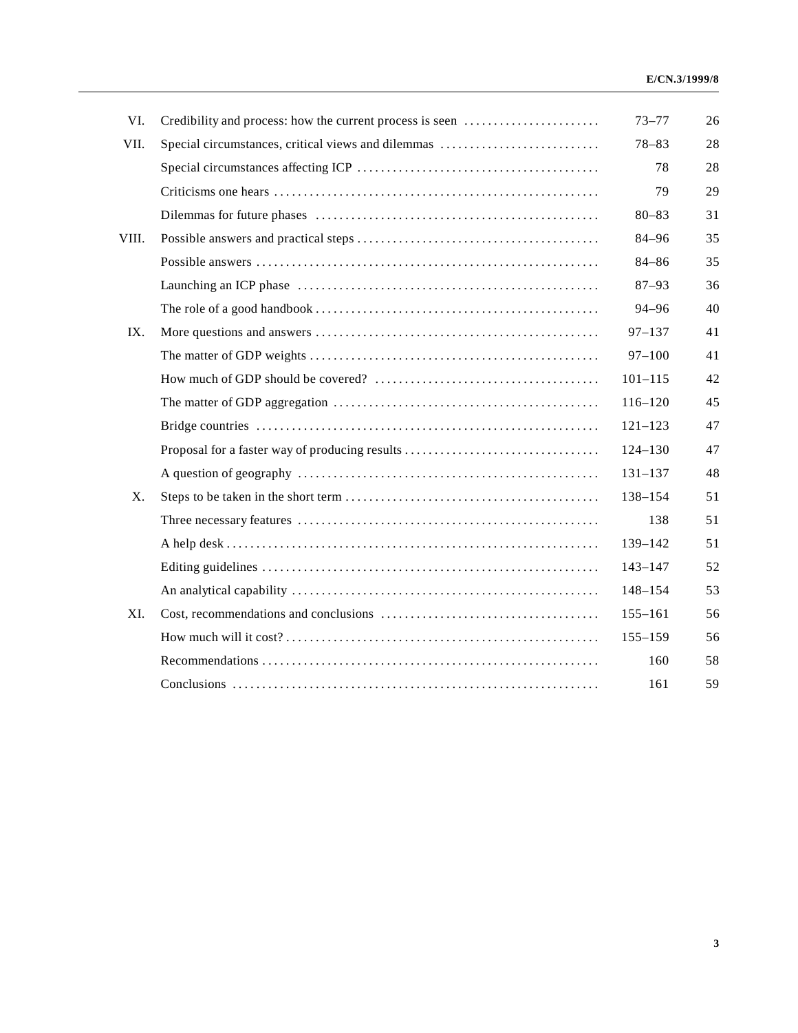| | | | |
|---|---|---|---|
| VI. | Credibility and process: how the current process is seen | 73–77 | 26 |
| VII. | Special circumstances, critical views and dilemmas | 78–83 | 28 |
| | Special circumstances affecting ICP | 78 | 28 |
| | Criticisms one hears | 79 | 29 |
| | Dilemmas for future phases | 80–83 | 31 |
| VIII. | Possible answers and practical steps | 84–96 | 35 |
| | Possible answers | 84–86 | 35 |
| | Launching an ICP phase | 87–93 | 36 |
| | The role of a good handbook | 94–96 | 40 |
| IX. | More questions and answers | 97–137 | 41 |
| | The matter of GDP weights | 97–100 | 41 |
| | How much of GDP should be covered? | 101–115 | 42 |
| | The matter of GDP aggregation | 116–120 | 45 |
| | Bridge countries | 121–123 | 47 |
| | Proposal for a faster way of producing results | 124–130 | 47 |
| | A question of geography | 131–137 | 48 |
| X. | Steps to be taken in the short term | 138–154 | 51 |
| | Three necessary features | 138 | 51 |
| | A help desk | 139–142 | 51 |
| | Editing guidelines | 143–147 | 52 |
| | An analytical capability | 148–154 | 53 |
| XI. | Cost, recommendations and conclusions | 155–161 | 56 |
| | How much will it cost? | 155–159 | 56 |
| | Recommendations | 160 | 58 |
| | Conclusions | 161 | 59 |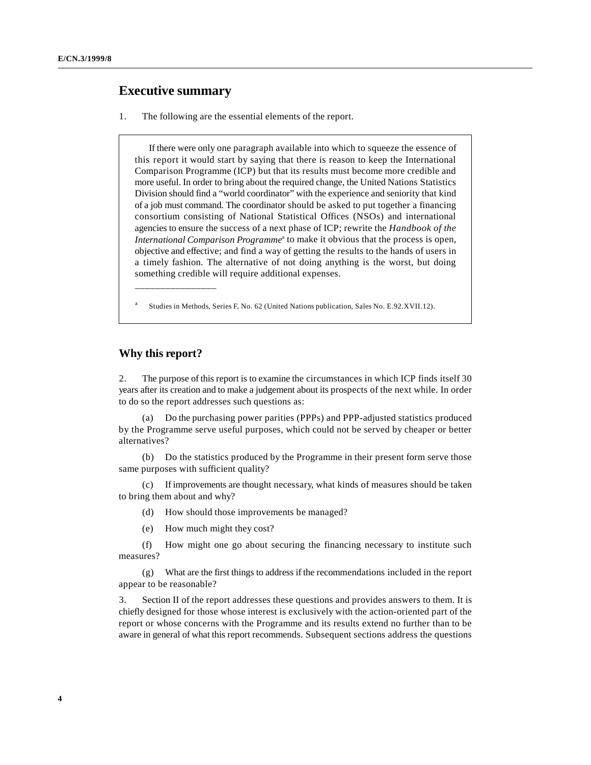## Executive summary

1. The following are the essential elements of the report.

> If there were only one paragraph available into which to squeeze the essence of this report it would start by saying that there is reason to keep the International Comparison Programme (ICP) but that its results must become more credible and more useful. In order to bring about the required change, the United Nations Statistics Division should find a "world coordinator" with the experience and seniority that kind of a job must command. The coordinator should be asked to put together a financing consortium consisting of National Statistical Offices (NSOs) and international agencies to ensure the success of a next phase of ICP; rewrite the *Handbook of the International Comparison Programme*[a] to make it obvious that the process is open, objective and effective; and find a way of getting the results to the hands of users in a timely fashion. The alternative of not doing anything is the worst, but doing something credible will require additional expenses.
>
> ---
>
> [a] Studies in Methods, Series F, No. 62 (United Nations publication, Sales No. E.92.XVII.12).

### Why this report?

2. The purpose of this report is to examine the circumstances in which ICP finds itself 30 years after its creation and to make a judgement about its prospects of the next while. In order to do so the report addresses such questions as:

(a) Do the purchasing power parities (PPPs) and PPP-adjusted statistics produced by the Programme serve useful purposes, which could not be served by cheaper or better alternatives?

(b) Do the statistics produced by the Programme in their present form serve those same purposes with sufficient quality?

(c) If improvements are thought necessary, what kinds of measures should be taken to bring them about and why?

(d) How should those improvements be managed?

(e) How much might they cost?

(f) How might one go about securing the financing necessary to institute such measures?

(g) What are the first things to address if the recommendations included in the report appear to be reasonable?

3. Section II of the report addresses these questions and provides answers to them. It is chiefly designed for those whose interest is exclusively with the action-oriented part of the report or whose concerns with the Programme and its results extend no further than to be aware in general of what this report recommends. Subsequent sections address the questions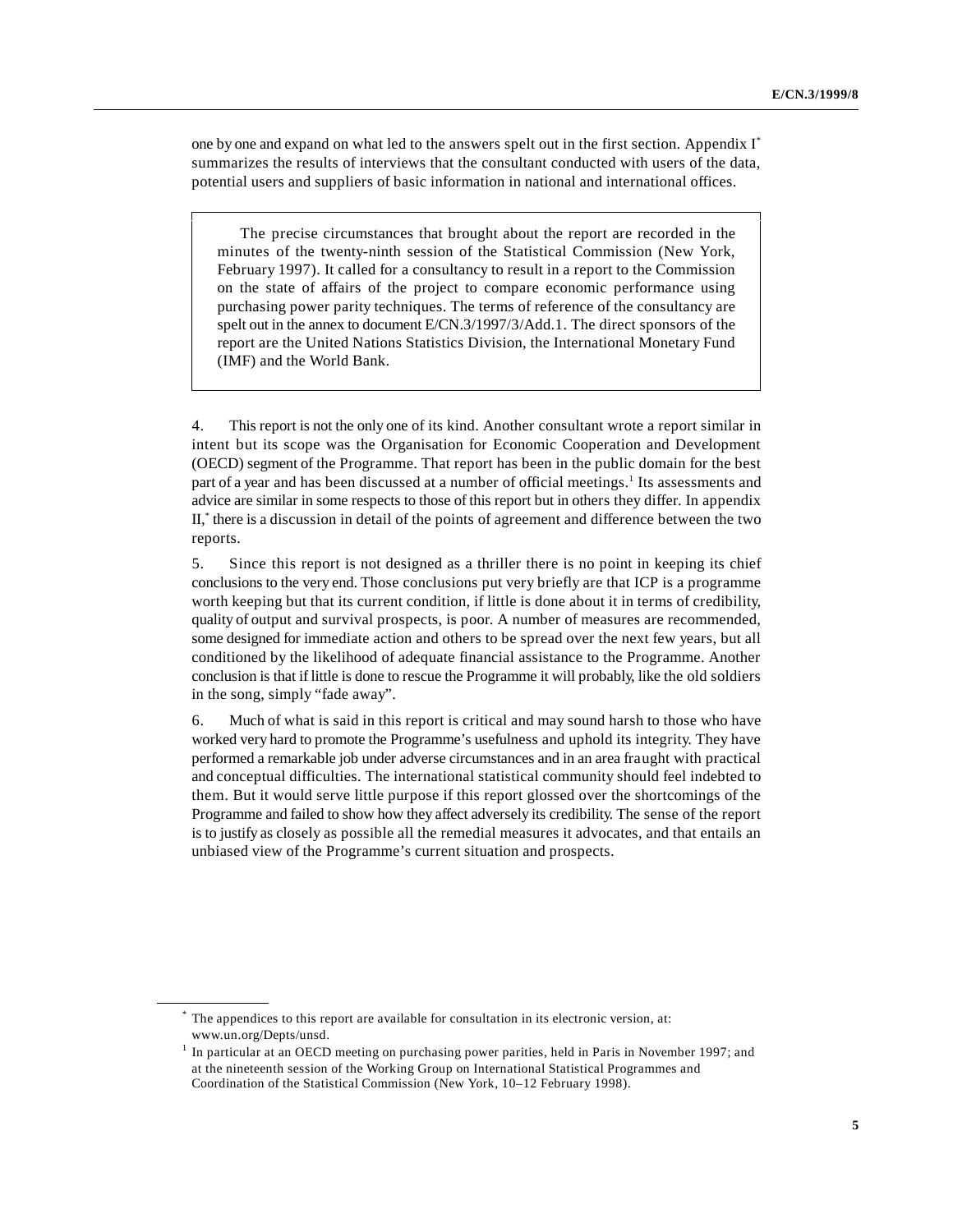one by one and expand on what led to the answers spelt out in the first section. Appendix I[*] summarizes the results of interviews that the consultant conducted with users of the data, potential users and suppliers of basic information in national and international offices.

> The precise circumstances that brought about the report are recorded in the minutes of the twenty-ninth session of the Statistical Commission (New York, February 1997). It called for a consultancy to result in a report to the Commission on the state of affairs of the project to compare economic performance using purchasing power parity techniques. The terms of reference of the consultancy are spelt out in the annex to document E/CN.3/1997/3/Add.1. The direct sponsors of the report are the United Nations Statistics Division, the International Monetary Fund (IMF) and the World Bank.

4. This report is not the only one of its kind. Another consultant wrote a report similar in intent but its scope was the Organisation for Economic Cooperation and Development (OECD) segment of the Programme. That report has been in the public domain for the best part of a year and has been discussed at a number of official meetings.[1] Its assessments and advice are similar in some respects to those of this report but in others they differ. In appendix II,[*] there is a discussion in detail of the points of agreement and difference between the two reports.

5. Since this report is not designed as a thriller there is no point in keeping its chief conclusions to the very end. Those conclusions put very briefly are that ICP is a programme worth keeping but that its current condition, if little is done about it in terms of credibility, quality of output and survival prospects, is poor. A number of measures are recommended, some designed for immediate action and others to be spread over the next few years, but all conditioned by the likelihood of adequate financial assistance to the Programme. Another conclusion is that if little is done to rescue the Programme it will probably, like the old soldiers in the song, simply "fade away".

6. Much of what is said in this report is critical and may sound harsh to those who have worked very hard to promote the Programme's usefulness and uphold its integrity. They have performed a remarkable job under adverse circumstances and in an area fraught with practical and conceptual difficulties. The international statistical community should feel indebted to them. But it would serve little purpose if this report glossed over the shortcomings of the Programme and failed to show how they affect adversely its credibility. The sense of the report is to justify as closely as possible all the remedial measures it advocates, and that entails an unbiased view of the Programme's current situation and prospects.

---

[*] The appendices to this report are available for consultation in its electronic version, at: www.un.org/Depts/unsd.

[1] In particular at an OECD meeting on purchasing power parities, held in Paris in November 1997; and at the nineteenth session of the Working Group on International Statistical Programmes and Coordination of the Statistical Commission (New York, 10–12 February 1998).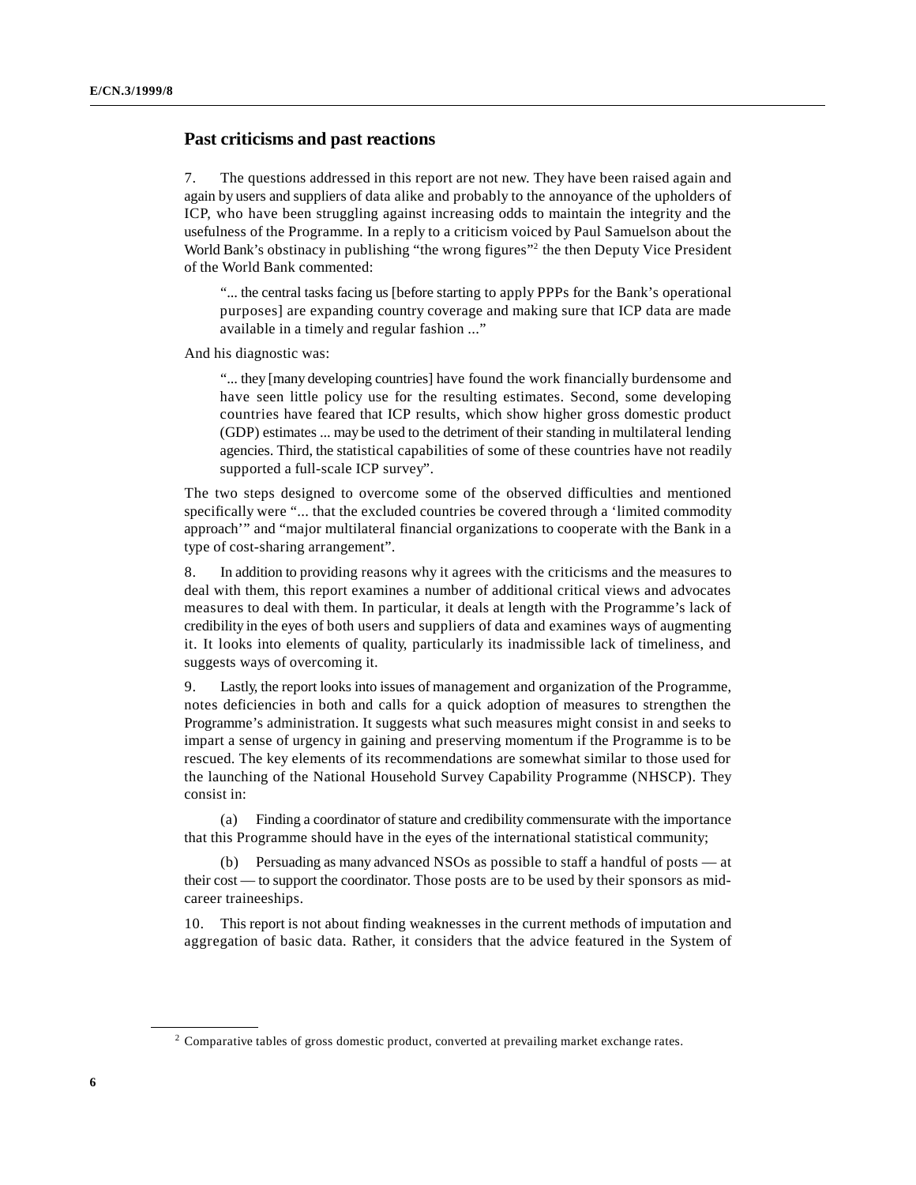## Past criticisms and past reactions

7. The questions addressed in this report are not new. They have been raised again and again by users and suppliers of data alike and probably to the annoyance of the upholders of ICP, who have been struggling against increasing odds to maintain the integrity and the usefulness of the Programme. In a reply to a criticism voiced by Paul Samuelson about the World Bank's obstinacy in publishing "the wrong figures"[2] the then Deputy Vice President of the World Bank commented:

> "... the central tasks facing us [before starting to apply PPPs for the Bank's operational purposes] are expanding country coverage and making sure that ICP data are made available in a timely and regular fashion ..."

And his diagnostic was:

> "... they [many developing countries] have found the work financially burdensome and have seen little policy use for the resulting estimates. Second, some developing countries have feared that ICP results, which show higher gross domestic product (GDP) estimates ... may be used to the detriment of their standing in multilateral lending agencies. Third, the statistical capabilities of some of these countries have not readily supported a full-scale ICP survey".

The two steps designed to overcome some of the observed difficulties and mentioned specifically were "... that the excluded countries be covered through a 'limited commodity approach'" and "major multilateral financial organizations to cooperate with the Bank in a type of cost-sharing arrangement".

8. In addition to providing reasons why it agrees with the criticisms and the measures to deal with them, this report examines a number of additional critical views and advocates measures to deal with them. In particular, it deals at length with the Programme's lack of credibility in the eyes of both users and suppliers of data and examines ways of augmenting it. It looks into elements of quality, particularly its inadmissible lack of timeliness, and suggests ways of overcoming it.

9. Lastly, the report looks into issues of management and organization of the Programme, notes deficiencies in both and calls for a quick adoption of measures to strengthen the Programme's administration. It suggests what such measures might consist in and seeks to impart a sense of urgency in gaining and preserving momentum if the Programme is to be rescued. The key elements of its recommendations are somewhat similar to those used for the launching of the National Household Survey Capability Programme (NHSCP). They consist in:

(a) Finding a coordinator of stature and credibility commensurate with the importance that this Programme should have in the eyes of the international statistical community;

(b) Persuading as many advanced NSOs as possible to staff a handful of posts — at their cost — to support the coordinator. Those posts are to be used by their sponsors as mid-career traineeships.

10. This report is not about finding weaknesses in the current methods of imputation and aggregation of basic data. Rather, it considers that the advice featured in the System of

---

[2] Comparative tables of gross domestic product, converted at prevailing market exchange rates.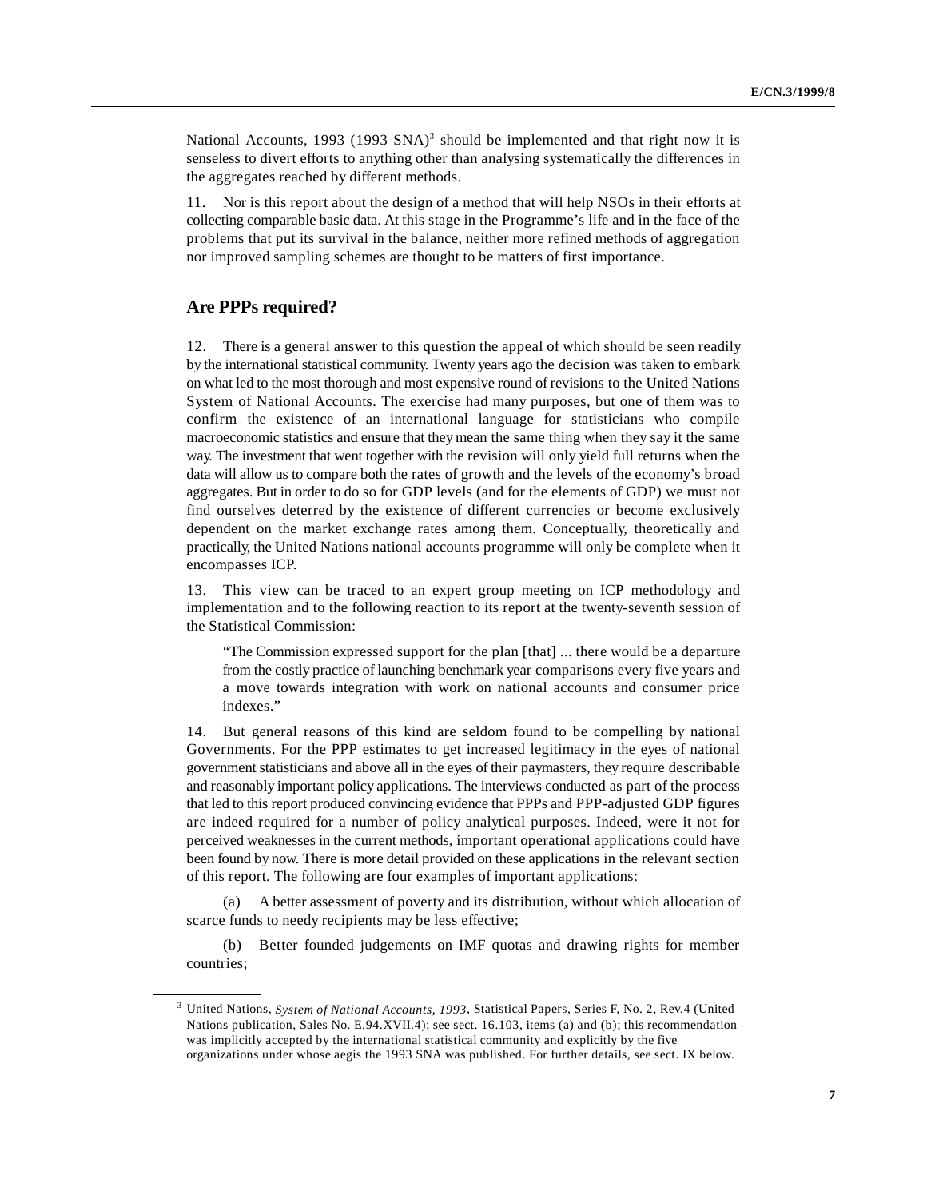National Accounts, 1993 (1993 SNA)[3] should be implemented and that right now it is senseless to divert efforts to anything other than analysing systematically the differences in the aggregates reached by different methods.

11. Nor is this report about the design of a method that will help NSOs in their efforts at collecting comparable basic data. At this stage in the Programme's life and in the face of the problems that put its survival in the balance, neither more refined methods of aggregation nor improved sampling schemes are thought to be matters of first importance.

## Are PPPs required?

12. There is a general answer to this question the appeal of which should be seen readily by the international statistical community. Twenty years ago the decision was taken to embark on what led to the most thorough and most expensive round of revisions to the United Nations System of National Accounts. The exercise had many purposes, but one of them was to confirm the existence of an international language for statisticians who compile macroeconomic statistics and ensure that they mean the same thing when they say it the same way. The investment that went together with the revision will only yield full returns when the data will allow us to compare both the rates of growth and the levels of the economy's broad aggregates. But in order to do so for GDP levels (and for the elements of GDP) we must not find ourselves deterred by the existence of different currencies or become exclusively dependent on the market exchange rates among them. Conceptually, theoretically and practically, the United Nations national accounts programme will only be complete when it encompasses ICP.

13. This view can be traced to an expert group meeting on ICP methodology and implementation and to the following reaction to its report at the twenty-seventh session of the Statistical Commission:

> "The Commission expressed support for the plan [that] ... there would be a departure from the costly practice of launching benchmark year comparisons every five years and a move towards integration with work on national accounts and consumer price indexes."

14. But general reasons of this kind are seldom found to be compelling by national Governments. For the PPP estimates to get increased legitimacy in the eyes of national government statisticians and above all in the eyes of their paymasters, they require describable and reasonably important policy applications. The interviews conducted as part of the process that led to this report produced convincing evidence that PPPs and PPP-adjusted GDP figures are indeed required for a number of policy analytical purposes. Indeed, were it not for perceived weaknesses in the current methods, important operational applications could have been found by now. There is more detail provided on these applications in the relevant section of this report. The following are four examples of important applications:

(a) A better assessment of poverty and its distribution, without which allocation of scarce funds to needy recipients may be less effective;

(b) Better founded judgements on IMF quotas and drawing rights for member countries;

---

[3] United Nations, *System of National Accounts, 1993*, Statistical Papers, Series F, No. 2, Rev.4 (United Nations publication, Sales No. E.94.XVII.4); see sect. 16.103, items (a) and (b); this recommendation was implicitly accepted by the international statistical community and explicitly by the five organizations under whose aegis the 1993 SNA was published. For further details, see sect. IX below.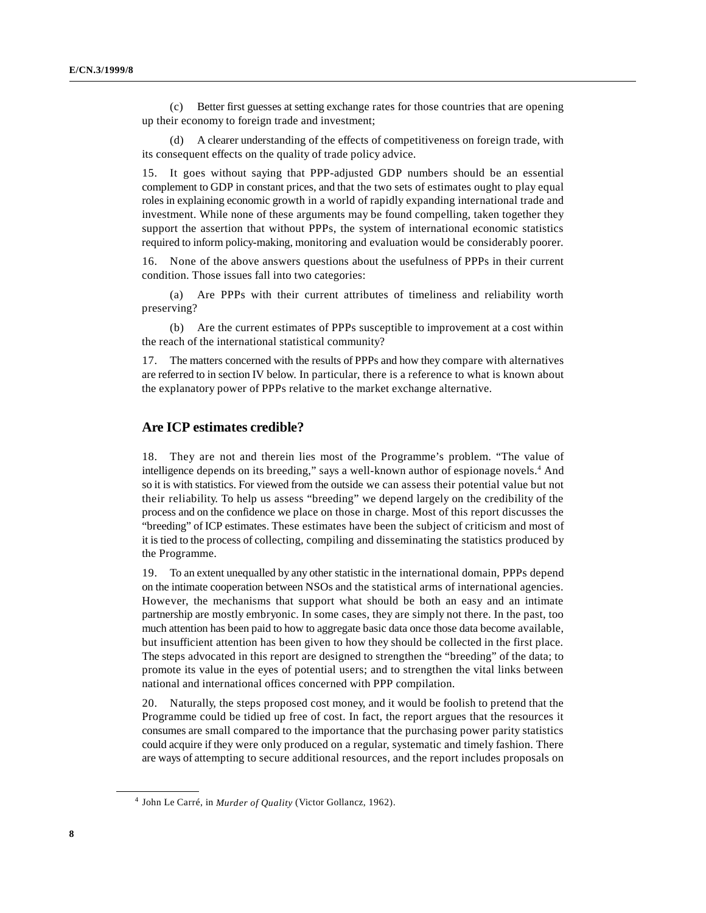(c) Better first guesses at setting exchange rates for those countries that are opening up their economy to foreign trade and investment;

(d) A clearer understanding of the effects of competitiveness on foreign trade, with its consequent effects on the quality of trade policy advice.

15. It goes without saying that PPP-adjusted GDP numbers should be an essential complement to GDP in constant prices, and that the two sets of estimates ought to play equal roles in explaining economic growth in a world of rapidly expanding international trade and investment. While none of these arguments may be found compelling, taken together they support the assertion that without PPPs, the system of international economic statistics required to inform policy-making, monitoring and evaluation would be considerably poorer.

16. None of the above answers questions about the usefulness of PPPs in their current condition. Those issues fall into two categories:

(a) Are PPPs with their current attributes of timeliness and reliability worth preserving?

(b) Are the current estimates of PPPs susceptible to improvement at a cost within the reach of the international statistical community?

17. The matters concerned with the results of PPPs and how they compare with alternatives are referred to in section IV below. In particular, there is a reference to what is known about the explanatory power of PPPs relative to the market exchange alternative.

## Are ICP estimates credible?

18. They are not and therein lies most of the Programme's problem. "The value of intelligence depends on its breeding," says a well-known author of espionage novels.[4] And so it is with statistics. For viewed from the outside we can assess their potential value but not their reliability. To help us assess "breeding" we depend largely on the credibility of the process and on the confidence we place on those in charge. Most of this report discusses the "breeding" of ICP estimates. These estimates have been the subject of criticism and most of it is tied to the process of collecting, compiling and disseminating the statistics produced by the Programme.

19. To an extent unequalled by any other statistic in the international domain, PPPs depend on the intimate cooperation between NSOs and the statistical arms of international agencies. However, the mechanisms that support what should be both an easy and an intimate partnership are mostly embryonic. In some cases, they are simply not there. In the past, too much attention has been paid to how to aggregate basic data once those data become available, but insufficient attention has been given to how they should be collected in the first place. The steps advocated in this report are designed to strengthen the "breeding" of the data; to promote its value in the eyes of potential users; and to strengthen the vital links between national and international offices concerned with PPP compilation.

20. Naturally, the steps proposed cost money, and it would be foolish to pretend that the Programme could be tidied up free of cost. In fact, the report argues that the resources it consumes are small compared to the importance that the purchasing power parity statistics could acquire if they were only produced on a regular, systematic and timely fashion. There are ways of attempting to secure additional resources, and the report includes proposals on

---

[4] John Le Carré, in *Murder of Quality* (Victor Gollancz, 1962).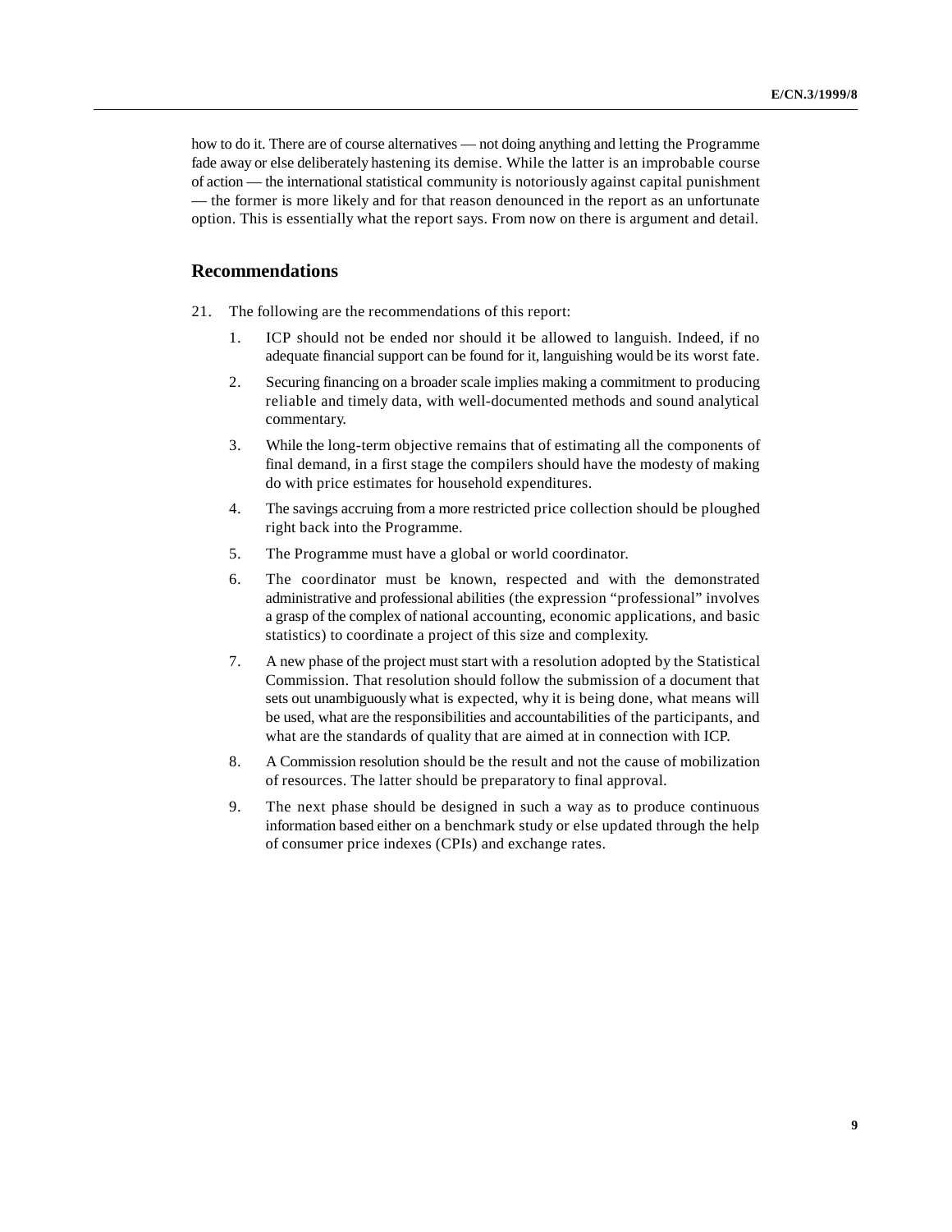how to do it. There are of course alternatives — not doing anything and letting the Programme fade away or else deliberately hastening its demise. While the latter is an improbable course of action — the international statistical community is notoriously against capital punishment — the former is more likely and for that reason denounced in the report as an unfortunate option. This is essentially what the report says. From now on there is argument and detail.

## Recommendations

21. The following are the recommendations of this report:

1. ICP should not be ended nor should it be allowed to languish. Indeed, if no adequate financial support can be found for it, languishing would be its worst fate.

2. Securing financing on a broader scale implies making a commitment to producing reliable and timely data, with well-documented methods and sound analytical commentary.

3. While the long-term objective remains that of estimating all the components of final demand, in a first stage the compilers should have the modesty of making do with price estimates for household expenditures.

4. The savings accruing from a more restricted price collection should be ploughed right back into the Programme.

5. The Programme must have a global or world coordinator.

6. The coordinator must be known, respected and with the demonstrated administrative and professional abilities (the expression "professional" involves a grasp of the complex of national accounting, economic applications, and basic statistics) to coordinate a project of this size and complexity.

7. A new phase of the project must start with a resolution adopted by the Statistical Commission. That resolution should follow the submission of a document that sets out unambiguously what is expected, why it is being done, what means will be used, what are the responsibilities and accountabilities of the participants, and what are the standards of quality that are aimed at in connection with ICP.

8. A Commission resolution should be the result and not the cause of mobilization of resources. The latter should be preparatory to final approval.

9. The next phase should be designed in such a way as to produce continuous information based either on a benchmark study or else updated through the help of consumer price indexes (CPIs) and exchange rates.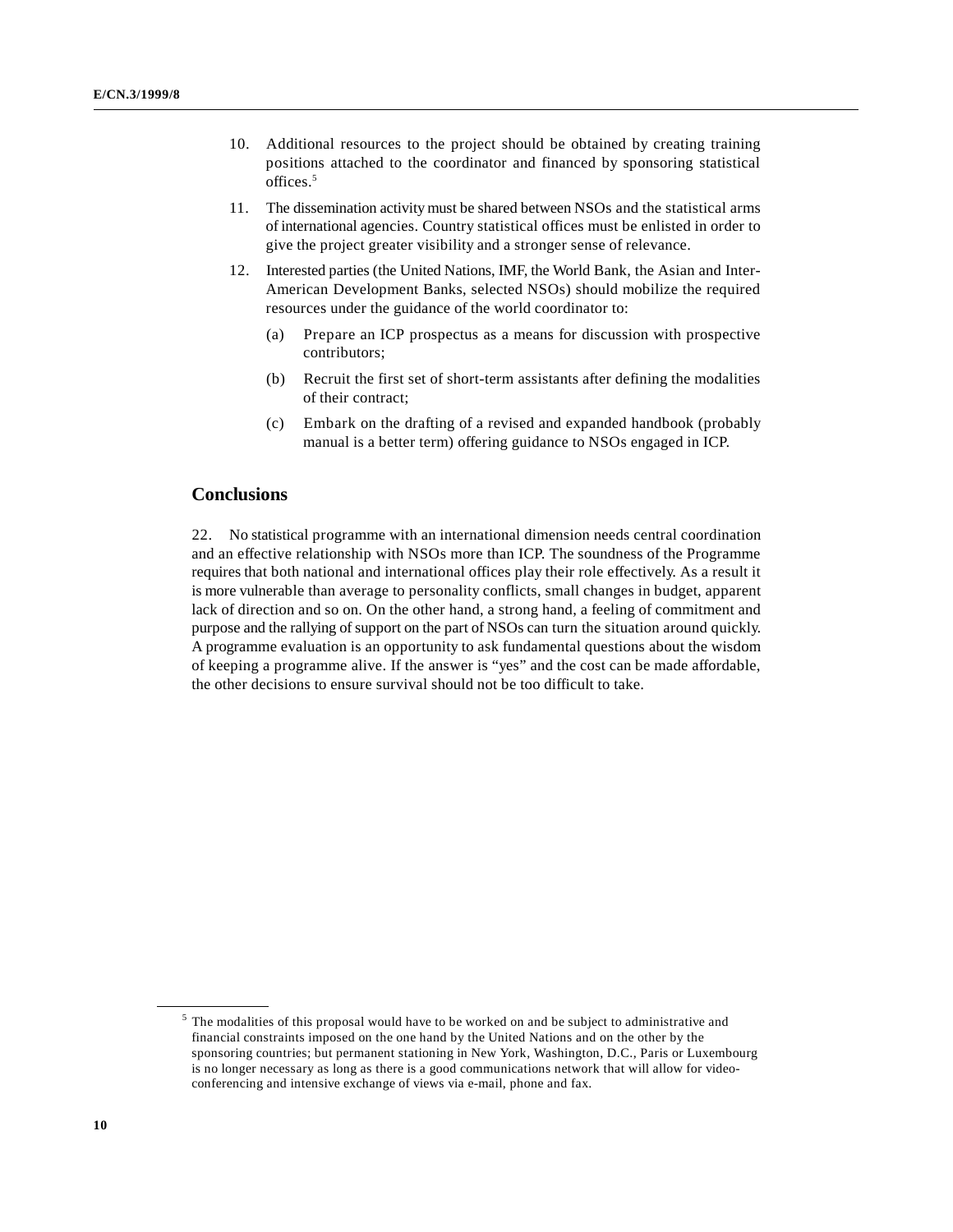10. Additional resources to the project should be obtained by creating training positions attached to the coordinator and financed by sponsoring statistical offices.[5]

11. The dissemination activity must be shared between NSOs and the statistical arms of international agencies. Country statistical offices must be enlisted in order to give the project greater visibility and a stronger sense of relevance.

12. Interested parties (the United Nations, IMF, the World Bank, the Asian and Inter-American Development Banks, selected NSOs) should mobilize the required resources under the guidance of the world coordinator to:

    (a) Prepare an ICP prospectus as a means for discussion with prospective contributors;

    (b) Recruit the first set of short-term assistants after defining the modalities of their contract;

    (c) Embark on the drafting of a revised and expanded handbook (probably manual is a better term) offering guidance to NSOs engaged in ICP.

## Conclusions

22. No statistical programme with an international dimension needs central coordination and an effective relationship with NSOs more than ICP. The soundness of the Programme requires that both national and international offices play their role effectively. As a result it is more vulnerable than average to personality conflicts, small changes in budget, apparent lack of direction and so on. On the other hand, a strong hand, a feeling of commitment and purpose and the rallying of support on the part of NSOs can turn the situation around quickly. A programme evaluation is an opportunity to ask fundamental questions about the wisdom of keeping a programme alive. If the answer is "yes" and the cost can be made affordable, the other decisions to ensure survival should not be too difficult to take.

---

[5] The modalities of this proposal would have to be worked on and be subject to administrative and financial constraints imposed on the one hand by the United Nations and on the other by the sponsoring countries; but permanent stationing in New York, Washington, D.C., Paris or Luxembourg is no longer necessary as long as there is a good communications network that will allow for video-conferencing and intensive exchange of views via e-mail, phone and fax.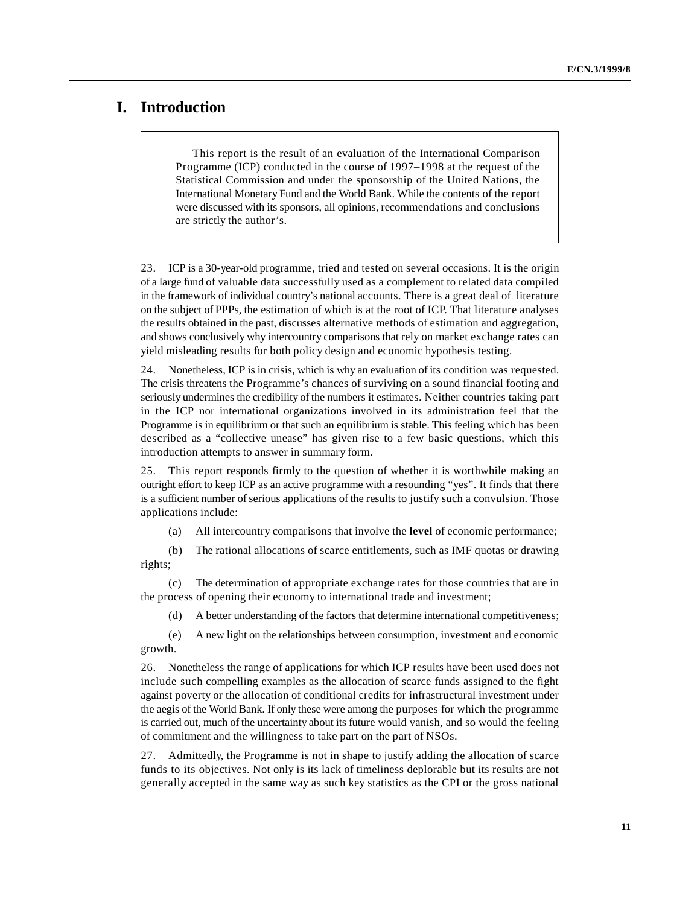# I. Introduction

> This report is the result of an evaluation of the International Comparison Programme (ICP) conducted in the course of 1997–1998 at the request of the Statistical Commission and under the sponsorship of the United Nations, the International Monetary Fund and the World Bank. While the contents of the report were discussed with its sponsors, all opinions, recommendations and conclusions are strictly the author's.

23. ICP is a 30-year-old programme, tried and tested on several occasions. It is the origin of a large fund of valuable data successfully used as a complement to related data compiled in the framework of individual country's national accounts. There is a great deal of literature on the subject of PPPs, the estimation of which is at the root of ICP. That literature analyses the results obtained in the past, discusses alternative methods of estimation and aggregation, and shows conclusively why intercountry comparisons that rely on market exchange rates can yield misleading results for both policy design and economic hypothesis testing.

24. Nonetheless, ICP is in crisis, which is why an evaluation of its condition was requested. The crisis threatens the Programme's chances of surviving on a sound financial footing and seriously undermines the credibility of the numbers it estimates. Neither countries taking part in the ICP nor international organizations involved in its administration feel that the Programme is in equilibrium or that such an equilibrium is stable. This feeling which has been described as a "collective unease" has given rise to a few basic questions, which this introduction attempts to answer in summary form.

25. This report responds firmly to the question of whether it is worthwhile making an outright effort to keep ICP as an active programme with a resounding "yes". It finds that there is a sufficient number of serious applications of the results to justify such a convulsion. Those applications include:

(a) All intercountry comparisons that involve the **level** of economic performance;

(b) The rational allocations of scarce entitlements, such as IMF quotas or drawing rights;

(c) The determination of appropriate exchange rates for those countries that are in the process of opening their economy to international trade and investment;

(d) A better understanding of the factors that determine international competitiveness;

(e) A new light on the relationships between consumption, investment and economic growth.

26. Nonetheless the range of applications for which ICP results have been used does not include such compelling examples as the allocation of scarce funds assigned to the fight against poverty or the allocation of conditional credits for infrastructural investment under the aegis of the World Bank. If only these were among the purposes for which the programme is carried out, much of the uncertainty about its future would vanish, and so would the feeling of commitment and the willingness to take part on the part of NSOs.

27. Admittedly, the Programme is not in shape to justify adding the allocation of scarce funds to its objectives. Not only is its lack of timeliness deplorable but its results are not generally accepted in the same way as such key statistics as the CPI or the gross national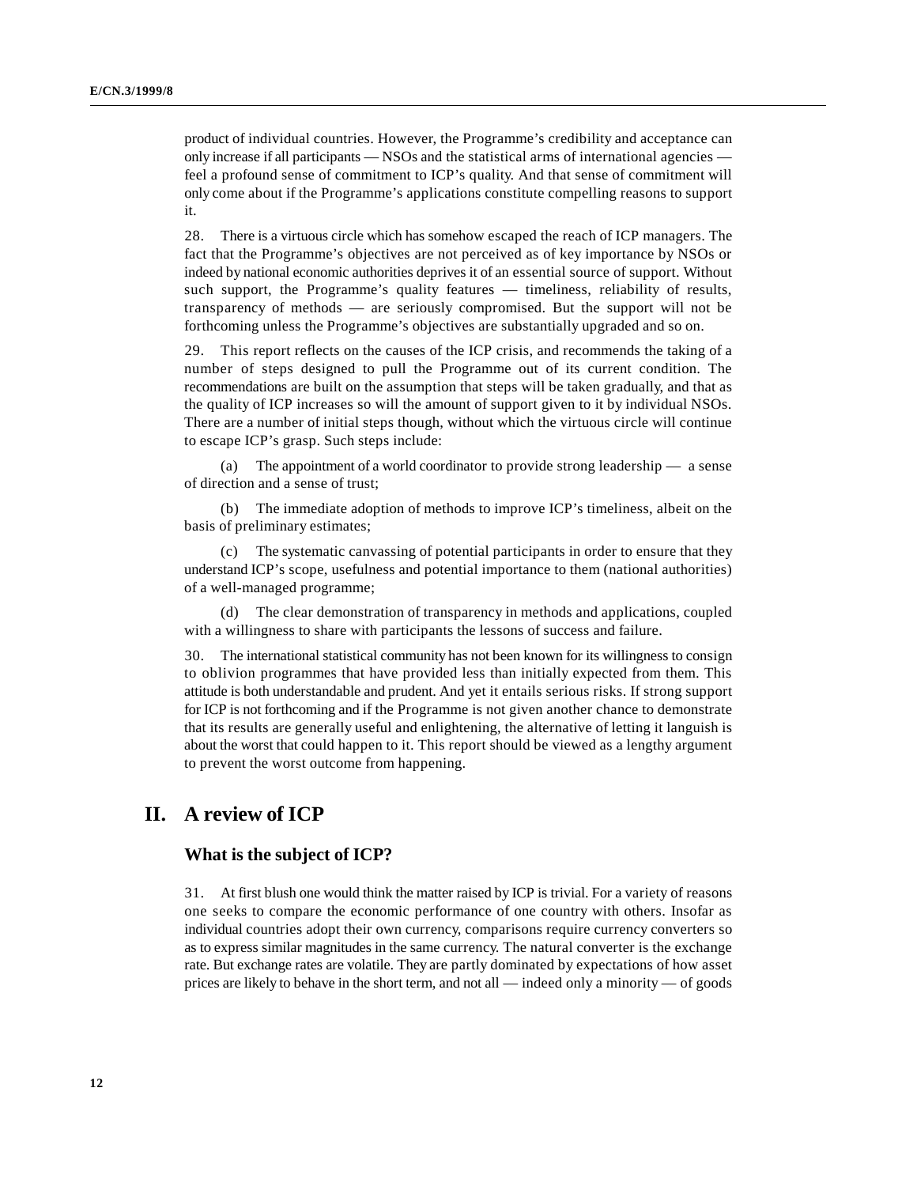product of individual countries. However, the Programme's credibility and acceptance can only increase if all participants — NSOs and the statistical arms of international agencies — feel a profound sense of commitment to ICP's quality. And that sense of commitment will only come about if the Programme's applications constitute compelling reasons to support it.

28. There is a virtuous circle which has somehow escaped the reach of ICP managers. The fact that the Programme's objectives are not perceived as of key importance by NSOs or indeed by national economic authorities deprives it of an essential source of support. Without such support, the Programme's quality features — timeliness, reliability of results, transparency of methods — are seriously compromised. But the support will not be forthcoming unless the Programme's objectives are substantially upgraded and so on.

29. This report reflects on the causes of the ICP crisis, and recommends the taking of a number of steps designed to pull the Programme out of its current condition. The recommendations are built on the assumption that steps will be taken gradually, and that as the quality of ICP increases so will the amount of support given to it by individual NSOs. There are a number of initial steps though, without which the virtuous circle will continue to escape ICP's grasp. Such steps include:

(a) The appointment of a world coordinator to provide strong leadership — a sense of direction and a sense of trust;

(b) The immediate adoption of methods to improve ICP's timeliness, albeit on the basis of preliminary estimates;

(c) The systematic canvassing of potential participants in order to ensure that they understand ICP's scope, usefulness and potential importance to them (national authorities) of a well-managed programme;

(d) The clear demonstration of transparency in methods and applications, coupled with a willingness to share with participants the lessons of success and failure.

30. The international statistical community has not been known for its willingness to consign to oblivion programmes that have provided less than initially expected from them. This attitude is both understandable and prudent. And yet it entails serious risks. If strong support for ICP is not forthcoming and if the Programme is not given another chance to demonstrate that its results are generally useful and enlightening, the alternative of letting it languish is about the worst that could happen to it. This report should be viewed as a lengthy argument to prevent the worst outcome from happening.

# II. A review of ICP

## What is the subject of ICP?

31. At first blush one would think the matter raised by ICP is trivial. For a variety of reasons one seeks to compare the economic performance of one country with others. Insofar as individual countries adopt their own currency, comparisons require currency converters so as to express similar magnitudes in the same currency. The natural converter is the exchange rate. But exchange rates are volatile. They are partly dominated by expectations of how asset prices are likely to behave in the short term, and not all — indeed only a minority — of goods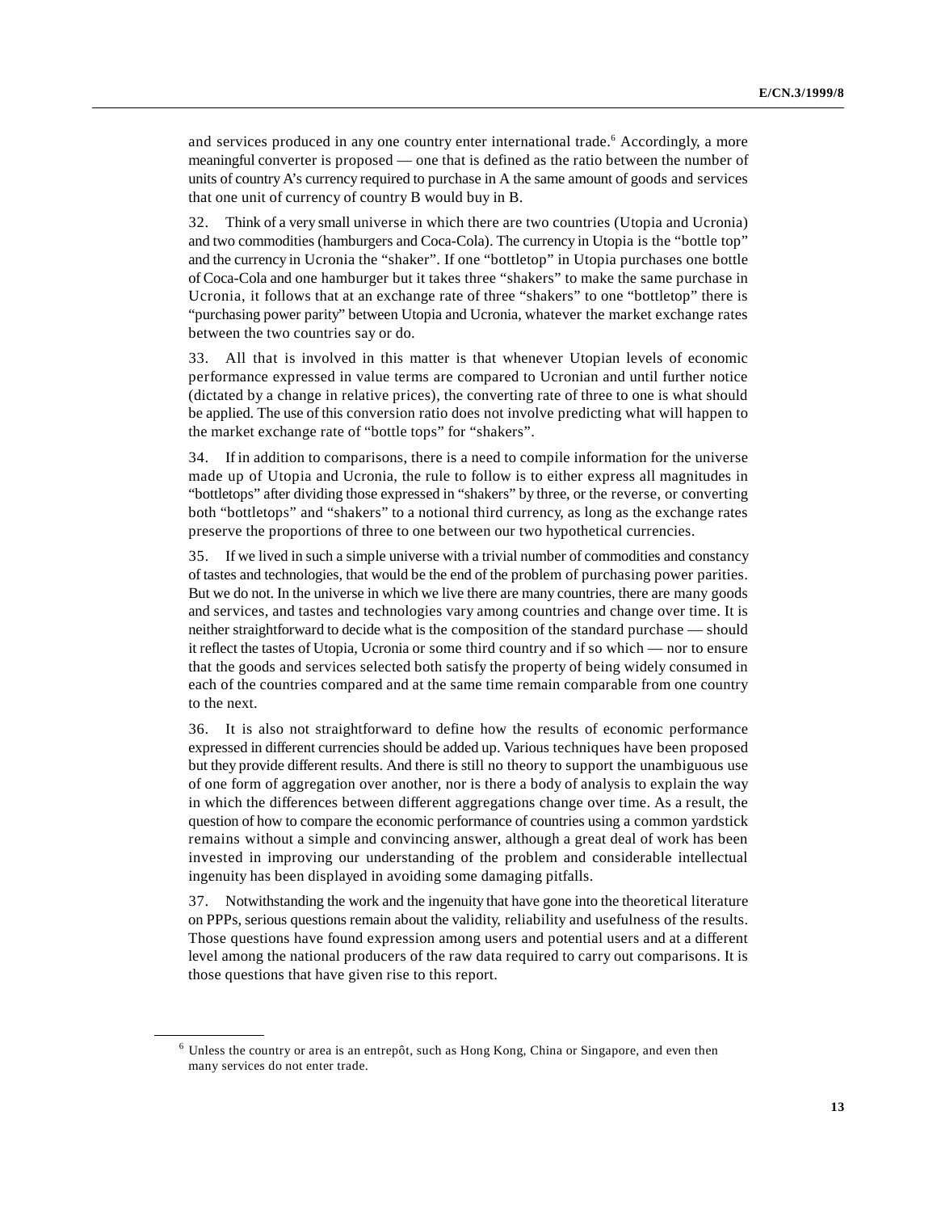and services produced in any one country enter international trade.[6] Accordingly, a more meaningful converter is proposed — one that is defined as the ratio between the number of units of country A's currency required to purchase in A the same amount of goods and services that one unit of currency of country B would buy in B.

32. Think of a very small universe in which there are two countries (Utopia and Ucronia) and two commodities (hamburgers and Coca-Cola). The currency in Utopia is the "bottle top" and the currency in Ucronia the "shaker". If one "bottletop" in Utopia purchases one bottle of Coca-Cola and one hamburger but it takes three "shakers" to make the same purchase in Ucronia, it follows that at an exchange rate of three "shakers" to one "bottletop" there is "purchasing power parity" between Utopia and Ucronia, whatever the market exchange rates between the two countries say or do.

33. All that is involved in this matter is that whenever Utopian levels of economic performance expressed in value terms are compared to Ucronian and until further notice (dictated by a change in relative prices), the converting rate of three to one is what should be applied. The use of this conversion ratio does not involve predicting what will happen to the market exchange rate of "bottle tops" for "shakers".

34. If in addition to comparisons, there is a need to compile information for the universe made up of Utopia and Ucronia, the rule to follow is to either express all magnitudes in "bottletops" after dividing those expressed in "shakers" by three, or the reverse, or converting both "bottletops" and "shakers" to a notional third currency, as long as the exchange rates preserve the proportions of three to one between our two hypothetical currencies.

35. If we lived in such a simple universe with a trivial number of commodities and constancy of tastes and technologies, that would be the end of the problem of purchasing power parities. But we do not. In the universe in which we live there are many countries, there are many goods and services, and tastes and technologies vary among countries and change over time. It is neither straightforward to decide what is the composition of the standard purchase — should it reflect the tastes of Utopia, Ucronia or some third country and if so which — nor to ensure that the goods and services selected both satisfy the property of being widely consumed in each of the countries compared and at the same time remain comparable from one country to the next.

36. It is also not straightforward to define how the results of economic performance expressed in different currencies should be added up. Various techniques have been proposed but they provide different results. And there is still no theory to support the unambiguous use of one form of aggregation over another, nor is there a body of analysis to explain the way in which the differences between different aggregations change over time. As a result, the question of how to compare the economic performance of countries using a common yardstick remains without a simple and convincing answer, although a great deal of work has been invested in improving our understanding of the problem and considerable intellectual ingenuity has been displayed in avoiding some damaging pitfalls.

37. Notwithstanding the work and the ingenuity that have gone into the theoretical literature on PPPs, serious questions remain about the validity, reliability and usefulness of the results. Those questions have found expression among users and potential users and at a different level among the national producers of the raw data required to carry out comparisons. It is those questions that have given rise to this report.

---

[6] Unless the country or area is an entrepôt, such as Hong Kong, China or Singapore, and even then many services do not enter trade.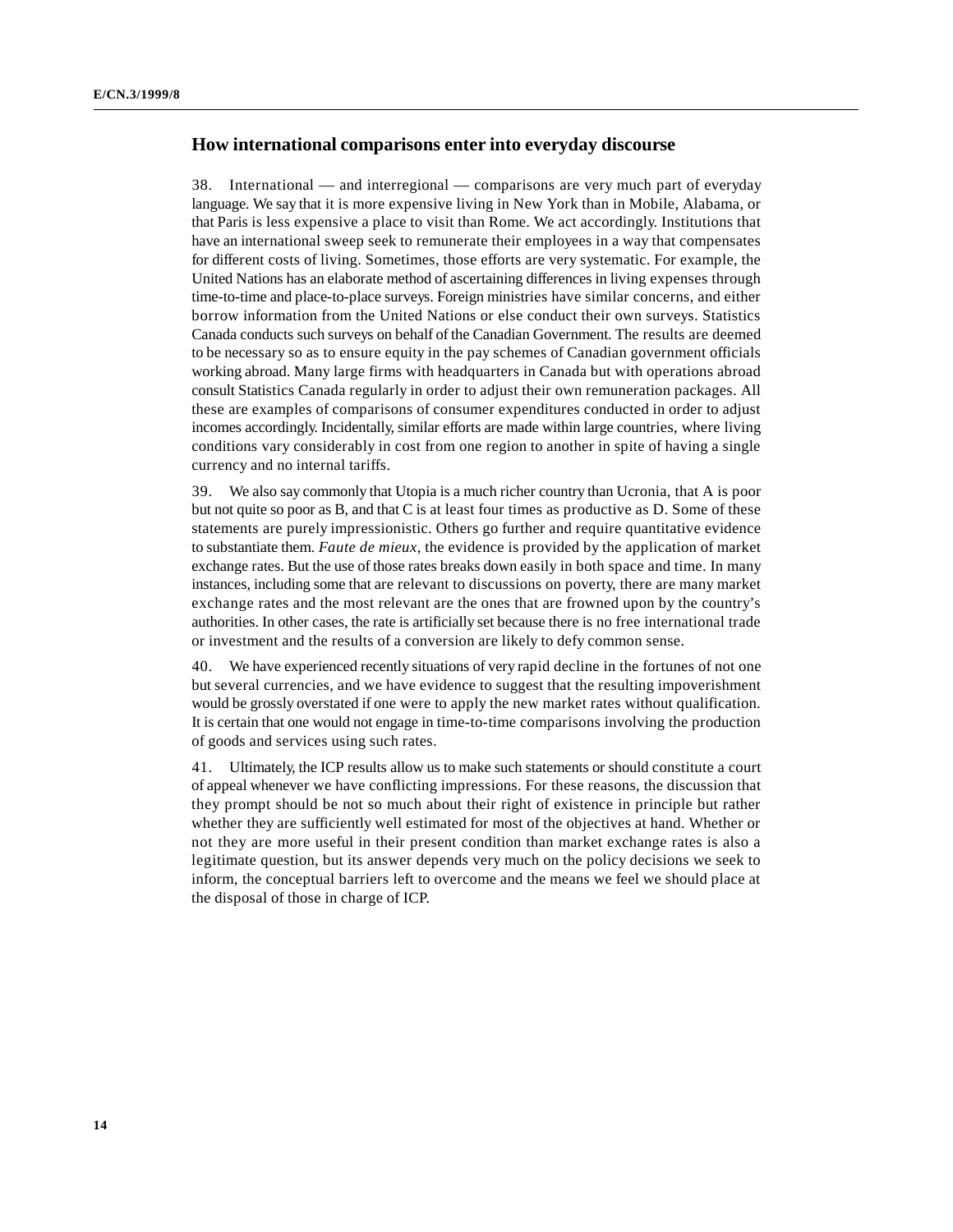## How international comparisons enter into everyday discourse

38. International — and interregional — comparisons are very much part of everyday language. We say that it is more expensive living in New York than in Mobile, Alabama, or that Paris is less expensive a place to visit than Rome. We act accordingly. Institutions that have an international sweep seek to remunerate their employees in a way that compensates for different costs of living. Sometimes, those efforts are very systematic. For example, the United Nations has an elaborate method of ascertaining differences in living expenses through time-to-time and place-to-place surveys. Foreign ministries have similar concerns, and either borrow information from the United Nations or else conduct their own surveys. Statistics Canada conducts such surveys on behalf of the Canadian Government. The results are deemed to be necessary so as to ensure equity in the pay schemes of Canadian government officials working abroad. Many large firms with headquarters in Canada but with operations abroad consult Statistics Canada regularly in order to adjust their own remuneration packages. All these are examples of comparisons of consumer expenditures conducted in order to adjust incomes accordingly. Incidentally, similar efforts are made within large countries, where living conditions vary considerably in cost from one region to another in spite of having a single currency and no internal tariffs.

39. We also say commonly that Utopia is a much richer country than Ucronia, that A is poor but not quite so poor as B, and that C is at least four times as productive as D. Some of these statements are purely impressionistic. Others go further and require quantitative evidence to substantiate them. *Faute de mieux*, the evidence is provided by the application of market exchange rates. But the use of those rates breaks down easily in both space and time. In many instances, including some that are relevant to discussions on poverty, there are many market exchange rates and the most relevant are the ones that are frowned upon by the country's authorities. In other cases, the rate is artificially set because there is no free international trade or investment and the results of a conversion are likely to defy common sense.

40. We have experienced recently situations of very rapid decline in the fortunes of not one but several currencies, and we have evidence to suggest that the resulting impoverishment would be grossly overstated if one were to apply the new market rates without qualification. It is certain that one would not engage in time-to-time comparisons involving the production of goods and services using such rates.

41. Ultimately, the ICP results allow us to make such statements or should constitute a court of appeal whenever we have conflicting impressions. For these reasons, the discussion that they prompt should be not so much about their right of existence in principle but rather whether they are sufficiently well estimated for most of the objectives at hand. Whether or not they are more useful in their present condition than market exchange rates is also a legitimate question, but its answer depends very much on the policy decisions we seek to inform, the conceptual barriers left to overcome and the means we feel we should place at the disposal of those in charge of ICP.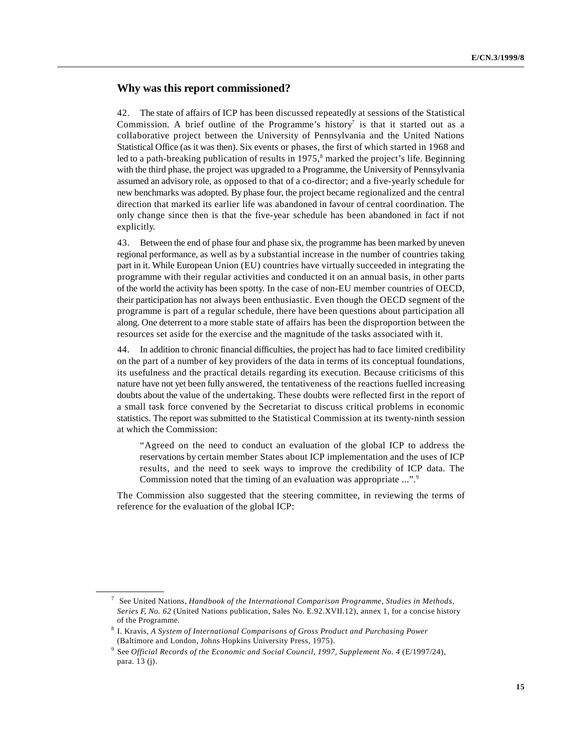## Why was this report commissioned?

42. The state of affairs of ICP has been discussed repeatedly at sessions of the Statistical Commission. A brief outline of the Programme's history[7] is that it started out as a collaborative project between the University of Pennsylvania and the United Nations Statistical Office (as it was then). Six events or phases, the first of which started in 1968 and led to a path-breaking publication of results in 1975,[8] marked the project's life. Beginning with the third phase, the project was upgraded to a Programme, the University of Pennsylvania assumed an advisory role, as opposed to that of a co-director; and a five-yearly schedule for new benchmarks was adopted. By phase four, the project became regionalized and the central direction that marked its earlier life was abandoned in favour of central coordination. The only change since then is that the five-year schedule has been abandoned in fact if not explicitly.

43. Between the end of phase four and phase six, the programme has been marked by uneven regional performance, as well as by a substantial increase in the number of countries taking part in it. While European Union (EU) countries have virtually succeeded in integrating the programme with their regular activities and conducted it on an annual basis, in other parts of the world the activity has been spotty. In the case of non-EU member countries of OECD, their participation has not always been enthusiastic. Even though the OECD segment of the programme is part of a regular schedule, there have been questions about participation all along. One deterrent to a more stable state of affairs has been the disproportion between the resources set aside for the exercise and the magnitude of the tasks associated with it.

44. In addition to chronic financial difficulties, the project has had to face limited credibility on the part of a number of key providers of the data in terms of its conceptual foundations, its usefulness and the practical details regarding its execution. Because criticisms of this nature have not yet been fully answered, the tentativeness of the reactions fuelled increasing doubts about the value of the undertaking. These doubts were reflected first in the report of a small task force convened by the Secretariat to discuss critical problems in economic statistics. The report was submitted to the Statistical Commission at its twenty-ninth session at which the Commission:

> "Agreed on the need to conduct an evaluation of the global ICP to address the reservations by certain member States about ICP implementation and the uses of ICP results, and the need to seek ways to improve the credibility of ICP data. The Commission noted that the timing of an evaluation was appropriate ...".[9]

The Commission also suggested that the steering committee, in reviewing the terms of reference for the evaluation of the global ICP:

---

[7] See United Nations, *Handbook of the International Comparison Programme, Studies in Methods, Series F, No. 62* (United Nations publication, Sales No. E.92.XVII.12), annex 1, for a concise history of the Programme.

[8] I. Kravis, *A System of International Comparisons of Gross Product and Purchasing Power* (Baltimore and London, Johns Hopkins University Press, 1975).

[9] See *Official Records of the Economic and Social Council, 1997, Supplement No. 4* (E/1997/24), para. 13 (j).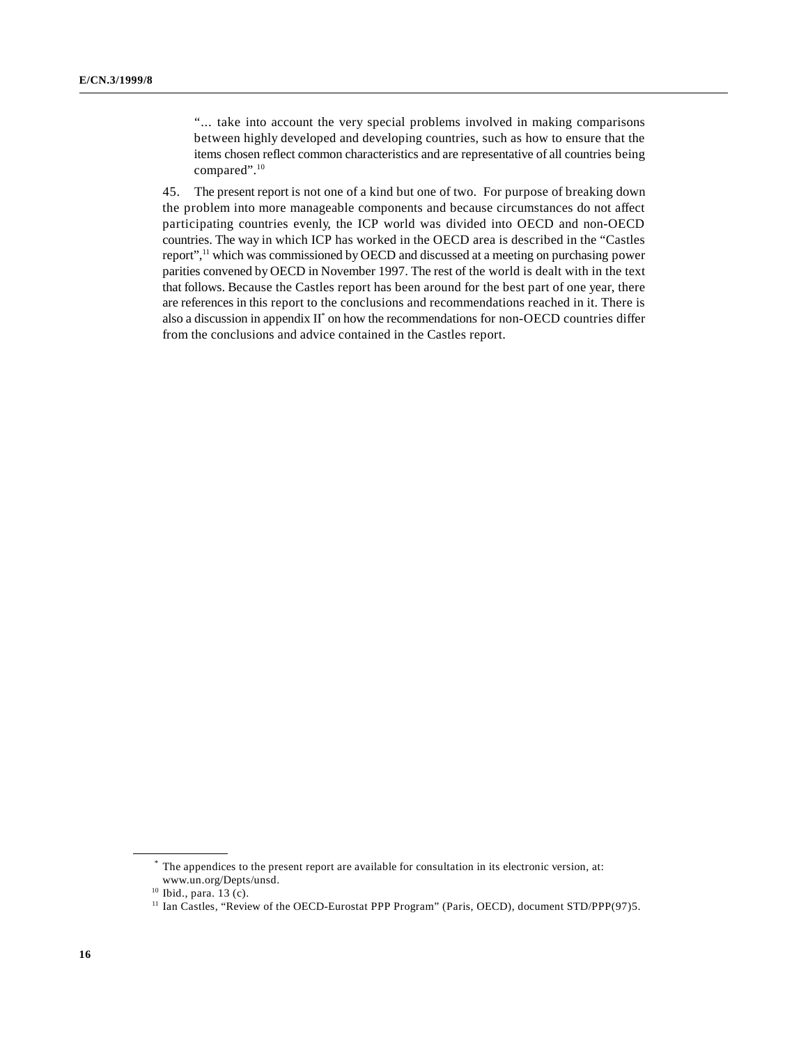> "... take into account the very special problems involved in making comparisons between highly developed and developing countries, such as how to ensure that the items chosen reflect common characteristics and are representative of all countries being compared".[10]

45. The present report is not one of a kind but one of two. For purpose of breaking down the problem into more manageable components and because circumstances do not affect participating countries evenly, the ICP world was divided into OECD and non-OECD countries. The way in which ICP has worked in the OECD area is described in the "Castles report",[11] which was commissioned by OECD and discussed at a meeting on purchasing power parities convened by OECD in November 1997. The rest of the world is dealt with in the text that follows. Because the Castles report has been around for the best part of one year, there are references in this report to the conclusions and recommendations reached in it. There is also a discussion in appendix II[*] on how the recommendations for non-OECD countries differ from the conclusions and advice contained in the Castles report.

---

[*] The appendices to the present report are available for consultation in its electronic version, at: www.un.org/Depts/unsd.

[10] Ibid., para. 13 (c).

[11] Ian Castles, "Review of the OECD-Eurostat PPP Program" (Paris, OECD), document STD/PPP(97)5.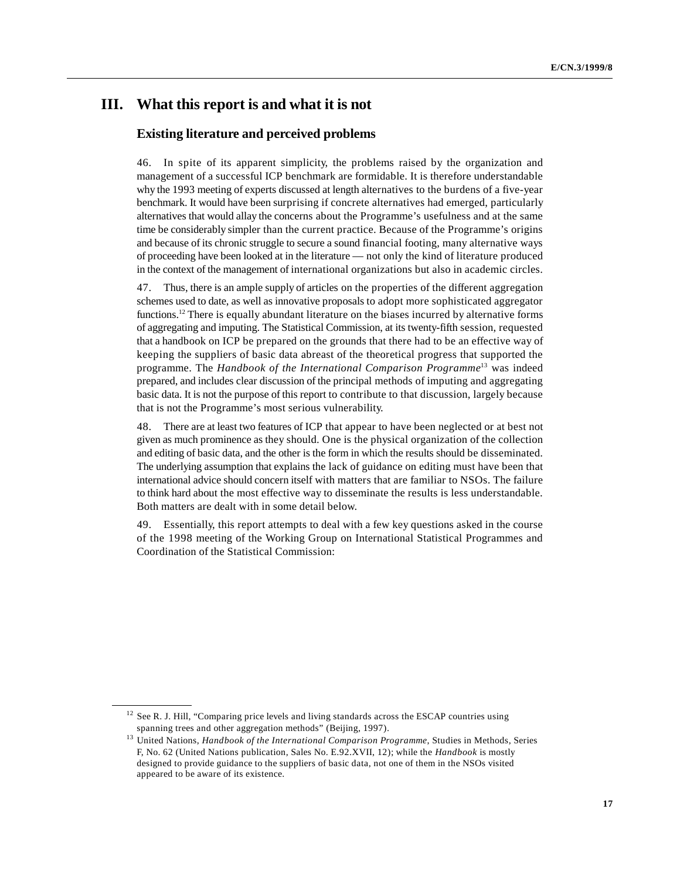# III. What this report is and what it is not

## Existing literature and perceived problems

46. In spite of its apparent simplicity, the problems raised by the organization and management of a successful ICP benchmark are formidable. It is therefore understandable why the 1993 meeting of experts discussed at length alternatives to the burdens of a five-year benchmark. It would have been surprising if concrete alternatives had emerged, particularly alternatives that would allay the concerns about the Programme's usefulness and at the same time be considerably simpler than the current practice. Because of the Programme's origins and because of its chronic struggle to secure a sound financial footing, many alternative ways of proceeding have been looked at in the literature — not only the kind of literature produced in the context of the management of international organizations but also in academic circles.

47. Thus, there is an ample supply of articles on the properties of the different aggregation schemes used to date, as well as innovative proposals to adopt more sophisticated aggregator functions.[12] There is equally abundant literature on the biases incurred by alternative forms of aggregating and imputing. The Statistical Commission, at its twenty-fifth session, requested that a handbook on ICP be prepared on the grounds that there had to be an effective way of keeping the suppliers of basic data abreast of the theoretical progress that supported the programme. The *Handbook of the International Comparison Programme*[13] was indeed prepared, and includes clear discussion of the principal methods of imputing and aggregating basic data. It is not the purpose of this report to contribute to that discussion, largely because that is not the Programme's most serious vulnerability.

48. There are at least two features of ICP that appear to have been neglected or at best not given as much prominence as they should. One is the physical organization of the collection and editing of basic data, and the other is the form in which the results should be disseminated. The underlying assumption that explains the lack of guidance on editing must have been that international advice should concern itself with matters that are familiar to NSOs. The failure to think hard about the most effective way to disseminate the results is less understandable. Both matters are dealt with in some detail below.

49. Essentially, this report attempts to deal with a few key questions asked in the course of the 1998 meeting of the Working Group on International Statistical Programmes and Coordination of the Statistical Commission:

---

[12] See R. J. Hill, "Comparing price levels and living standards across the ESCAP countries using spanning trees and other aggregation methods" (Beijing, 1997).

[13] United Nations, *Handbook of the International Comparison Programme*, Studies in Methods, Series F, No. 62 (United Nations publication, Sales No. E.92.XVII, 12); while the *Handbook* is mostly designed to provide guidance to the suppliers of basic data, not one of them in the NSOs visited appeared to be aware of its existence.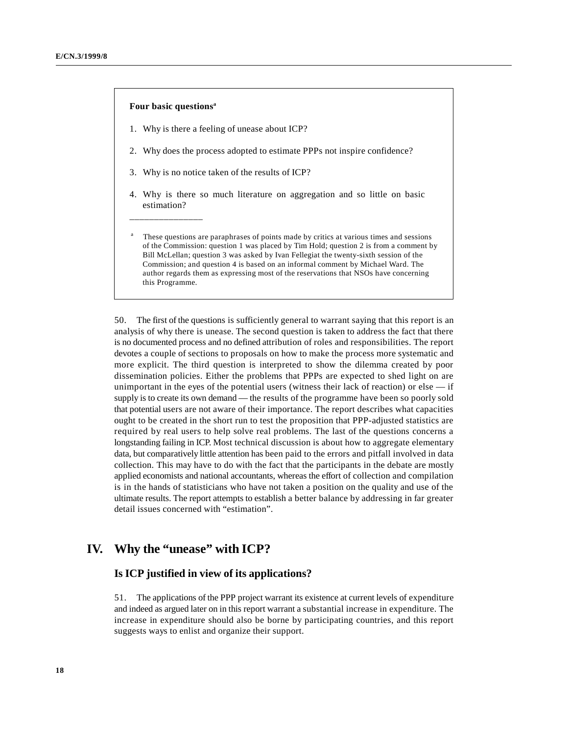**Four basic questions**[a]

1. Why is there a feeling of unease about ICP?
2. Why does the process adopted to estimate PPPs not inspire confidence?
3. Why is no notice taken of the results of ICP?
4. Why is there so much literature on aggregation and so little on basic estimation?

---

[a] These questions are paraphrases of points made by critics at various times and sessions of the Commission: question 1 was placed by Tim Hold; question 2 is from a comment by Bill McLellan; question 3 was asked by Ivan Fellegiat the twenty-sixth session of the Commission; and question 4 is based on an informal comment by Michael Ward. The author regards them as expressing most of the reservations that NSOs have concerning this Programme.

50. The first of the questions is sufficiently general to warrant saying that this report is an analysis of why there is unease. The second question is taken to address the fact that there is no documented process and no defined attribution of roles and responsibilities. The report devotes a couple of sections to proposals on how to make the process more systematic and more explicit. The third question is interpreted to show the dilemma created by poor dissemination policies. Either the problems that PPPs are expected to shed light on are unimportant in the eyes of the potential users (witness their lack of reaction) or else — if supply is to create its own demand — the results of the programme have been so poorly sold that potential users are not aware of their importance. The report describes what capacities ought to be created in the short run to test the proposition that PPP-adjusted statistics are required by real users to help solve real problems. The last of the questions concerns a longstanding failing in ICP. Most technical discussion is about how to aggregate elementary data, but comparatively little attention has been paid to the errors and pitfall involved in data collection. This may have to do with the fact that the participants in the debate are mostly applied economists and national accountants, whereas the effort of collection and compilation is in the hands of statisticians who have not taken a position on the quality and use of the ultimate results. The report attempts to establish a better balance by addressing in far greater detail issues concerned with "estimation".

# IV. Why the "unease" with ICP?

## Is ICP justified in view of its applications?

51. The applications of the PPP project warrant its existence at current levels of expenditure and indeed as argued later on in this report warrant a substantial increase in expenditure. The increase in expenditure should also be borne by participating countries, and this report suggests ways to enlist and organize their support.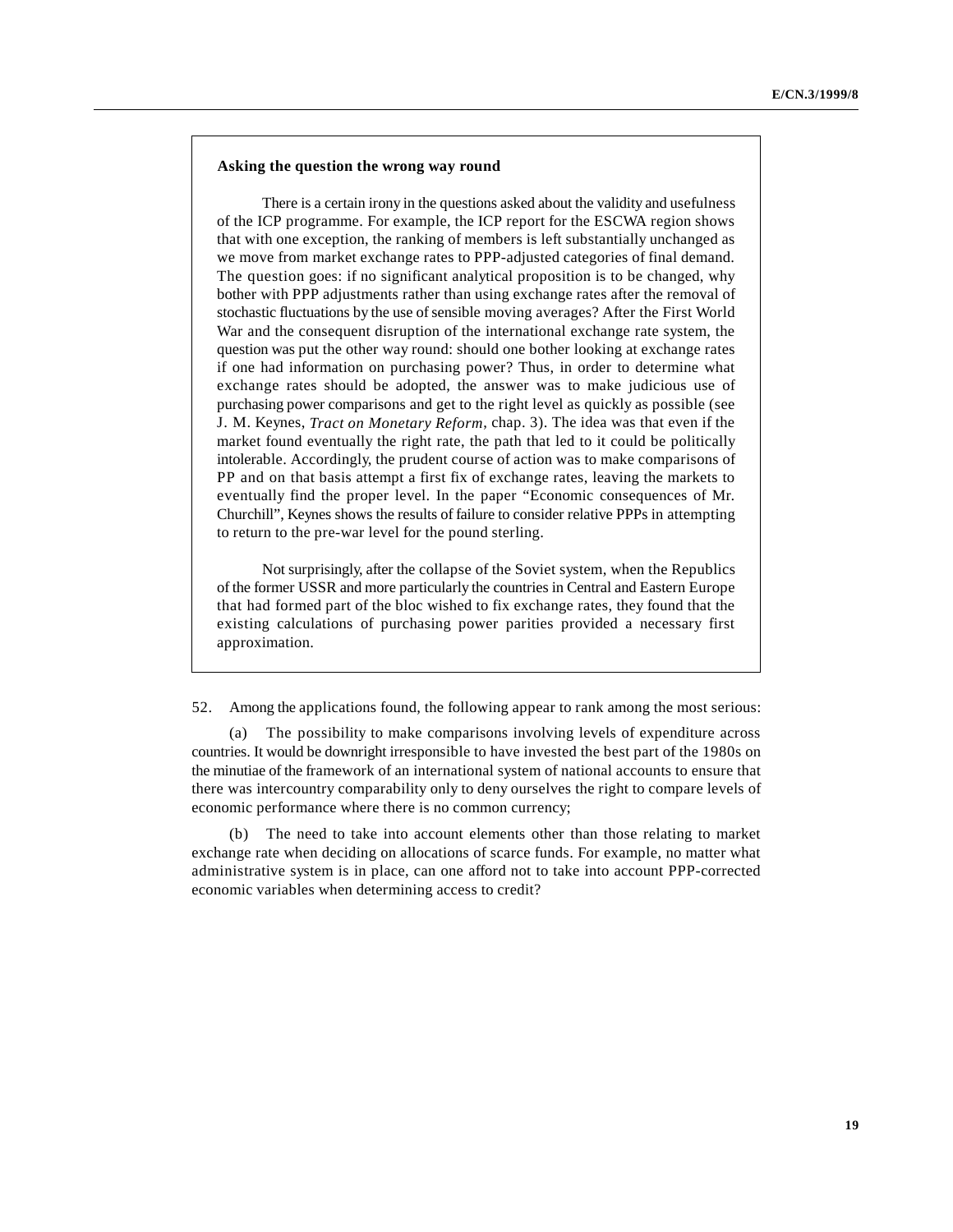**Asking the question the wrong way round**

There is a certain irony in the questions asked about the validity and usefulness of the ICP programme. For example, the ICP report for the ESCWA region shows that with one exception, the ranking of members is left substantially unchanged as we move from market exchange rates to PPP-adjusted categories of final demand. The question goes: if no significant analytical proposition is to be changed, why bother with PPP adjustments rather than using exchange rates after the removal of stochastic fluctuations by the use of sensible moving averages? After the First World War and the consequent disruption of the international exchange rate system, the question was put the other way round: should one bother looking at exchange rates if one had information on purchasing power? Thus, in order to determine what exchange rates should be adopted, the answer was to make judicious use of purchasing power comparisons and get to the right level as quickly as possible (see J. M. Keynes, *Tract on Monetary Reform*, chap. 3). The idea was that even if the market found eventually the right rate, the path that led to it could be politically intolerable. Accordingly, the prudent course of action was to make comparisons of PP and on that basis attempt a first fix of exchange rates, leaving the markets to eventually find the proper level. In the paper "Economic consequences of Mr. Churchill", Keynes shows the results of failure to consider relative PPPs in attempting to return to the pre-war level for the pound sterling.

Not surprisingly, after the collapse of the Soviet system, when the Republics of the former USSR and more particularly the countries in Central and Eastern Europe that had formed part of the bloc wished to fix exchange rates, they found that the existing calculations of purchasing power parities provided a necessary first approximation.

52. Among the applications found, the following appear to rank among the most serious:

(a) The possibility to make comparisons involving levels of expenditure across countries. It would be downright irresponsible to have invested the best part of the 1980s on the minutiae of the framework of an international system of national accounts to ensure that there was intercountry comparability only to deny ourselves the right to compare levels of economic performance where there is no common currency;

(b) The need to take into account elements other than those relating to market exchange rate when deciding on allocations of scarce funds. For example, no matter what administrative system is in place, can one afford not to take into account PPP-corrected economic variables when determining access to credit?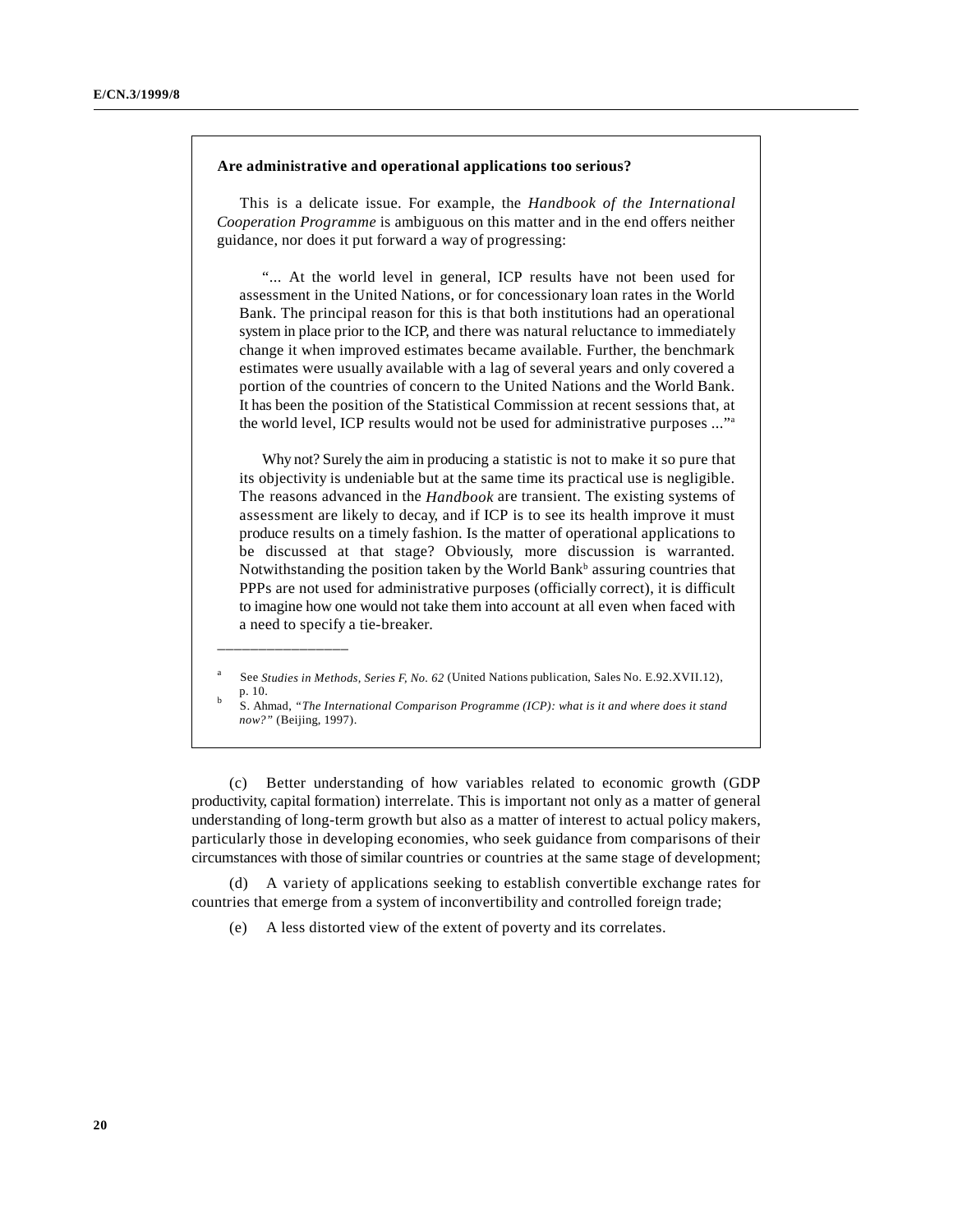**Are administrative and operational applications too serious?**

This is a delicate issue. For example, the *Handbook of the International Cooperation Programme* is ambiguous on this matter and in the end offers neither guidance, nor does it put forward a way of progressing:

> "... At the world level in general, ICP results have not been used for assessment in the United Nations, or for concessionary loan rates in the World Bank. The principal reason for this is that both institutions had an operational system in place prior to the ICP, and there was natural reluctance to immediately change it when improved estimates became available. Further, the benchmark estimates were usually available with a lag of several years and only covered a portion of the countries of concern to the United Nations and the World Bank. It has been the position of the Statistical Commission at recent sessions that, at the world level, ICP results would not be used for administrative purposes ..."[a]
>
> Why not? Surely the aim in producing a statistic is not to make it so pure that its objectivity is undeniable but at the same time its practical use is negligible. The reasons advanced in the *Handbook* are transient. The existing systems of assessment are likely to decay, and if ICP is to see its health improve it must produce results on a timely fashion. Is the matter of operational applications to be discussed at that stage? Obviously, more discussion is warranted. Notwithstanding the position taken by the World Bank[b] assuring countries that PPPs are not used for administrative purposes (officially correct), it is difficult to imagine how one would not take them into account at all even when faced with a need to specify a tie-breaker.

---

[a] See *Studies in Methods, Series F, No. 62* (United Nations publication, Sales No. E.92.XVII.12), p. 10.

[b] S. Ahmad, *"The International Comparison Programme (ICP): what is it and where does it stand now?"* (Beijing, 1997).

(c) Better understanding of how variables related to economic growth (GDP productivity, capital formation) interrelate. This is important not only as a matter of general understanding of long-term growth but also as a matter of interest to actual policy makers, particularly those in developing economies, who seek guidance from comparisons of their circumstances with those of similar countries or countries at the same stage of development;

(d) A variety of applications seeking to establish convertible exchange rates for countries that emerge from a system of inconvertibility and controlled foreign trade;

(e) A less distorted view of the extent of poverty and its correlates.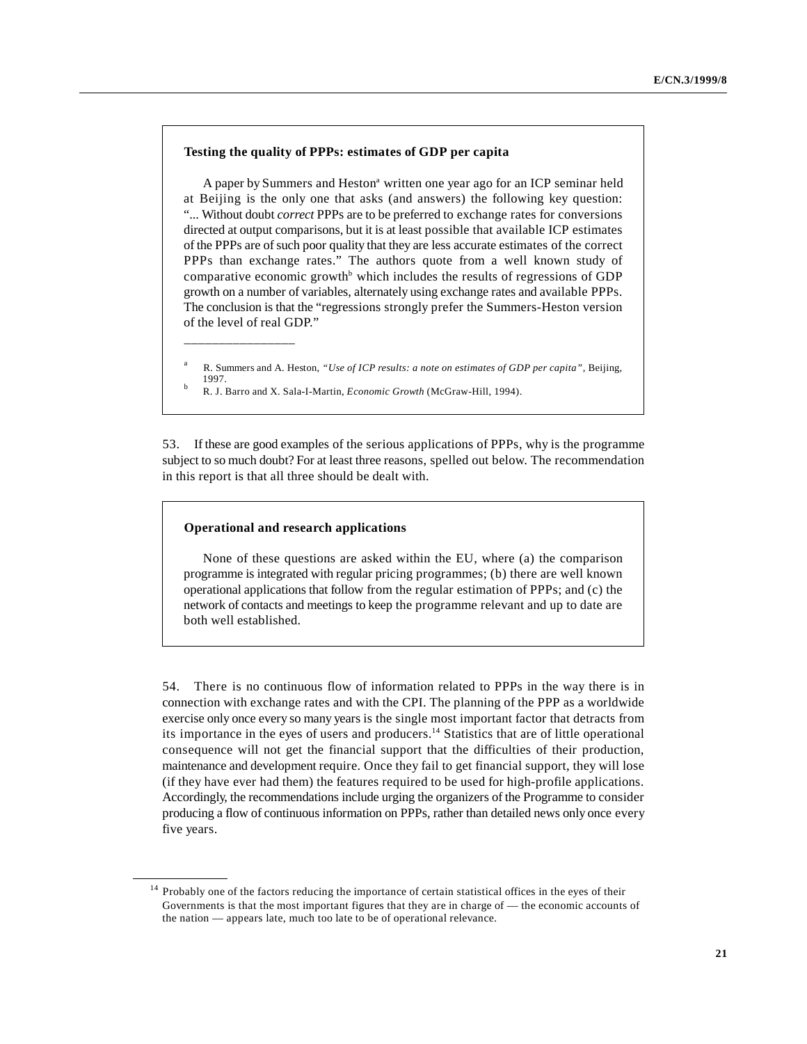**Testing the quality of PPPs: estimates of GDP per capita**

A paper by Summers and Heston[a] written one year ago for an ICP seminar held at Beijing is the only one that asks (and answers) the following key question: "... Without doubt *correct* PPPs are to be preferred to exchange rates for conversions directed at output comparisons, but it is at least possible that available ICP estimates of the PPPs are of such poor quality that they are less accurate estimates of the correct PPPs than exchange rates." The authors quote from a well known study of comparative economic growth[b] which includes the results of regressions of GDP growth on a number of variables, alternately using exchange rates and available PPPs. The conclusion is that the "regressions strongly prefer the Summers-Heston version of the level of real GDP."

[a] R. Summers and A. Heston, *"Use of ICP results: a note on estimates of GDP per capita"*, Beijing, 1997.

[b] R. J. Barro and X. Sala-I-Martin, *Economic Growth* (McGraw-Hill, 1994).

53. If these are good examples of the serious applications of PPPs, why is the programme subject to so much doubt? For at least three reasons, spelled out below. The recommendation in this report is that all three should be dealt with.

**Operational and research applications**

None of these questions are asked within the EU, where (a) the comparison programme is integrated with regular pricing programmes; (b) there are well known operational applications that follow from the regular estimation of PPPs; and (c) the network of contacts and meetings to keep the programme relevant and up to date are both well established.

54. There is no continuous flow of information related to PPPs in the way there is in connection with exchange rates and with the CPI. The planning of the PPP as a worldwide exercise only once every so many years is the single most important factor that detracts from its importance in the eyes of users and producers.[14] Statistics that are of little operational consequence will not get the financial support that the difficulties of their production, maintenance and development require. Once they fail to get financial support, they will lose (if they have ever had them) the features required to be used for high-profile applications. Accordingly, the recommendations include urging the organizers of the Programme to consider producing a flow of continuous information on PPPs, rather than detailed news only once every five years.

[14] Probably one of the factors reducing the importance of certain statistical offices in the eyes of their Governments is that the most important figures that they are in charge of — the economic accounts of the nation — appears late, much too late to be of operational relevance.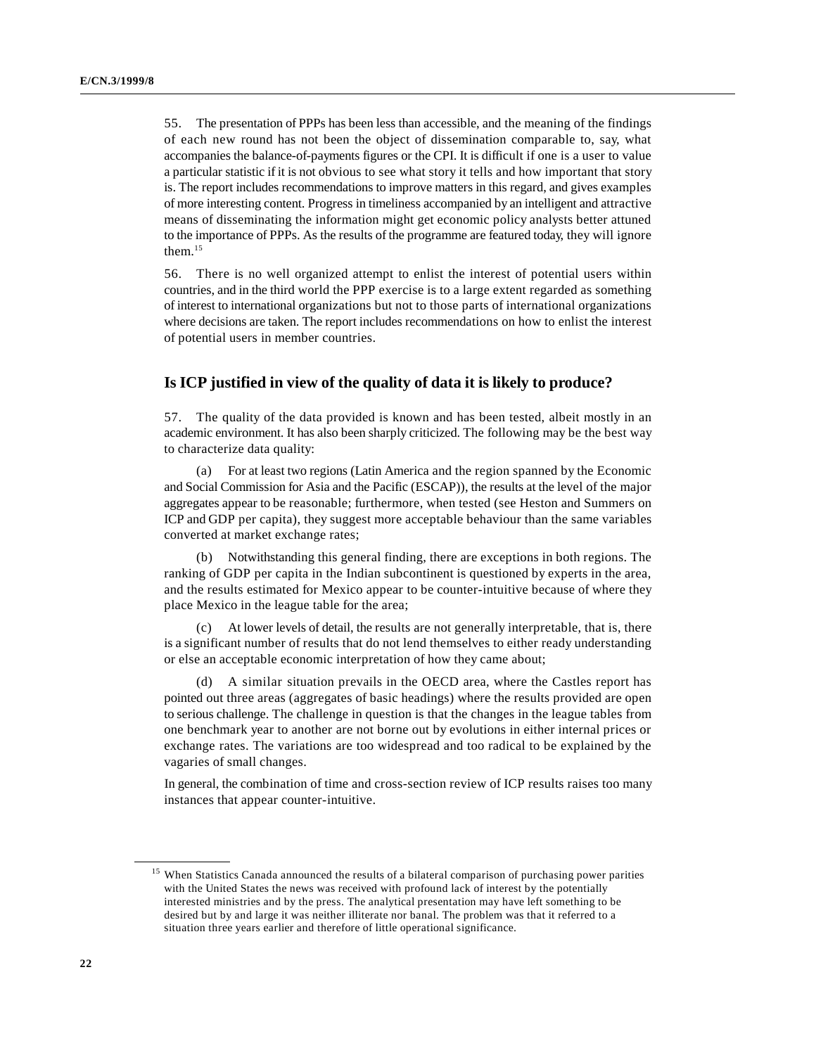55. The presentation of PPPs has been less than accessible, and the meaning of the findings of each new round has not been the object of dissemination comparable to, say, what accompanies the balance-of-payments figures or the CPI. It is difficult if one is a user to value a particular statistic if it is not obvious to see what story it tells and how important that story is. The report includes recommendations to improve matters in this regard, and gives examples of more interesting content. Progress in timeliness accompanied by an intelligent and attractive means of disseminating the information might get economic policy analysts better attuned to the importance of PPPs. As the results of the programme are featured today, they will ignore them.[15]

56. There is no well organized attempt to enlist the interest of potential users within countries, and in the third world the PPP exercise is to a large extent regarded as something of interest to international organizations but not to those parts of international organizations where decisions are taken. The report includes recommendations on how to enlist the interest of potential users in member countries.

## Is ICP justified in view of the quality of data it is likely to produce?

57. The quality of the data provided is known and has been tested, albeit mostly in an academic environment. It has also been sharply criticized. The following may be the best way to characterize data quality:

(a) For at least two regions (Latin America and the region spanned by the Economic and Social Commission for Asia and the Pacific (ESCAP)), the results at the level of the major aggregates appear to be reasonable; furthermore, when tested (see Heston and Summers on ICP and GDP per capita), they suggest more acceptable behaviour than the same variables converted at market exchange rates;

(b) Notwithstanding this general finding, there are exceptions in both regions. The ranking of GDP per capita in the Indian subcontinent is questioned by experts in the area, and the results estimated for Mexico appear to be counter-intuitive because of where they place Mexico in the league table for the area;

(c) At lower levels of detail, the results are not generally interpretable, that is, there is a significant number of results that do not lend themselves to either ready understanding or else an acceptable economic interpretation of how they came about;

(d) A similar situation prevails in the OECD area, where the Castles report has pointed out three areas (aggregates of basic headings) where the results provided are open to serious challenge. The challenge in question is that the changes in the league tables from one benchmark year to another are not borne out by evolutions in either internal prices or exchange rates. The variations are too widespread and too radical to be explained by the vagaries of small changes.

In general, the combination of time and cross-section review of ICP results raises too many instances that appear counter-intuitive.

---

[15] When Statistics Canada announced the results of a bilateral comparison of purchasing power parities with the United States the news was received with profound lack of interest by the potentially interested ministries and by the press. The analytical presentation may have left something to be desired but by and large it was neither illiterate nor banal. The problem was that it referred to a situation three years earlier and therefore of little operational significance.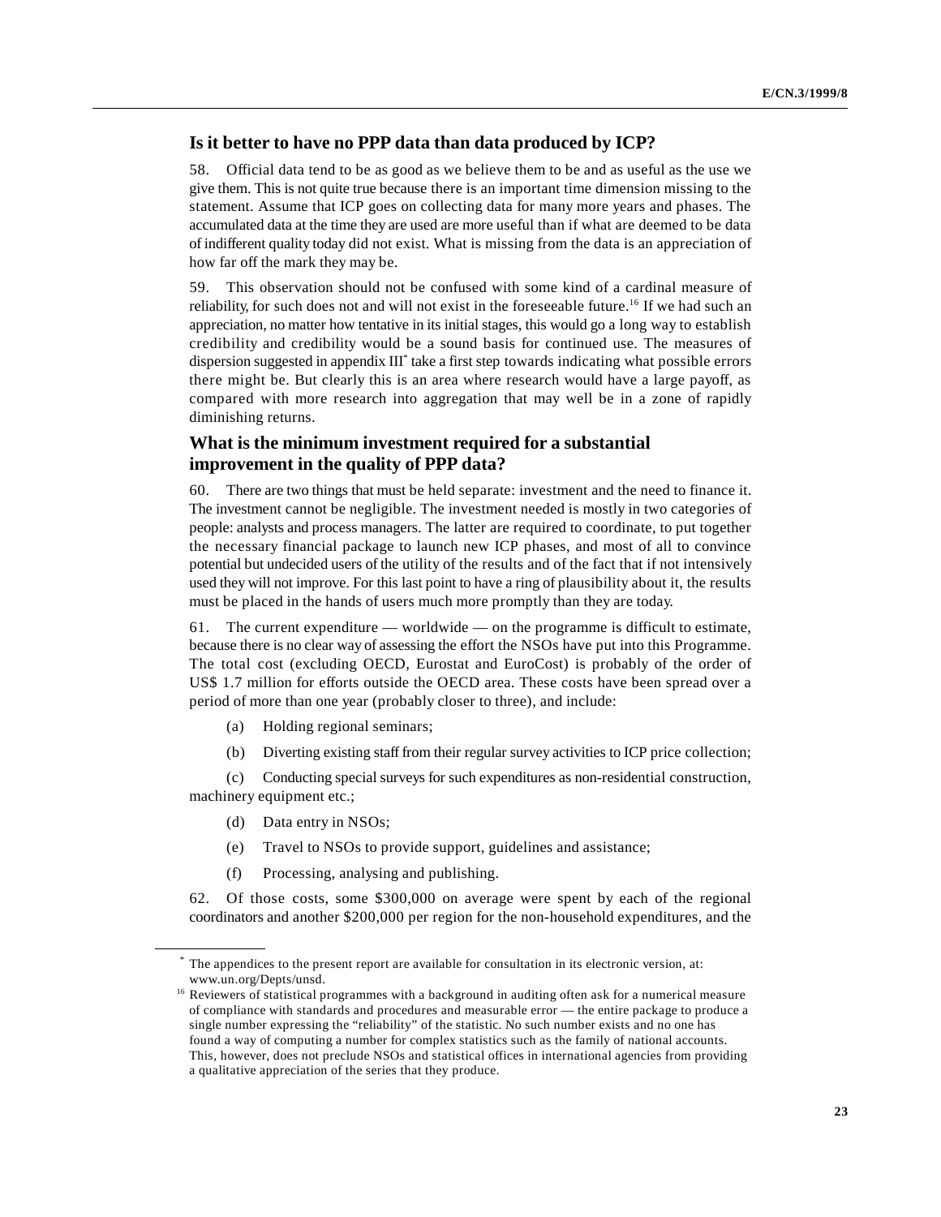## Is it better to have no PPP data than data produced by ICP?

58. Official data tend to be as good as we believe them to be and as useful as the use we give them. This is not quite true because there is an important time dimension missing to the statement. Assume that ICP goes on collecting data for many more years and phases. The accumulated data at the time they are used are more useful than if what are deemed to be data of indifferent quality today did not exist. What is missing from the data is an appreciation of how far off the mark they may be.

59. This observation should not be confused with some kind of a cardinal measure of reliability, for such does not and will not exist in the foreseeable future.[16] If we had such an appreciation, no matter how tentative in its initial stages, this would go a long way to establish credibility and credibility would be a sound basis for continued use. The measures of dispersion suggested in appendix III[*] take a first step towards indicating what possible errors there might be. But clearly this is an area where research would have a large payoff, as compared with more research into aggregation that may well be in a zone of rapidly diminishing returns.

## What is the minimum investment required for a substantial improvement in the quality of PPP data?

60. There are two things that must be held separate: investment and the need to finance it. The investment cannot be negligible. The investment needed is mostly in two categories of people: analysts and process managers. The latter are required to coordinate, to put together the necessary financial package to launch new ICP phases, and most of all to convince potential but undecided users of the utility of the results and of the fact that if not intensively used they will not improve. For this last point to have a ring of plausibility about it, the results must be placed in the hands of users much more promptly than they are today.

61. The current expenditure — worldwide — on the programme is difficult to estimate, because there is no clear way of assessing the effort the NSOs have put into this Programme. The total cost (excluding OECD, Eurostat and EuroCost) is probably of the order of US$ 1.7 million for efforts outside the OECD area. These costs have been spread over a period of more than one year (probably closer to three), and include:

(a) Holding regional seminars;

(b) Diverting existing staff from their regular survey activities to ICP price collection;

(c) Conducting special surveys for such expenditures as non-residential construction, machinery equipment etc.;

(d) Data entry in NSOs;

(e) Travel to NSOs to provide support, guidelines and assistance;

(f) Processing, analysing and publishing.

62. Of those costs, some $300,000 on average were spent by each of the regional coordinators and another $200,000 per region for the non-household expenditures, and the

---

[*] The appendices to the present report are available for consultation in its electronic version, at: www.un.org/Depts/unsd.

[16] Reviewers of statistical programmes with a background in auditing often ask for a numerical measure of compliance with standards and procedures and measurable error — the entire package to produce a single number expressing the "reliability" of the statistic. No such number exists and no one has found a way of computing a number for complex statistics such as the family of national accounts. This, however, does not preclude NSOs and statistical offices in international agencies from providing a qualitative appreciation of the series that they produce.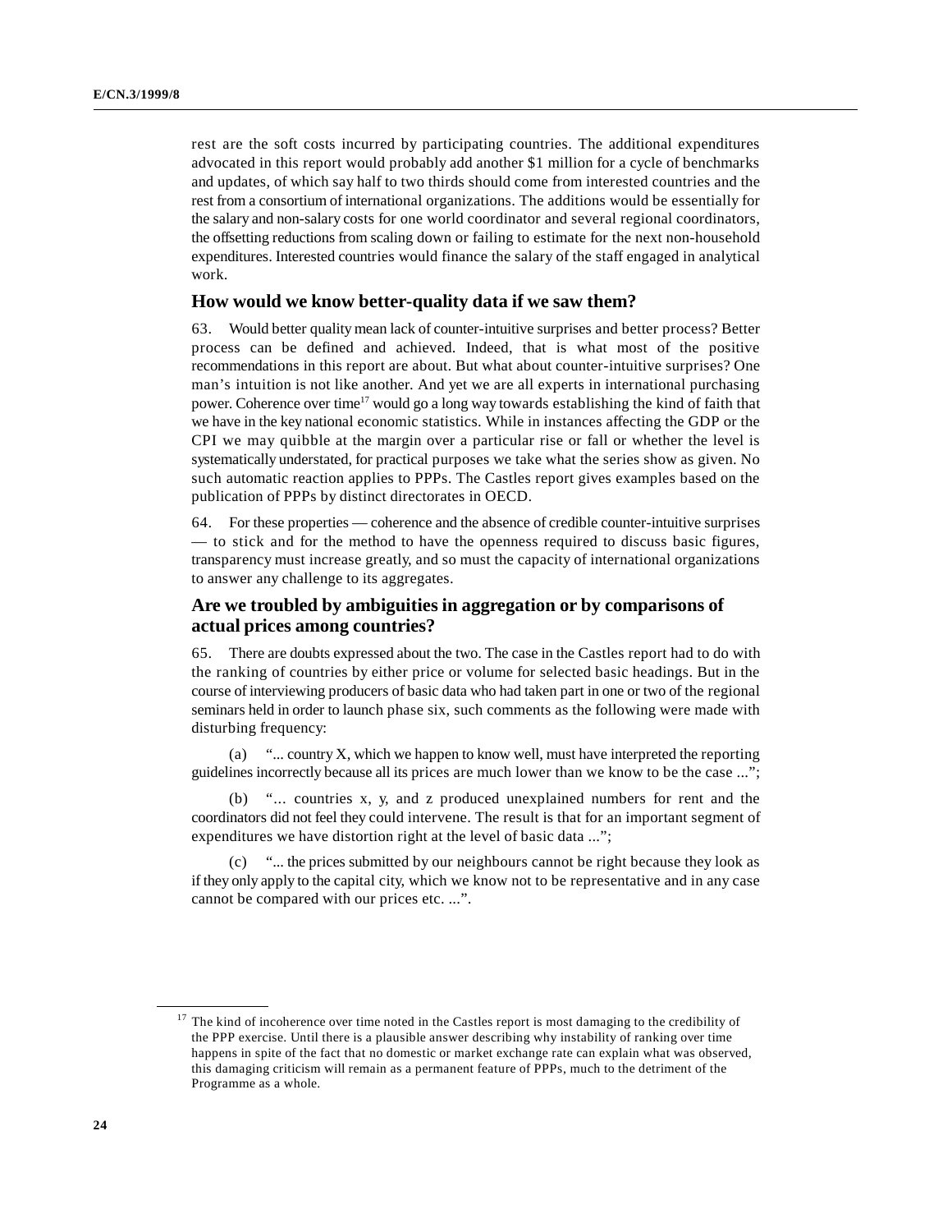rest are the soft costs incurred by participating countries. The additional expenditures advocated in this report would probably add another $1 million for a cycle of benchmarks and updates, of which say half to two thirds should come from interested countries and the rest from a consortium of international organizations. The additions would be essentially for the salary and non-salary costs for one world coordinator and several regional coordinators, the offsetting reductions from scaling down or failing to estimate for the next non-household expenditures. Interested countries would finance the salary of the staff engaged in analytical work.

### How would we know better-quality data if we saw them?

63. Would better quality mean lack of counter-intuitive surprises and better process? Better process can be defined and achieved. Indeed, that is what most of the positive recommendations in this report are about. But what about counter-intuitive surprises? One man's intuition is not like another. And yet we are all experts in international purchasing power. Coherence over time[17] would go a long way towards establishing the kind of faith that we have in the key national economic statistics. While in instances affecting the GDP or the CPI we may quibble at the margin over a particular rise or fall or whether the level is systematically understated, for practical purposes we take what the series show as given. No such automatic reaction applies to PPPs. The Castles report gives examples based on the publication of PPPs by distinct directorates in OECD.

64. For these properties — coherence and the absence of credible counter-intuitive surprises — to stick and for the method to have the openness required to discuss basic figures, transparency must increase greatly, and so must the capacity of international organizations to answer any challenge to its aggregates.

### Are we troubled by ambiguities in aggregation or by comparisons of actual prices among countries?

65. There are doubts expressed about the two. The case in the Castles report had to do with the ranking of countries by either price or volume for selected basic headings. But in the course of interviewing producers of basic data who had taken part in one or two of the regional seminars held in order to launch phase six, such comments as the following were made with disturbing frequency:

(a) "... country X, which we happen to know well, must have interpreted the reporting guidelines incorrectly because all its prices are much lower than we know to be the case ...";

(b) "... countries x, y, and z produced unexplained numbers for rent and the coordinators did not feel they could intervene. The result is that for an important segment of expenditures we have distortion right at the level of basic data ...";

(c) "... the prices submitted by our neighbours cannot be right because they look as if they only apply to the capital city, which we know not to be representative and in any case cannot be compared with our prices etc. ...".

---

[17] The kind of incoherence over time noted in the Castles report is most damaging to the credibility of the PPP exercise. Until there is a plausible answer describing why instability of ranking over time happens in spite of the fact that no domestic or market exchange rate can explain what was observed, this damaging criticism will remain as a permanent feature of PPPs, much to the detriment of the Programme as a whole.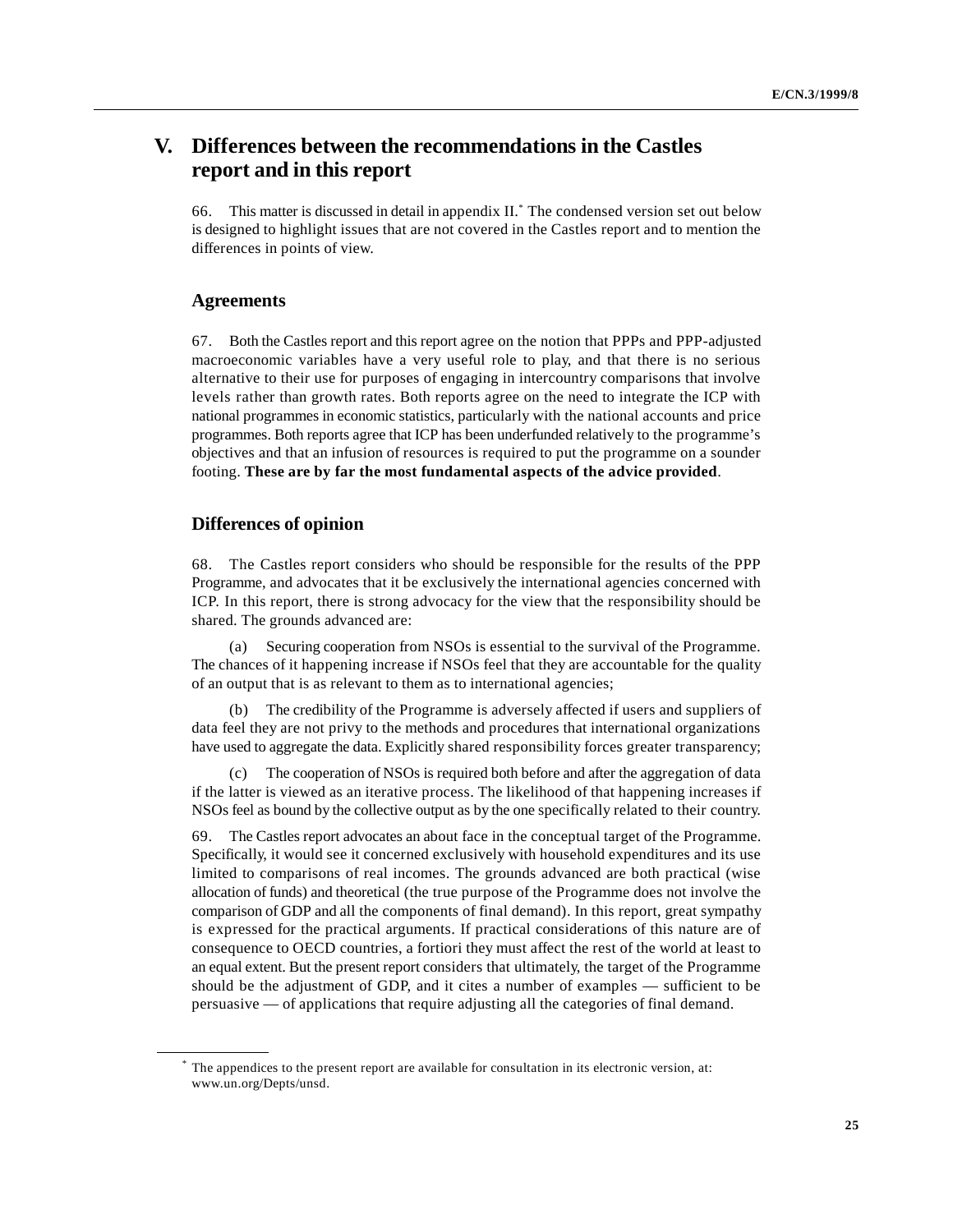# V. Differences between the recommendations in the Castles report and in this report

66. This matter is discussed in detail in appendix II.[*] The condensed version set out below is designed to highlight issues that are not covered in the Castles report and to mention the differences in points of view.

## Agreements

67. Both the Castles report and this report agree on the notion that PPPs and PPP-adjusted macroeconomic variables have a very useful role to play, and that there is no serious alternative to their use for purposes of engaging in intercountry comparisons that involve levels rather than growth rates. Both reports agree on the need to integrate the ICP with national programmes in economic statistics, particularly with the national accounts and price programmes. Both reports agree that ICP has been underfunded relatively to the programme's objectives and that an infusion of resources is required to put the programme on a sounder footing. **These are by far the most fundamental aspects of the advice provided**.

## Differences of opinion

68. The Castles report considers who should be responsible for the results of the PPP Programme, and advocates that it be exclusively the international agencies concerned with ICP. In this report, there is strong advocacy for the view that the responsibility should be shared. The grounds advanced are:

(a) Securing cooperation from NSOs is essential to the survival of the Programme. The chances of it happening increase if NSOs feel that they are accountable for the quality of an output that is as relevant to them as to international agencies;

(b) The credibility of the Programme is adversely affected if users and suppliers of data feel they are not privy to the methods and procedures that international organizations have used to aggregate the data. Explicitly shared responsibility forces greater transparency;

(c) The cooperation of NSOs is required both before and after the aggregation of data if the latter is viewed as an iterative process. The likelihood of that happening increases if NSOs feel as bound by the collective output as by the one specifically related to their country.

69. The Castles report advocates an about face in the conceptual target of the Programme. Specifically, it would see it concerned exclusively with household expenditures and its use limited to comparisons of real incomes. The grounds advanced are both practical (wise allocation of funds) and theoretical (the true purpose of the Programme does not involve the comparison of GDP and all the components of final demand). In this report, great sympathy is expressed for the practical arguments. If practical considerations of this nature are of consequence to OECD countries, a fortiori they must affect the rest of the world at least to an equal extent. But the present report considers that ultimately, the target of the Programme should be the adjustment of GDP, and it cites a number of examples — sufficient to be persuasive — of applications that require adjusting all the categories of final demand.

---

[*] The appendices to the present report are available for consultation in its electronic version, at: www.un.org/Depts/unsd.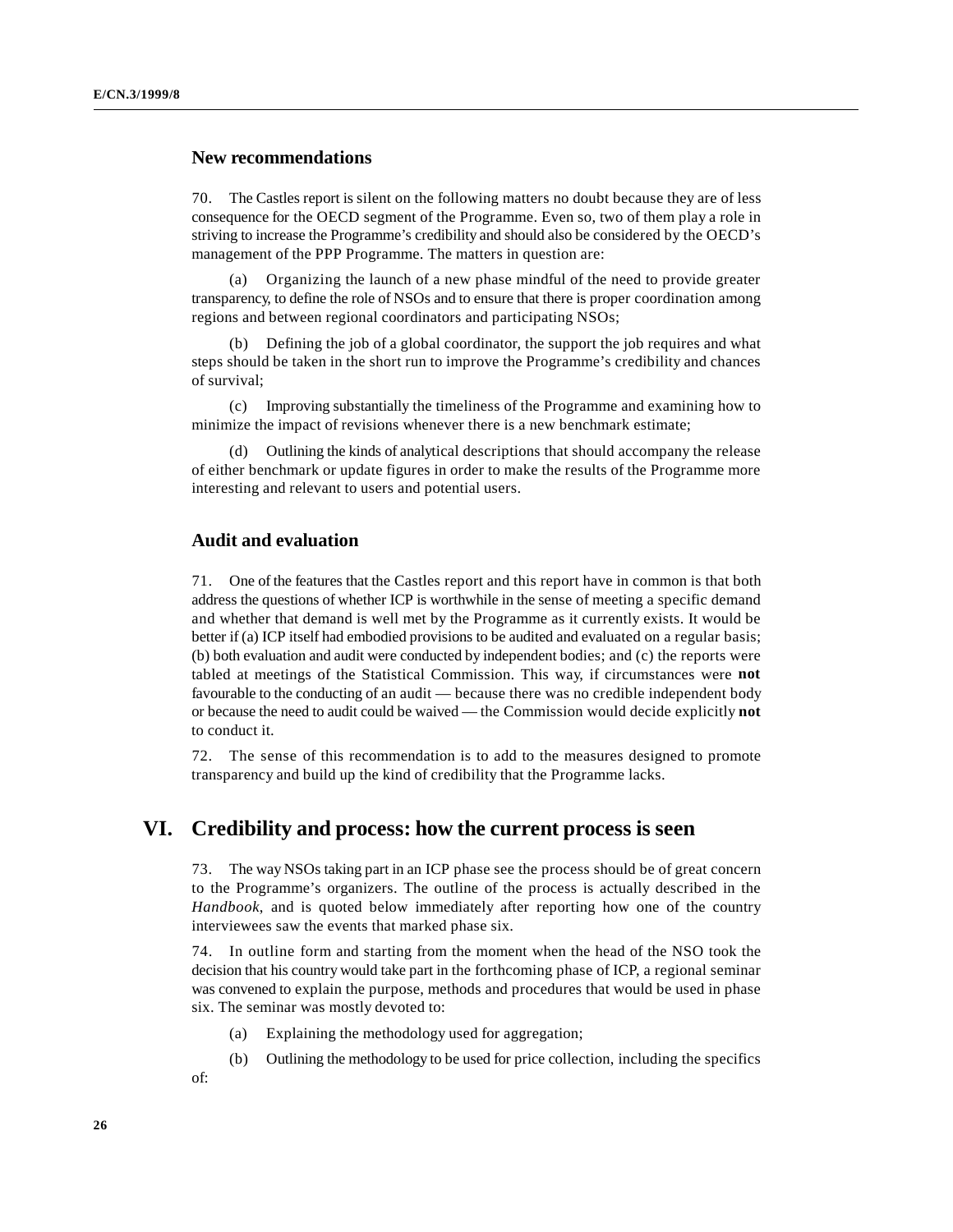### New recommendations

70. The Castles report is silent on the following matters no doubt because they are of less consequence for the OECD segment of the Programme. Even so, two of them play a role in striving to increase the Programme's credibility and should also be considered by the OECD's management of the PPP Programme. The matters in question are:

(a) Organizing the launch of a new phase mindful of the need to provide greater transparency, to define the role of NSOs and to ensure that there is proper coordination among regions and between regional coordinators and participating NSOs;

(b) Defining the job of a global coordinator, the support the job requires and what steps should be taken in the short run to improve the Programme's credibility and chances of survival;

(c) Improving substantially the timeliness of the Programme and examining how to minimize the impact of revisions whenever there is a new benchmark estimate;

(d) Outlining the kinds of analytical descriptions that should accompany the release of either benchmark or update figures in order to make the results of the Programme more interesting and relevant to users and potential users.

### Audit and evaluation

71. One of the features that the Castles report and this report have in common is that both address the questions of whether ICP is worthwhile in the sense of meeting a specific demand and whether that demand is well met by the Programme as it currently exists. It would be better if (a) ICP itself had embodied provisions to be audited and evaluated on a regular basis; (b) both evaluation and audit were conducted by independent bodies; and (c) the reports were tabled at meetings of the Statistical Commission. This way, if circumstances were **not** favourable to the conducting of an audit — because there was no credible independent body or because the need to audit could be waived — the Commission would decide explicitly **not** to conduct it.

72. The sense of this recommendation is to add to the measures designed to promote transparency and build up the kind of credibility that the Programme lacks.

## VI. Credibility and process: how the current process is seen

73. The way NSOs taking part in an ICP phase see the process should be of great concern to the Programme's organizers. The outline of the process is actually described in the *Handbook*, and is quoted below immediately after reporting how one of the country interviewees saw the events that marked phase six.

74. In outline form and starting from the moment when the head of the NSO took the decision that his country would take part in the forthcoming phase of ICP, a regional seminar was convened to explain the purpose, methods and procedures that would be used in phase six. The seminar was mostly devoted to:

(a) Explaining the methodology used for aggregation;

(b) Outlining the methodology to be used for price collection, including the specifics of: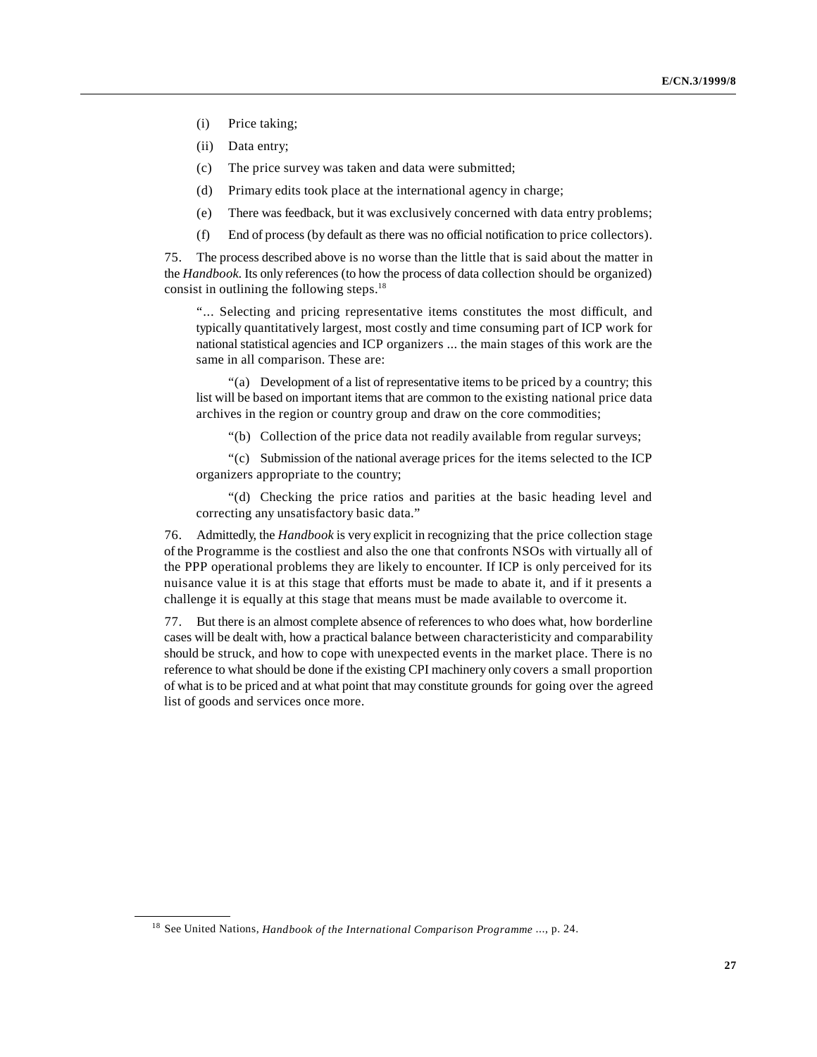(i) Price taking;

(ii) Data entry;

(c) The price survey was taken and data were submitted;

(d) Primary edits took place at the international agency in charge;

(e) There was feedback, but it was exclusively concerned with data entry problems;

(f) End of process (by default as there was no official notification to price collectors).

75. The process described above is no worse than the little that is said about the matter in the *Handbook*. Its only references (to how the process of data collection should be organized) consist in outlining the following steps.[18]

> "... Selecting and pricing representative items constitutes the most difficult, and typically quantitatively largest, most costly and time consuming part of ICP work for national statistical agencies and ICP organizers ... the main stages of this work are the same in all comparison. These are:
>
> "(a) Development of a list of representative items to be priced by a country; this list will be based on important items that are common to the existing national price data archives in the region or country group and draw on the core commodities;
>
> "(b) Collection of the price data not readily available from regular surveys;
>
> "(c) Submission of the national average prices for the items selected to the ICP organizers appropriate to the country;
>
> "(d) Checking the price ratios and parities at the basic heading level and correcting any unsatisfactory basic data."

76. Admittedly, the *Handbook* is very explicit in recognizing that the price collection stage of the Programme is the costliest and also the one that confronts NSOs with virtually all of the PPP operational problems they are likely to encounter. If ICP is only perceived for its nuisance value it is at this stage that efforts must be made to abate it, and if it presents a challenge it is equally at this stage that means must be made available to overcome it.

77. But there is an almost complete absence of references to who does what, how borderline cases will be dealt with, how a practical balance between characteristicity and comparability should be struck, and how to cope with unexpected events in the market place. There is no reference to what should be done if the existing CPI machinery only covers a small proportion of what is to be priced and at what point that may constitute grounds for going over the agreed list of goods and services once more.

---

[18] See United Nations, *Handbook of the International Comparison Programme* ..., p. 24.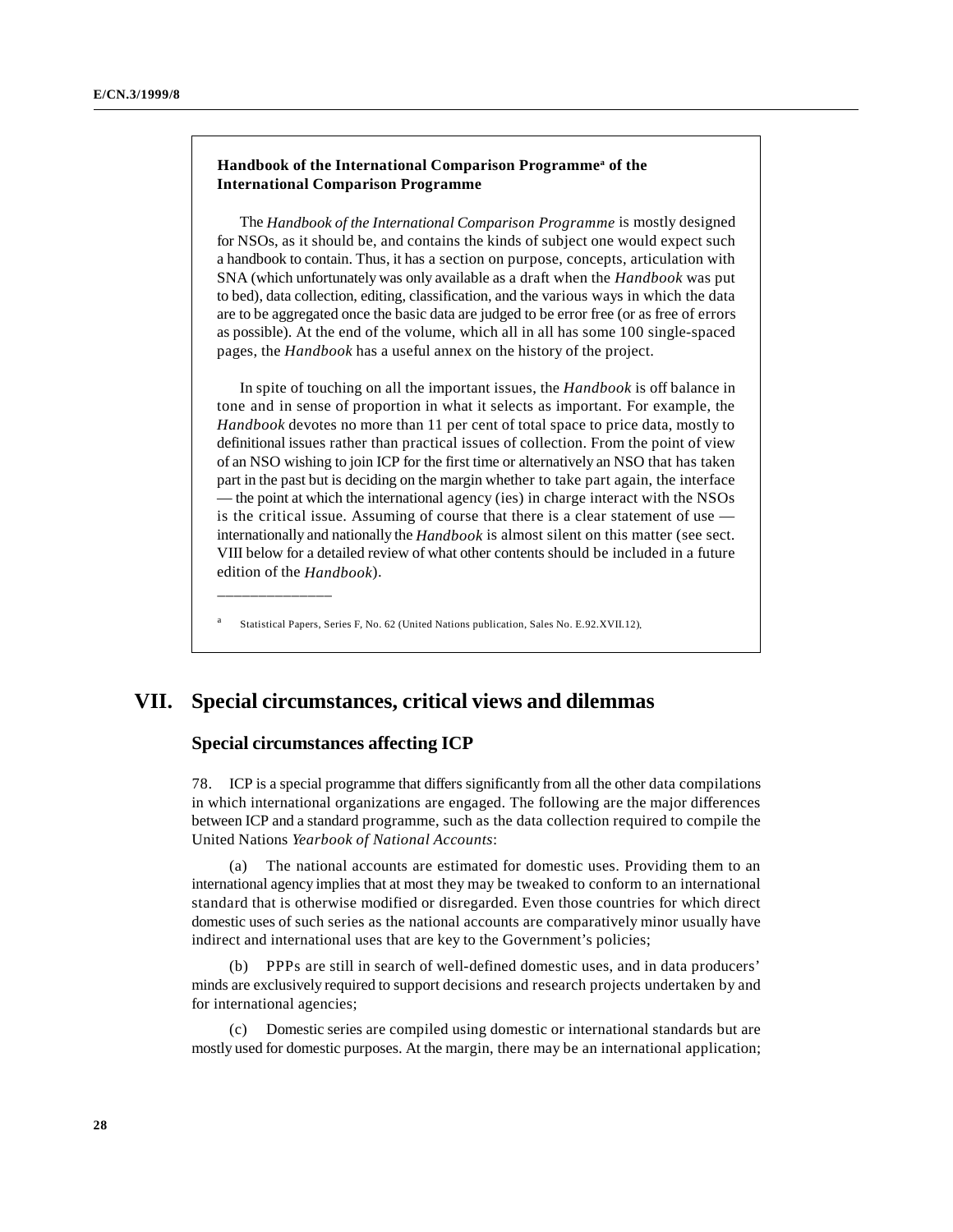**Handbook of the International Comparison Programme[a] of the International Comparison Programme**

The *Handbook of the International Comparison Programme* is mostly designed for NSOs, as it should be, and contains the kinds of subject one would expect such a handbook to contain. Thus, it has a section on purpose, concepts, articulation with SNA (which unfortunately was only available as a draft when the *Handbook* was put to bed), data collection, editing, classification, and the various ways in which the data are to be aggregated once the basic data are judged to be error free (or as free of errors as possible). At the end of the volume, which all in all has some 100 single-spaced pages, the *Handbook* has a useful annex on the history of the project.

In spite of touching on all the important issues, the *Handbook* is off balance in tone and in sense of proportion in what it selects as important. For example, the *Handbook* devotes no more than 11 per cent of total space to price data, mostly to definitional issues rather than practical issues of collection. From the point of view of an NSO wishing to join ICP for the first time or alternatively an NSO that has taken part in the past but is deciding on the margin whether to take part again, the interface — the point at which the international agency (ies) in charge interact with the NSOs is the critical issue. Assuming of course that there is a clear statement of use — internationally and nationally the *Handbook* is almost silent on this matter (see sect. VIII below for a detailed review of what other contents should be included in a future edition of the *Handbook*).

[a] Statistical Papers, Series F, No. 62 (United Nations publication, Sales No. E.92.XVII.12).

# VII. Special circumstances, critical views and dilemmas

## Special circumstances affecting ICP

78. ICP is a special programme that differs significantly from all the other data compilations in which international organizations are engaged. The following are the major differences between ICP and a standard programme, such as the data collection required to compile the United Nations *Yearbook of National Accounts*:

(a) The national accounts are estimated for domestic uses. Providing them to an international agency implies that at most they may be tweaked to conform to an international standard that is otherwise modified or disregarded. Even those countries for which direct domestic uses of such series as the national accounts are comparatively minor usually have indirect and international uses that are key to the Government's policies;

(b) PPPs are still in search of well-defined domestic uses, and in data producers' minds are exclusively required to support decisions and research projects undertaken by and for international agencies;

(c) Domestic series are compiled using domestic or international standards but are mostly used for domestic purposes. At the margin, there may be an international application;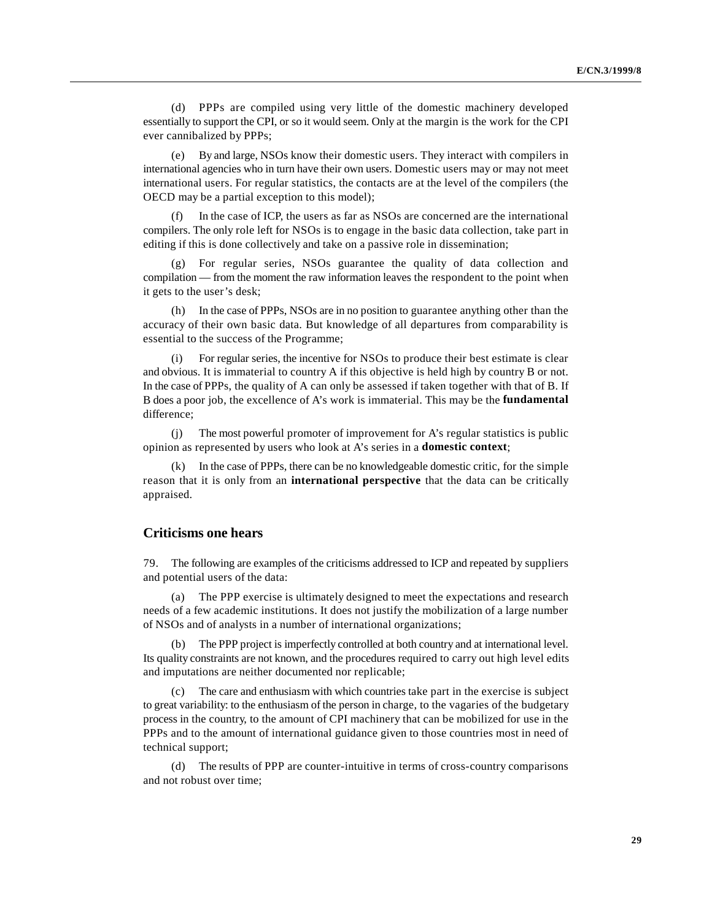(d) PPPs are compiled using very little of the domestic machinery developed essentially to support the CPI, or so it would seem. Only at the margin is the work for the CPI ever cannibalized by PPPs;

(e) By and large, NSOs know their domestic users. They interact with compilers in international agencies who in turn have their own users. Domestic users may or may not meet international users. For regular statistics, the contacts are at the level of the compilers (the OECD may be a partial exception to this model);

(f) In the case of ICP, the users as far as NSOs are concerned are the international compilers. The only role left for NSOs is to engage in the basic data collection, take part in editing if this is done collectively and take on a passive role in dissemination;

(g) For regular series, NSOs guarantee the quality of data collection and compilation — from the moment the raw information leaves the respondent to the point when it gets to the user's desk;

(h) In the case of PPPs, NSOs are in no position to guarantee anything other than the accuracy of their own basic data. But knowledge of all departures from comparability is essential to the success of the Programme;

(i) For regular series, the incentive for NSOs to produce their best estimate is clear and obvious. It is immaterial to country A if this objective is held high by country B or not. In the case of PPPs, the quality of A can only be assessed if taken together with that of B. If B does a poor job, the excellence of A's work is immaterial. This may be the **fundamental** difference;

(j) The most powerful promoter of improvement for A's regular statistics is public opinion as represented by users who look at A's series in a **domestic context**;

(k) In the case of PPPs, there can be no knowledgeable domestic critic, for the simple reason that it is only from an **international perspective** that the data can be critically appraised.

## Criticisms one hears

79. The following are examples of the criticisms addressed to ICP and repeated by suppliers and potential users of the data:

(a) The PPP exercise is ultimately designed to meet the expectations and research needs of a few academic institutions. It does not justify the mobilization of a large number of NSOs and of analysts in a number of international organizations;

(b) The PPP project is imperfectly controlled at both country and at international level. Its quality constraints are not known, and the procedures required to carry out high level edits and imputations are neither documented nor replicable;

(c) The care and enthusiasm with which countries take part in the exercise is subject to great variability: to the enthusiasm of the person in charge, to the vagaries of the budgetary process in the country, to the amount of CPI machinery that can be mobilized for use in the PPPs and to the amount of international guidance given to those countries most in need of technical support;

(d) The results of PPP are counter-intuitive in terms of cross-country comparisons and not robust over time;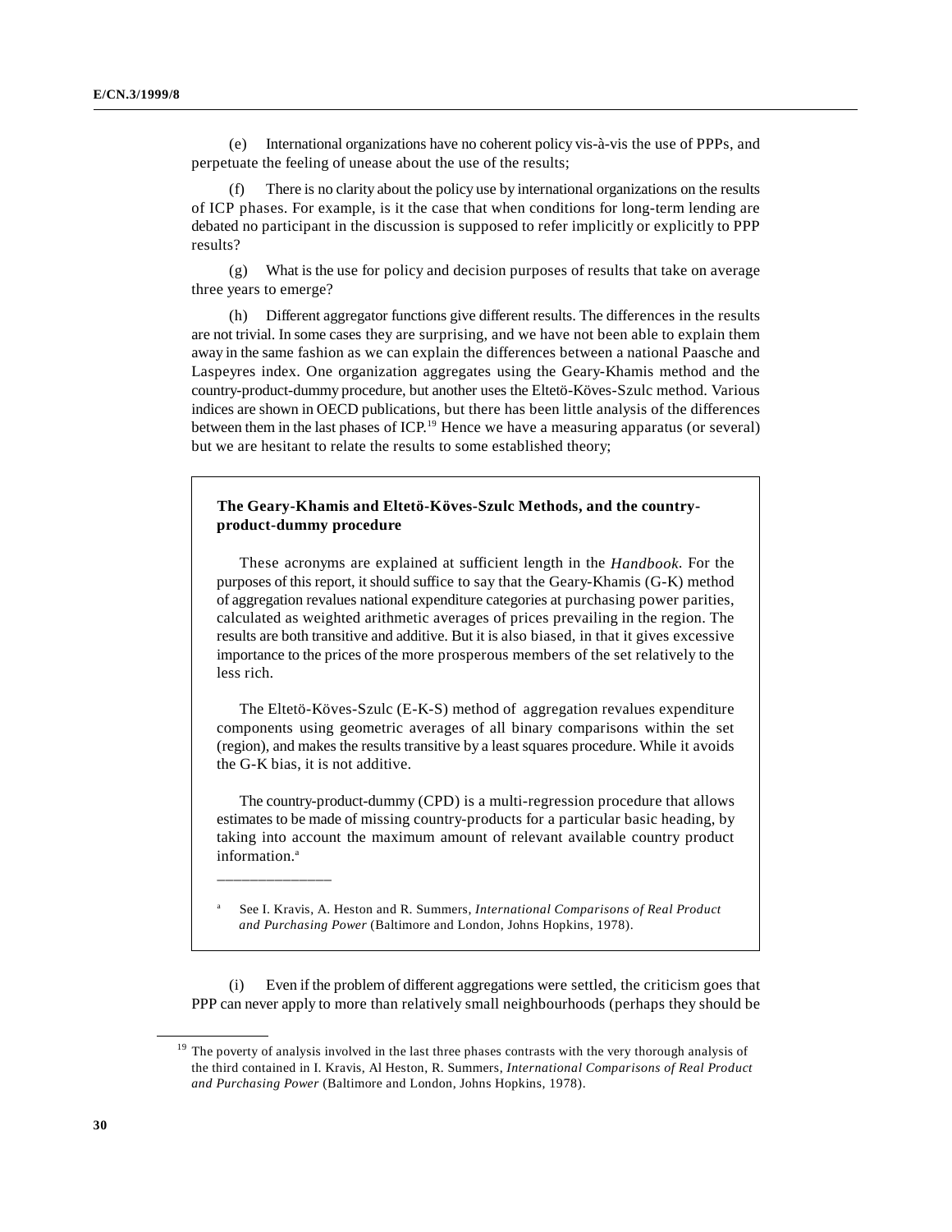(e) International organizations have no coherent policy vis-à-vis the use of PPPs, and perpetuate the feeling of unease about the use of the results;

(f) There is no clarity about the policy use by international organizations on the results of ICP phases. For example, is it the case that when conditions for long-term lending are debated no participant in the discussion is supposed to refer implicitly or explicitly to PPP results?

(g) What is the use for policy and decision purposes of results that take on average three years to emerge?

(h) Different aggregator functions give different results. The differences in the results are not trivial. In some cases they are surprising, and we have not been able to explain them away in the same fashion as we can explain the differences between a national Paasche and Laspeyres index. One organization aggregates using the Geary-Khamis method and the country-product-dummy procedure, but another uses the Eltetö-Köves-Szulc method. Various indices are shown in OECD publications, but there has been little analysis of the differences between them in the last phases of ICP.[19] Hence we have a measuring apparatus (or several) but we are hesitant to relate the results to some established theory;

> **The Geary-Khamis and Eltetö-Köves-Szulc Methods, and the country-product-dummy procedure**
>
> These acronyms are explained at sufficient length in the *Handbook*. For the purposes of this report, it should suffice to say that the Geary-Khamis (G-K) method of aggregation revalues national expenditure categories at purchasing power parities, calculated as weighted arithmetic averages of prices prevailing in the region. The results are both transitive and additive. But it is also biased, in that it gives excessive importance to the prices of the more prosperous members of the set relatively to the less rich.
>
> The Eltetö-Köves-Szulc (E-K-S) method of aggregation revalues expenditure components using geometric averages of all binary comparisons within the set (region), and makes the results transitive by a least squares procedure. While it avoids the G-K bias, it is not additive.
>
> The country-product-dummy (CPD) is a multi-regression procedure that allows estimates to be made of missing country-products for a particular basic heading, by taking into account the maximum amount of relevant available country product information.[a]
>
> _______________
>
> [a] See I. Kravis, A. Heston and R. Summers, *International Comparisons of Real Product and Purchasing Power* (Baltimore and London, Johns Hopkins, 1978).

(i) Even if the problem of different aggregations were settled, the criticism goes that PPP can never apply to more than relatively small neighbourhoods (perhaps they should be

[19] The poverty of analysis involved in the last three phases contrasts with the very thorough analysis of the third contained in I. Kravis, Al Heston, R. Summers, *International Comparisons of Real Product and Purchasing Power* (Baltimore and London, Johns Hopkins, 1978).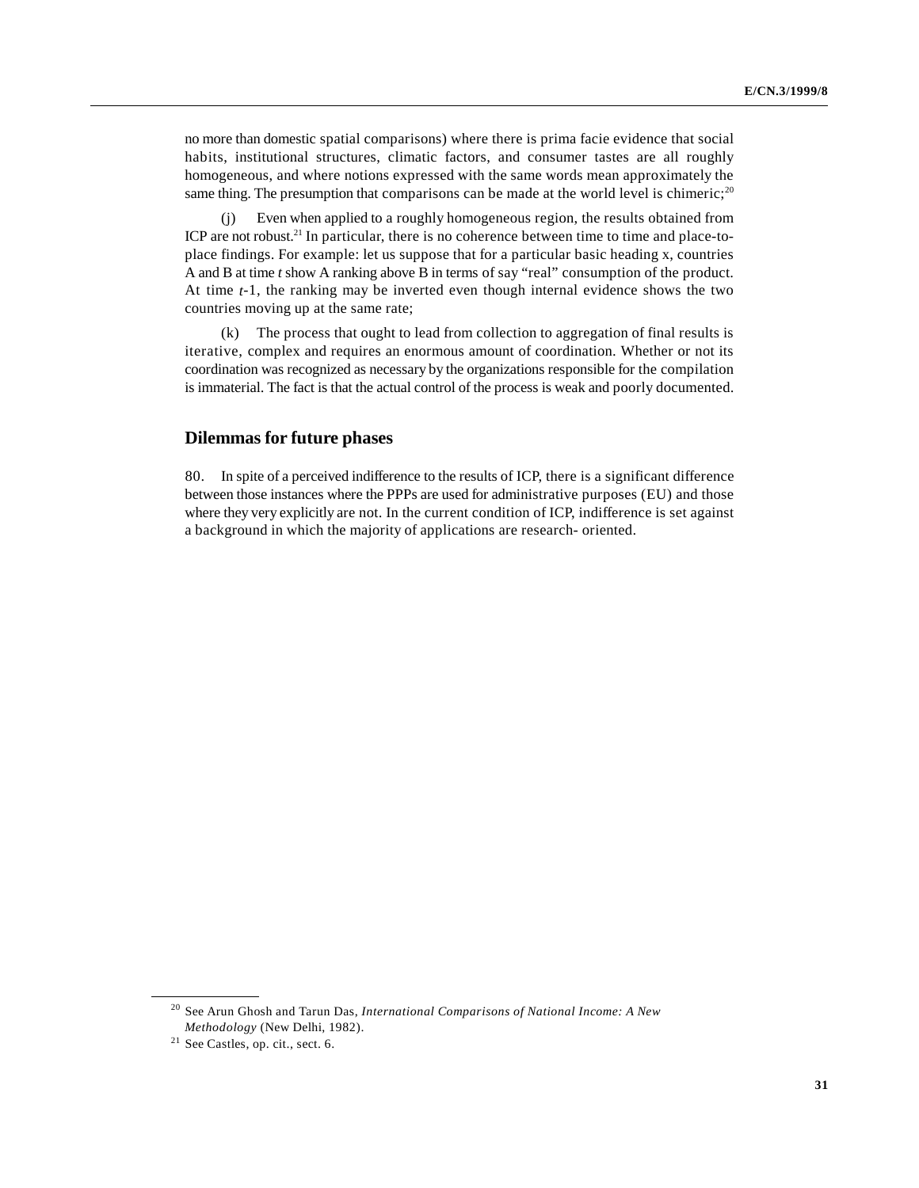no more than domestic spatial comparisons) where there is prima facie evidence that social habits, institutional structures, climatic factors, and consumer tastes are all roughly homogeneous, and where notions expressed with the same words mean approximately the same thing. The presumption that comparisons can be made at the world level is chimeric;[20]

(j) Even when applied to a roughly homogeneous region, the results obtained from ICP are not robust.[21] In particular, there is no coherence between time to time and place-to-place findings. For example: let us suppose that for a particular basic heading x, countries A and B at time *t* show A ranking above B in terms of say "real" consumption of the product. At time *t*-1, the ranking may be inverted even though internal evidence shows the two countries moving up at the same rate;

(k) The process that ought to lead from collection to aggregation of final results is iterative, complex and requires an enormous amount of coordination. Whether or not its coordination was recognized as necessary by the organizations responsible for the compilation is immaterial. The fact is that the actual control of the process is weak and poorly documented.

## Dilemmas for future phases

80. In spite of a perceived indifference to the results of ICP, there is a significant difference between those instances where the PPPs are used for administrative purposes (EU) and those where they very explicitly are not. In the current condition of ICP, indifference is set against a background in which the majority of applications are research- oriented.

---

[20] See Arun Ghosh and Tarun Das, *International Comparisons of National Income: A New Methodology* (New Delhi, 1982).

[21] See Castles, op. cit., sect. 6.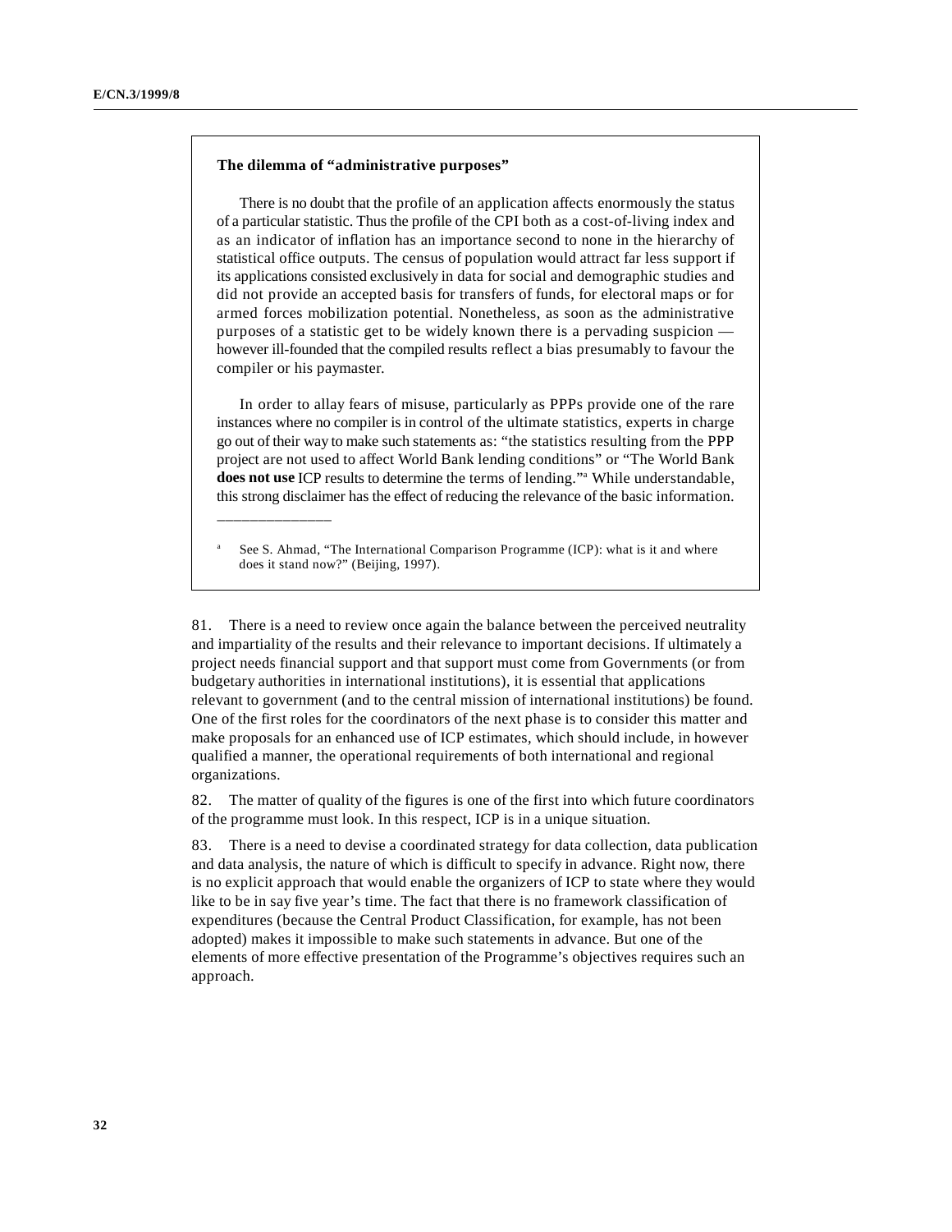**The dilemma of "administrative purposes"**

There is no doubt that the profile of an application affects enormously the status of a particular statistic. Thus the profile of the CPI both as a cost-of-living index and as an indicator of inflation has an importance second to none in the hierarchy of statistical office outputs. The census of population would attract far less support if its applications consisted exclusively in data for social and demographic studies and did not provide an accepted basis for transfers of funds, for electoral maps or for armed forces mobilization potential. Nonetheless, as soon as the administrative purposes of a statistic get to be widely known there is a pervading suspicion — however ill-founded that the compiled results reflect a bias presumably to favour the compiler or his paymaster.

In order to allay fears of misuse, particularly as PPPs provide one of the rare instances where no compiler is in control of the ultimate statistics, experts in charge go out of their way to make such statements as: "the statistics resulting from the PPP project are not used to affect World Bank lending conditions" or "The World Bank **does not use** ICP results to determine the terms of lending."[a] While understandable, this strong disclaimer has the effect of reducing the relevance of the basic information.

______________

[a] See S. Ahmad, "The International Comparison Programme (ICP): what is it and where does it stand now?" (Beijing, 1997).

81. There is a need to review once again the balance between the perceived neutrality and impartiality of the results and their relevance to important decisions. If ultimately a project needs financial support and that support must come from Governments (or from budgetary authorities in international institutions), it is essential that applications relevant to government (and to the central mission of international institutions) be found. One of the first roles for the coordinators of the next phase is to consider this matter and make proposals for an enhanced use of ICP estimates, which should include, in however qualified a manner, the operational requirements of both international and regional organizations.

82. The matter of quality of the figures is one of the first into which future coordinators of the programme must look. In this respect, ICP is in a unique situation.

83. There is a need to devise a coordinated strategy for data collection, data publication and data analysis, the nature of which is difficult to specify in advance. Right now, there is no explicit approach that would enable the organizers of ICP to state where they would like to be in say five year's time. The fact that there is no framework classification of expenditures (because the Central Product Classification, for example, has not been adopted) makes it impossible to make such statements in advance. But one of the elements of more effective presentation of the Programme's objectives requires such an approach.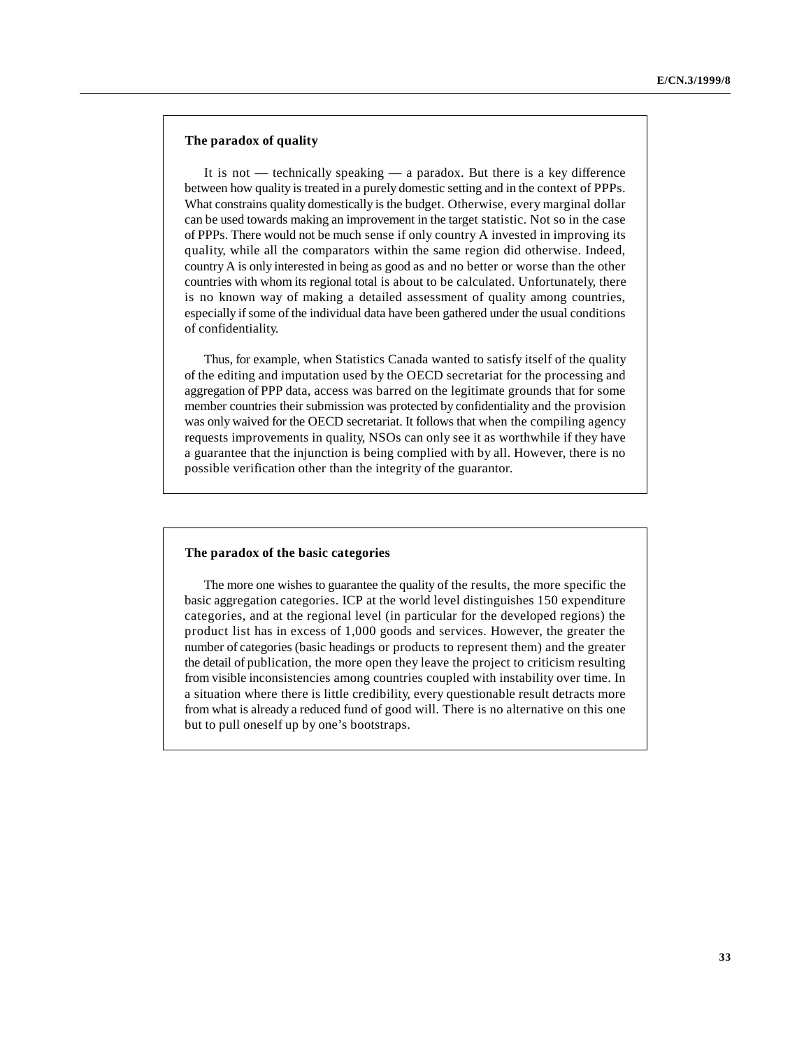**The paradox of quality**

It is not — technically speaking — a paradox. But there is a key difference between how quality is treated in a purely domestic setting and in the context of PPPs. What constrains quality domestically is the budget. Otherwise, every marginal dollar can be used towards making an improvement in the target statistic. Not so in the case of PPPs. There would not be much sense if only country A invested in improving its quality, while all the comparators within the same region did otherwise. Indeed, country A is only interested in being as good as and no better or worse than the other countries with whom its regional total is about to be calculated. Unfortunately, there is no known way of making a detailed assessment of quality among countries, especially if some of the individual data have been gathered under the usual conditions of confidentiality.

Thus, for example, when Statistics Canada wanted to satisfy itself of the quality of the editing and imputation used by the OECD secretariat for the processing and aggregation of PPP data, access was barred on the legitimate grounds that for some member countries their submission was protected by confidentiality and the provision was only waived for the OECD secretariat. It follows that when the compiling agency requests improvements in quality, NSOs can only see it as worthwhile if they have a guarantee that the injunction is being complied with by all. However, there is no possible verification other than the integrity of the guarantor.

**The paradox of the basic categories**

The more one wishes to guarantee the quality of the results, the more specific the basic aggregation categories. ICP at the world level distinguishes 150 expenditure categories, and at the regional level (in particular for the developed regions) the product list has in excess of 1,000 goods and services. However, the greater the number of categories (basic headings or products to represent them) and the greater the detail of publication, the more open they leave the project to criticism resulting from visible inconsistencies among countries coupled with instability over time. In a situation where there is little credibility, every questionable result detracts more from what is already a reduced fund of good will. There is no alternative on this one but to pull oneself up by one's bootstraps.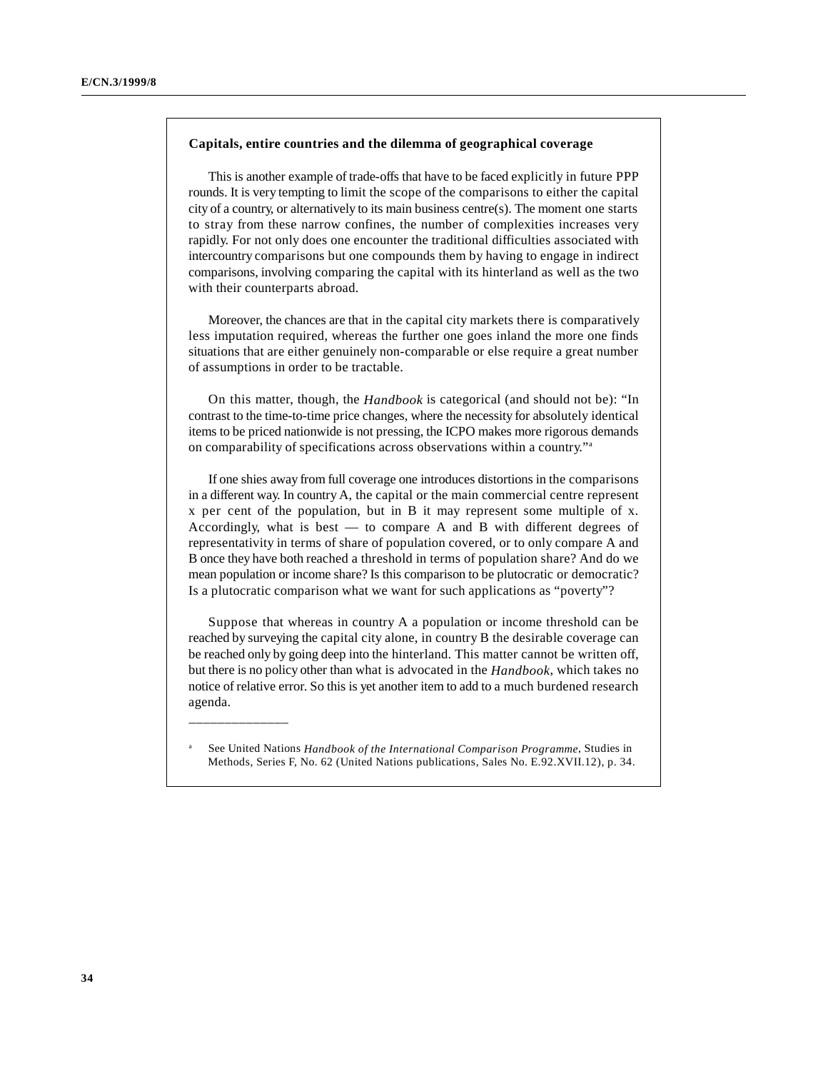**Capitals, entire countries and the dilemma of geographical coverage**

This is another example of trade-offs that have to be faced explicitly in future PPP rounds. It is very tempting to limit the scope of the comparisons to either the capital city of a country, or alternatively to its main business centre(s). The moment one starts to stray from these narrow confines, the number of complexities increases very rapidly. For not only does one encounter the traditional difficulties associated with intercountry comparisons but one compounds them by having to engage in indirect comparisons, involving comparing the capital with its hinterland as well as the two with their counterparts abroad.

Moreover, the chances are that in the capital city markets there is comparatively less imputation required, whereas the further one goes inland the more one finds situations that are either genuinely non-comparable or else require a great number of assumptions in order to be tractable.

On this matter, though, the *Handbook* is categorical (and should not be): "In contrast to the time-to-time price changes, where the necessity for absolutely identical items to be priced nationwide is not pressing, the ICPO makes more rigorous demands on comparability of specifications across observations within a country."[a]

If one shies away from full coverage one introduces distortions in the comparisons in a different way. In country A, the capital or the main commercial centre represent x per cent of the population, but in B it may represent some multiple of x. Accordingly, what is best — to compare A and B with different degrees of representativity in terms of share of population covered, or to only compare A and B once they have both reached a threshold in terms of population share? And do we mean population or income share? Is this comparison to be plutocratic or democratic? Is a plutocratic comparison what we want for such applications as "poverty"?

Suppose that whereas in country A a population or income threshold can be reached by surveying the capital city alone, in country B the desirable coverage can be reached only by going deep into the hinterland. This matter cannot be written off, but there is no policy other than what is advocated in the *Handbook*, which takes no notice of relative error. So this is yet another item to add to a much burdened research agenda.

---

[a] See United Nations *Handbook of the International Comparison Programme*, Studies in Methods, Series F, No. 62 (United Nations publications, Sales No. E.92.XVII.12), p. 34.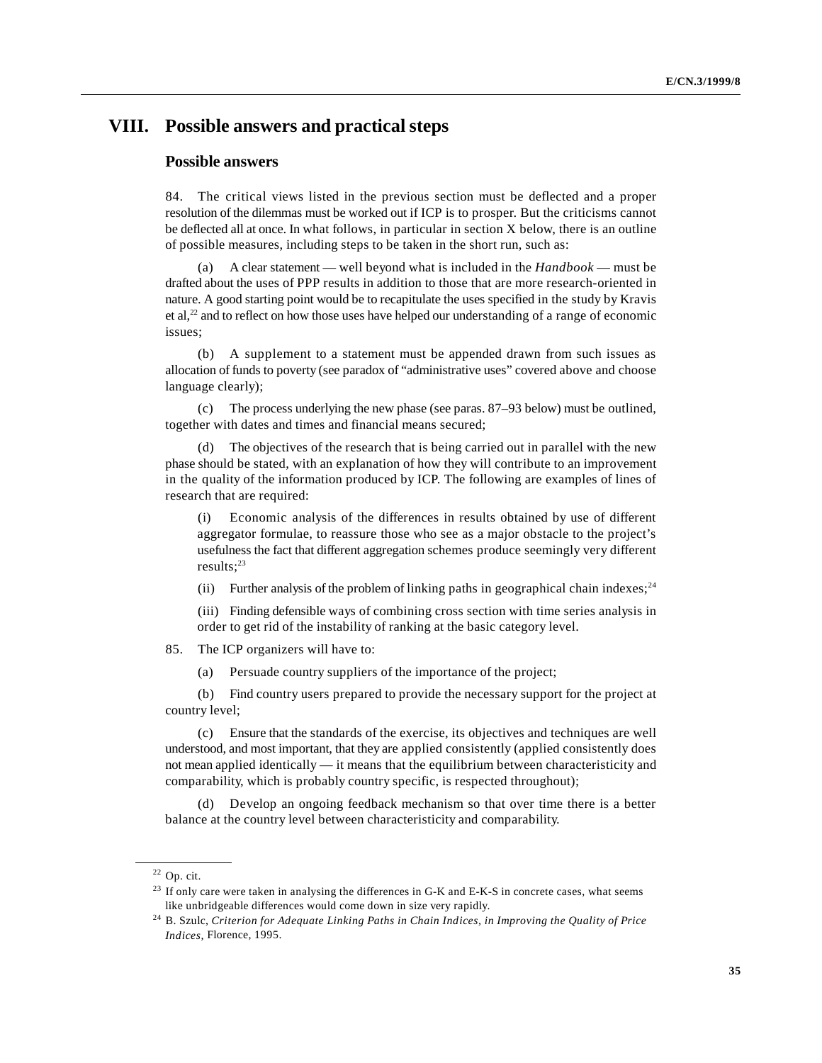# VIII. Possible answers and practical steps

## Possible answers

84. The critical views listed in the previous section must be deflected and a proper resolution of the dilemmas must be worked out if ICP is to prosper. But the criticisms cannot be deflected all at once. In what follows, in particular in section X below, there is an outline of possible measures, including steps to be taken in the short run, such as:

(a) A clear statement — well beyond what is included in the *Handbook* — must be drafted about the uses of PPP results in addition to those that are more research-oriented in nature. A good starting point would be to recapitulate the uses specified in the study by Kravis et al,[22] and to reflect on how those uses have helped our understanding of a range of economic issues;

(b) A supplement to a statement must be appended drawn from such issues as allocation of funds to poverty (see paradox of "administrative uses" covered above and choose language clearly);

(c) The process underlying the new phase (see paras. 87–93 below) must be outlined, together with dates and times and financial means secured;

(d) The objectives of the research that is being carried out in parallel with the new phase should be stated, with an explanation of how they will contribute to an improvement in the quality of the information produced by ICP. The following are examples of lines of research that are required:

> (i) Economic analysis of the differences in results obtained by use of different aggregator formulae, to reassure those who see as a major obstacle to the project's usefulness the fact that different aggregation schemes produce seemingly very different results;[23]
>
> (ii) Further analysis of the problem of linking paths in geographical chain indexes;[24]
>
> (iii) Finding defensible ways of combining cross section with time series analysis in order to get rid of the instability of ranking at the basic category level.

85. The ICP organizers will have to:

(a) Persuade country suppliers of the importance of the project;

(b) Find country users prepared to provide the necessary support for the project at country level;

(c) Ensure that the standards of the exercise, its objectives and techniques are well understood, and most important, that they are applied consistently (applied consistently does not mean applied identically — it means that the equilibrium between characteristicity and comparability, which is probably country specific, is respected throughout);

(d) Develop an ongoing feedback mechanism so that over time there is a better balance at the country level between characteristicity and comparability.

---

[22] Op. cit.

[23] If only care were taken in analysing the differences in G-K and E-K-S in concrete cases, what seems like unbridgeable differences would come down in size very rapidly.

[24] B. Szulc, *Criterion for Adequate Linking Paths in Chain Indices, in Improving the Quality of Price Indices*, Florence, 1995.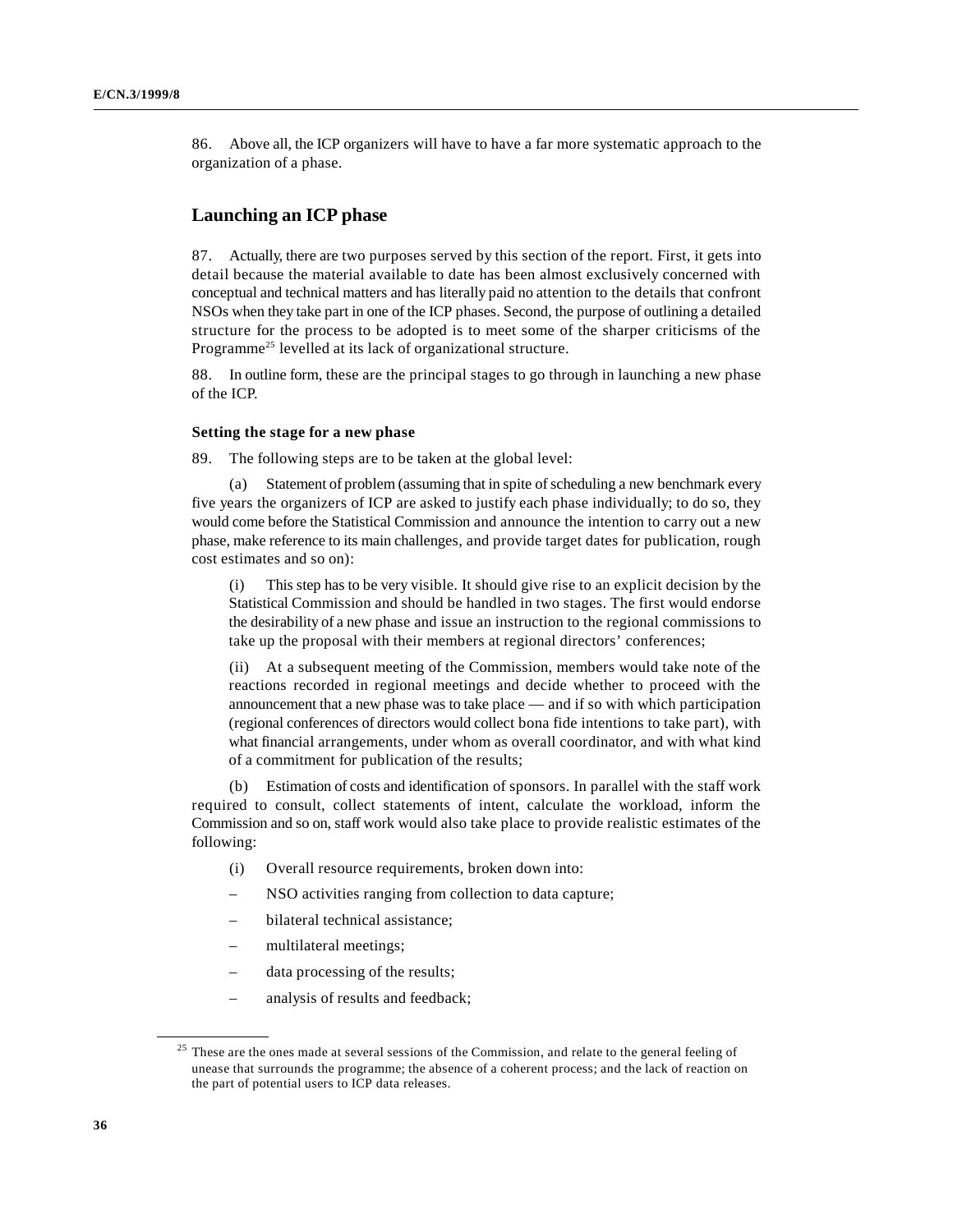86. Above all, the ICP organizers will have to have a far more systematic approach to the organization of a phase.

## Launching an ICP phase

87. Actually, there are two purposes served by this section of the report. First, it gets into detail because the material available to date has been almost exclusively concerned with conceptual and technical matters and has literally paid no attention to the details that confront NSOs when they take part in one of the ICP phases. Second, the purpose of outlining a detailed structure for the process to be adopted is to meet some of the sharper criticisms of the Programme[25] levelled at its lack of organizational structure.

88. In outline form, these are the principal stages to go through in launching a new phase of the ICP.

### Setting the stage for a new phase

89. The following steps are to be taken at the global level:

(a) Statement of problem (assuming that in spite of scheduling a new benchmark every five years the organizers of ICP are asked to justify each phase individually; to do so, they would come before the Statistical Commission and announce the intention to carry out a new phase, make reference to its main challenges, and provide target dates for publication, rough cost estimates and so on):

(i) This step has to be very visible. It should give rise to an explicit decision by the Statistical Commission and should be handled in two stages. The first would endorse the desirability of a new phase and issue an instruction to the regional commissions to take up the proposal with their members at regional directors' conferences;

(ii) At a subsequent meeting of the Commission, members would take note of the reactions recorded in regional meetings and decide whether to proceed with the announcement that a new phase was to take place — and if so with which participation (regional conferences of directors would collect bona fide intentions to take part), with what financial arrangements, under whom as overall coordinator, and with what kind of a commitment for publication of the results;

(b) Estimation of costs and identification of sponsors. In parallel with the staff work required to consult, collect statements of intent, calculate the workload, inform the Commission and so on, staff work would also take place to provide realistic estimates of the following:

(i) Overall resource requirements, broken down into:

- NSO activities ranging from collection to data capture;
- bilateral technical assistance;
- multilateral meetings;
- data processing of the results;
- analysis of results and feedback;

---

[25] These are the ones made at several sessions of the Commission, and relate to the general feeling of unease that surrounds the programme; the absence of a coherent process; and the lack of reaction on the part of potential users to ICP data releases.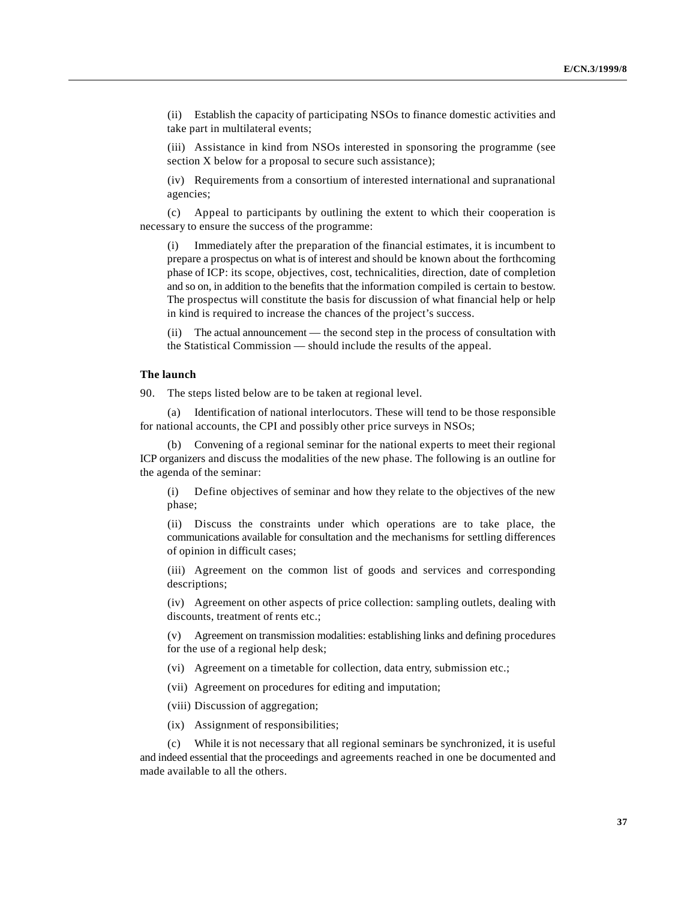(ii) Establish the capacity of participating NSOs to finance domestic activities and take part in multilateral events;

(iii) Assistance in kind from NSOs interested in sponsoring the programme (see section X below for a proposal to secure such assistance);

(iv) Requirements from a consortium of interested international and supranational agencies;

(c) Appeal to participants by outlining the extent to which their cooperation is necessary to ensure the success of the programme:

(i) Immediately after the preparation of the financial estimates, it is incumbent to prepare a prospectus on what is of interest and should be known about the forthcoming phase of ICP: its scope, objectives, cost, technicalities, direction, date of completion and so on, in addition to the benefits that the information compiled is certain to bestow. The prospectus will constitute the basis for discussion of what financial help or help in kind is required to increase the chances of the project's success.

(ii) The actual announcement — the second step in the process of consultation with the Statistical Commission — should include the results of the appeal.

**The launch**

90. The steps listed below are to be taken at regional level.

(a) Identification of national interlocutors. These will tend to be those responsible for national accounts, the CPI and possibly other price surveys in NSOs;

(b) Convening of a regional seminar for the national experts to meet their regional ICP organizers and discuss the modalities of the new phase. The following is an outline for the agenda of the seminar:

(i) Define objectives of seminar and how they relate to the objectives of the new phase;

(ii) Discuss the constraints under which operations are to take place, the communications available for consultation and the mechanisms for settling differences of opinion in difficult cases;

(iii) Agreement on the common list of goods and services and corresponding descriptions;

(iv) Agreement on other aspects of price collection: sampling outlets, dealing with discounts, treatment of rents etc.;

(v) Agreement on transmission modalities: establishing links and defining procedures for the use of a regional help desk;

(vi) Agreement on a timetable for collection, data entry, submission etc.;

(vii) Agreement on procedures for editing and imputation;

(viii) Discussion of aggregation;

(ix) Assignment of responsibilities;

(c) While it is not necessary that all regional seminars be synchronized, it is useful and indeed essential that the proceedings and agreements reached in one be documented and made available to all the others.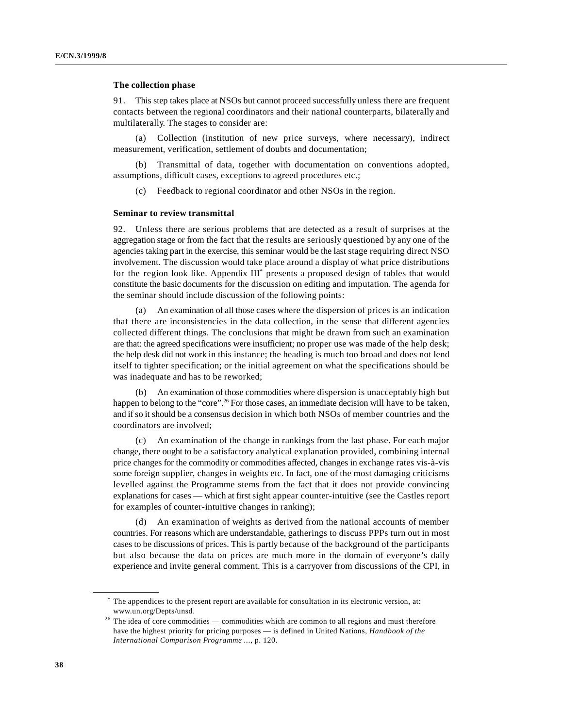**The collection phase**

91. This step takes place at NSOs but cannot proceed successfully unless there are frequent contacts between the regional coordinators and their national counterparts, bilaterally and multilaterally. The stages to consider are:

(a) Collection (institution of new price surveys, where necessary), indirect measurement, verification, settlement of doubts and documentation;

(b) Transmittal of data, together with documentation on conventions adopted, assumptions, difficult cases, exceptions to agreed procedures etc.;

(c) Feedback to regional coordinator and other NSOs in the region.

**Seminar to review transmittal**

92. Unless there are serious problems that are detected as a result of surprises at the aggregation stage or from the fact that the results are seriously questioned by any one of the agencies taking part in the exercise, this seminar would be the last stage requiring direct NSO involvement. The discussion would take place around a display of what price distributions for the region look like. Appendix III* presents a proposed design of tables that would constitute the basic documents for the discussion on editing and imputation. The agenda for the seminar should include discussion of the following points:

(a) An examination of all those cases where the dispersion of prices is an indication that there are inconsistencies in the data collection, in the sense that different agencies collected different things. The conclusions that might be drawn from such an examination are that: the agreed specifications were insufficient; no proper use was made of the help desk; the help desk did not work in this instance; the heading is much too broad and does not lend itself to tighter specification; or the initial agreement on what the specifications should be was inadequate and has to be reworked;

(b) An examination of those commodities where dispersion is unacceptably high but happen to belong to the "core".[26] For those cases, an immediate decision will have to be taken, and if so it should be a consensus decision in which both NSOs of member countries and the coordinators are involved;

(c) An examination of the change in rankings from the last phase. For each major change, there ought to be a satisfactory analytical explanation provided, combining internal price changes for the commodity or commodities affected, changes in exchange rates vis-à-vis some foreign supplier, changes in weights etc. In fact, one of the most damaging criticisms levelled against the Programme stems from the fact that it does not provide convincing explanations for cases — which at first sight appear counter-intuitive (see the Castles report for examples of counter-intuitive changes in ranking);

(d) An examination of weights as derived from the national accounts of member countries. For reasons which are understandable, gatherings to discuss PPPs turn out in most cases to be discussions of prices. This is partly because of the background of the participants but also because the data on prices are much more in the domain of everyone's daily experience and invite general comment. This is a carryover from discussions of the CPI, in

---

\* The appendices to the present report are available for consultation in its electronic version, at: www.un.org/Depts/unsd.

[26] The idea of core commodities — commodities which are common to all regions and must therefore have the highest priority for pricing purposes — is defined in United Nations, *Handbook of the International Comparison Programme ...*, p. 120.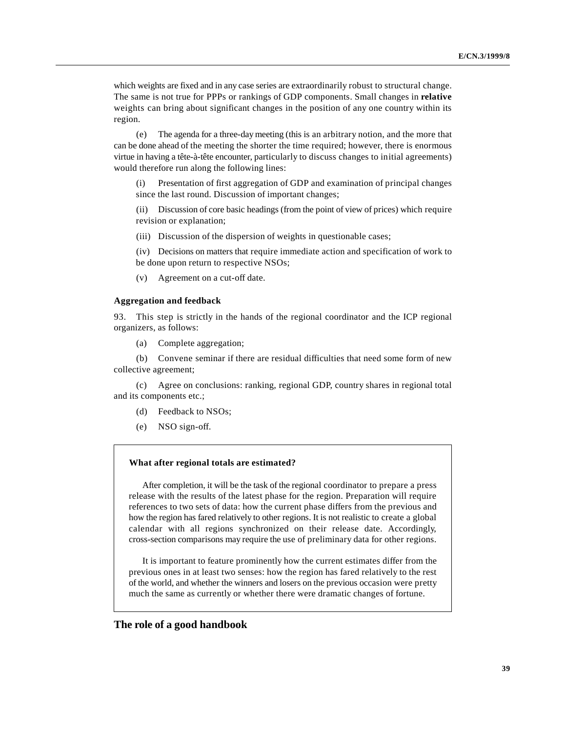which weights are fixed and in any case series are extraordinarily robust to structural change. The same is not true for PPPs or rankings of GDP components. Small changes in **relative** weights can bring about significant changes in the position of any one country within its region.

(e) The agenda for a three-day meeting (this is an arbitrary notion, and the more that can be done ahead of the meeting the shorter the time required; however, there is enormous virtue in having a tête-à-tête encounter, particularly to discuss changes to initial agreements) would therefore run along the following lines:

(i) Presentation of first aggregation of GDP and examination of principal changes since the last round. Discussion of important changes;

(ii) Discussion of core basic headings (from the point of view of prices) which require revision or explanation;

(iii) Discussion of the dispersion of weights in questionable cases;

(iv) Decisions on matters that require immediate action and specification of work to be done upon return to respective NSOs;

(v) Agreement on a cut-off date.

#### Aggregation and feedback

93. This step is strictly in the hands of the regional coordinator and the ICP regional organizers, as follows:

(a) Complete aggregation;

(b) Convene seminar if there are residual difficulties that need some form of new collective agreement;

(c) Agree on conclusions: ranking, regional GDP, country shares in regional total and its components etc.;

(d) Feedback to NSOs;

(e) NSO sign-off.

> **What after regional totals are estimated?**
>
> After completion, it will be the task of the regional coordinator to prepare a press release with the results of the latest phase for the region. Preparation will require references to two sets of data: how the current phase differs from the previous and how the region has fared relatively to other regions. It is not realistic to create a global calendar with all regions synchronized on their release date. Accordingly, cross-section comparisons may require the use of preliminary data for other regions.
>
> It is important to feature prominently how the current estimates differ from the previous ones in at least two senses: how the region has fared relatively to the rest of the world, and whether the winners and losers on the previous occasion were pretty much the same as currently or whether there were dramatic changes of fortune.

## The role of a good handbook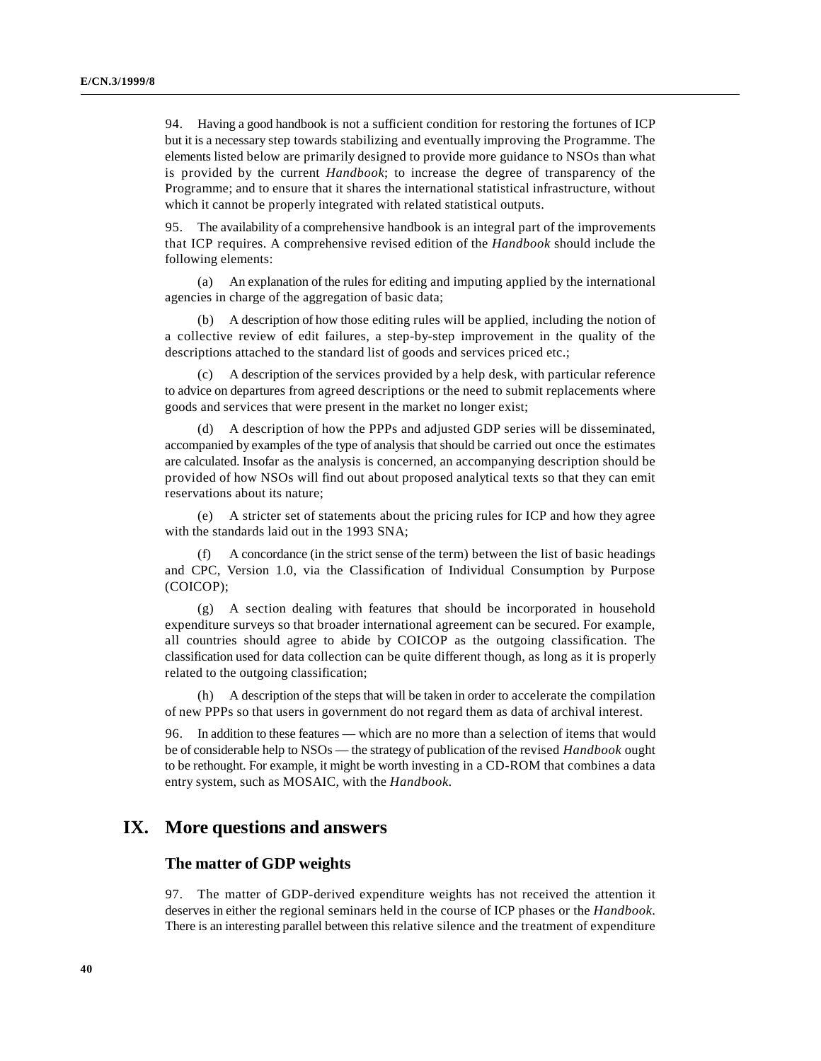94. Having a good handbook is not a sufficient condition for restoring the fortunes of ICP but it is a necessary step towards stabilizing and eventually improving the Programme. The elements listed below are primarily designed to provide more guidance to NSOs than what is provided by the current *Handbook*; to increase the degree of transparency of the Programme; and to ensure that it shares the international statistical infrastructure, without which it cannot be properly integrated with related statistical outputs.

95. The availability of a comprehensive handbook is an integral part of the improvements that ICP requires. A comprehensive revised edition of the *Handbook* should include the following elements:

(a) An explanation of the rules for editing and imputing applied by the international agencies in charge of the aggregation of basic data;

(b) A description of how those editing rules will be applied, including the notion of a collective review of edit failures, a step-by-step improvement in the quality of the descriptions attached to the standard list of goods and services priced etc.;

(c) A description of the services provided by a help desk, with particular reference to advice on departures from agreed descriptions or the need to submit replacements where goods and services that were present in the market no longer exist;

(d) A description of how the PPPs and adjusted GDP series will be disseminated, accompanied by examples of the type of analysis that should be carried out once the estimates are calculated. Insofar as the analysis is concerned, an accompanying description should be provided of how NSOs will find out about proposed analytical texts so that they can emit reservations about its nature;

(e) A stricter set of statements about the pricing rules for ICP and how they agree with the standards laid out in the 1993 SNA;

(f) A concordance (in the strict sense of the term) between the list of basic headings and CPC, Version 1.0, via the Classification of Individual Consumption by Purpose (COICOP);

(g) A section dealing with features that should be incorporated in household expenditure surveys so that broader international agreement can be secured. For example, all countries should agree to abide by COICOP as the outgoing classification. The classification used for data collection can be quite different though, as long as it is properly related to the outgoing classification;

(h) A description of the steps that will be taken in order to accelerate the compilation of new PPPs so that users in government do not regard them as data of archival interest.

96. In addition to these features — which are no more than a selection of items that would be of considerable help to NSOs — the strategy of publication of the revised *Handbook* ought to be rethought. For example, it might be worth investing in a CD-ROM that combines a data entry system, such as MOSAIC, with the *Handbook*.

# IX. More questions and answers

## The matter of GDP weights

97. The matter of GDP-derived expenditure weights has not received the attention it deserves in either the regional seminars held in the course of ICP phases or the *Handbook*. There is an interesting parallel between this relative silence and the treatment of expenditure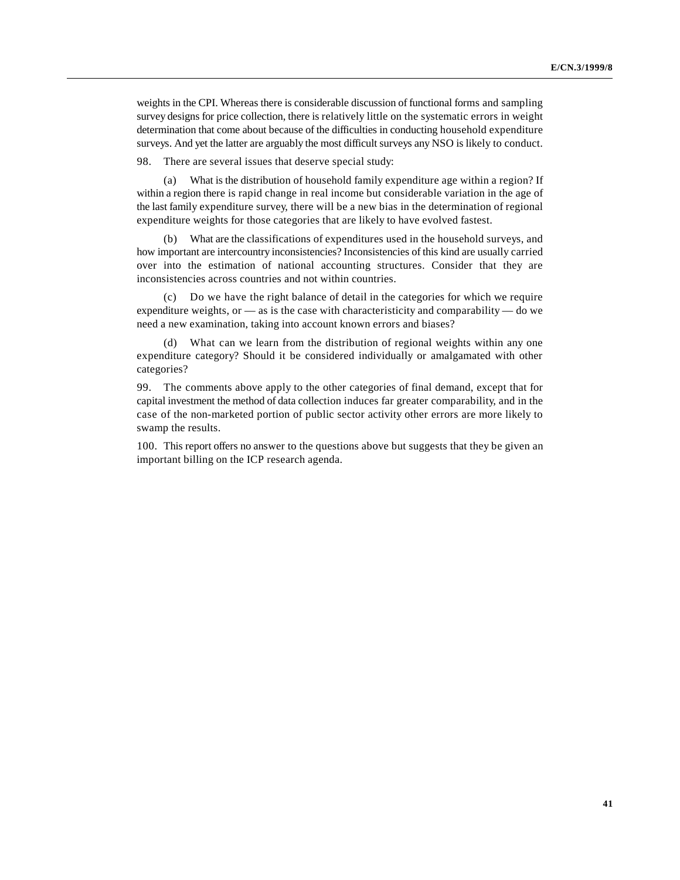weights in the CPI. Whereas there is considerable discussion of functional forms and sampling survey designs for price collection, there is relatively little on the systematic errors in weight determination that come about because of the difficulties in conducting household expenditure surveys. And yet the latter are arguably the most difficult surveys any NSO is likely to conduct.

98. There are several issues that deserve special study:

(a) What is the distribution of household family expenditure age within a region? If within a region there is rapid change in real income but considerable variation in the age of the last family expenditure survey, there will be a new bias in the determination of regional expenditure weights for those categories that are likely to have evolved fastest.

(b) What are the classifications of expenditures used in the household surveys, and how important are intercountry inconsistencies? Inconsistencies of this kind are usually carried over into the estimation of national accounting structures. Consider that they are inconsistencies across countries and not within countries.

(c) Do we have the right balance of detail in the categories for which we require expenditure weights, or — as is the case with characteristicity and comparability — do we need a new examination, taking into account known errors and biases?

(d) What can we learn from the distribution of regional weights within any one expenditure category? Should it be considered individually or amalgamated with other categories?

99. The comments above apply to the other categories of final demand, except that for capital investment the method of data collection induces far greater comparability, and in the case of the non-marketed portion of public sector activity other errors are more likely to swamp the results.

100. This report offers no answer to the questions above but suggests that they be given an important billing on the ICP research agenda.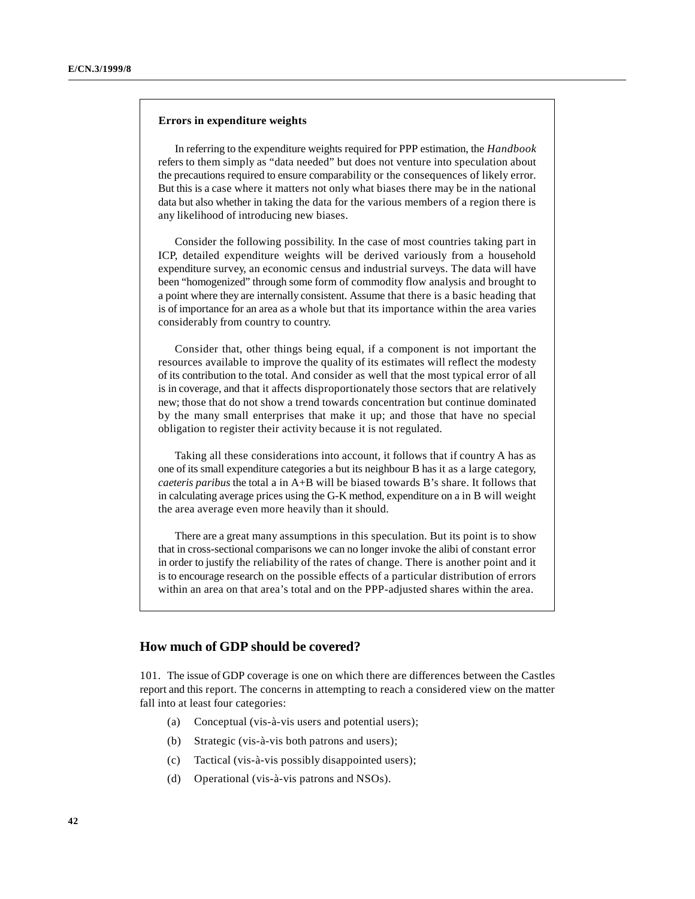**Errors in expenditure weights**

In referring to the expenditure weights required for PPP estimation, the *Handbook* refers to them simply as "data needed" but does not venture into speculation about the precautions required to ensure comparability or the consequences of likely error. But this is a case where it matters not only what biases there may be in the national data but also whether in taking the data for the various members of a region there is any likelihood of introducing new biases.

Consider the following possibility. In the case of most countries taking part in ICP, detailed expenditure weights will be derived variously from a household expenditure survey, an economic census and industrial surveys. The data will have been "homogenized" through some form of commodity flow analysis and brought to a point where they are internally consistent. Assume that there is a basic heading that is of importance for an area as a whole but that its importance within the area varies considerably from country to country.

Consider that, other things being equal, if a component is not important the resources available to improve the quality of its estimates will reflect the modesty of its contribution to the total. And consider as well that the most typical error of all is in coverage, and that it affects disproportionately those sectors that are relatively new; those that do not show a trend towards concentration but continue dominated by the many small enterprises that make it up; and those that have no special obligation to register their activity because it is not regulated.

Taking all these considerations into account, it follows that if country A has as one of its small expenditure categories a but its neighbour B has it as a large category, *caeteris paribus* the total a in A+B will be biased towards B's share. It follows that in calculating average prices using the G-K method, expenditure on a in B will weight the area average even more heavily than it should.

There are a great many assumptions in this speculation. But its point is to show that in cross-sectional comparisons we can no longer invoke the alibi of constant error in order to justify the reliability of the rates of change. There is another point and it is to encourage research on the possible effects of a particular distribution of errors within an area on that area's total and on the PPP-adjusted shares within the area.

## How much of GDP should be covered?

101. The issue of GDP coverage is one on which there are differences between the Castles report and this report. The concerns in attempting to reach a considered view on the matter fall into at least four categories:

(a) Conceptual (vis-à-vis users and potential users);

(b) Strategic (vis-à-vis both patrons and users);

(c) Tactical (vis-à-vis possibly disappointed users);

(d) Operational (vis-à-vis patrons and NSOs).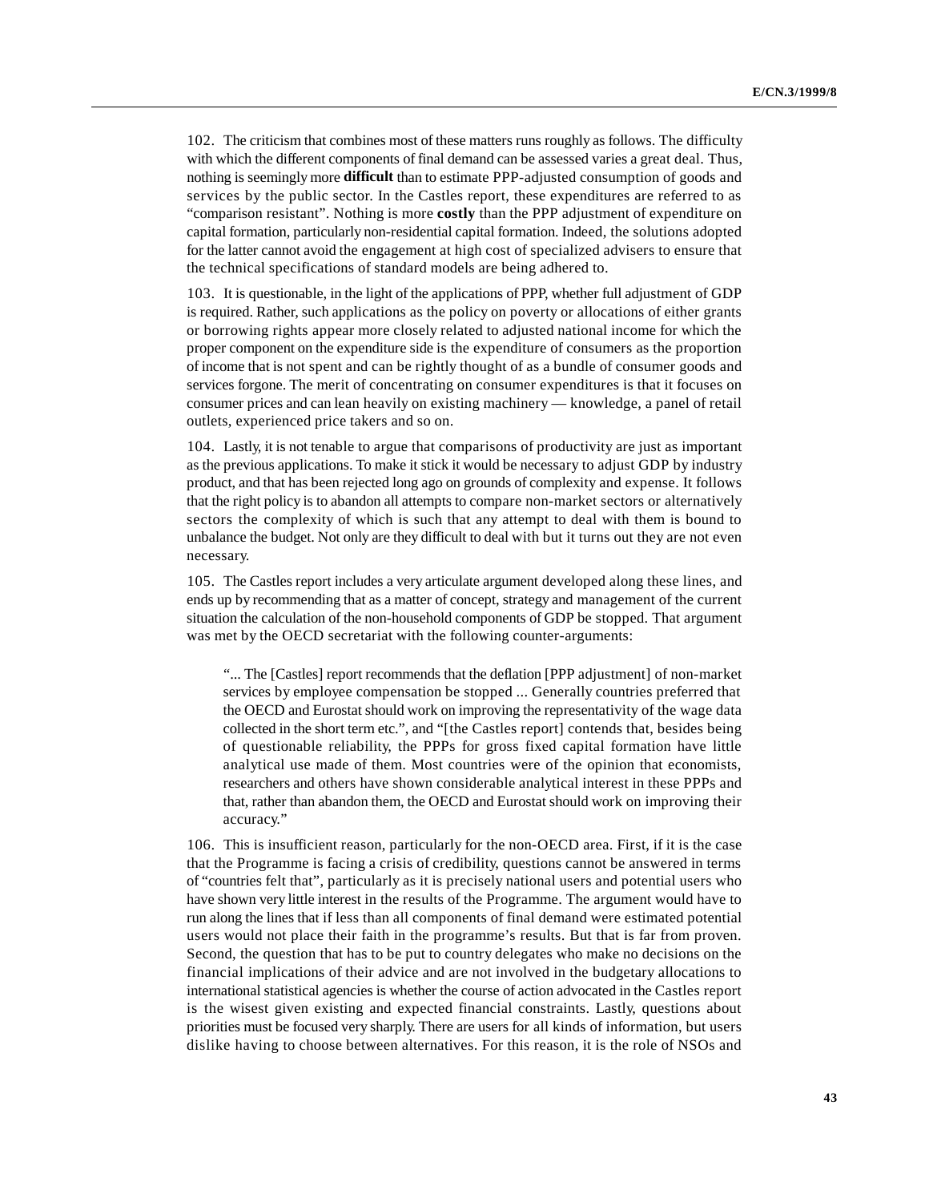102. The criticism that combines most of these matters runs roughly as follows. The difficulty with which the different components of final demand can be assessed varies a great deal. Thus, nothing is seemingly more **difficult** than to estimate PPP-adjusted consumption of goods and services by the public sector. In the Castles report, these expenditures are referred to as "comparison resistant". Nothing is more **costly** than the PPP adjustment of expenditure on capital formation, particularly non-residential capital formation. Indeed, the solutions adopted for the latter cannot avoid the engagement at high cost of specialized advisers to ensure that the technical specifications of standard models are being adhered to.

103. It is questionable, in the light of the applications of PPP, whether full adjustment of GDP is required. Rather, such applications as the policy on poverty or allocations of either grants or borrowing rights appear more closely related to adjusted national income for which the proper component on the expenditure side is the expenditure of consumers as the proportion of income that is not spent and can be rightly thought of as a bundle of consumer goods and services forgone. The merit of concentrating on consumer expenditures is that it focuses on consumer prices and can lean heavily on existing machinery — knowledge, a panel of retail outlets, experienced price takers and so on.

104. Lastly, it is not tenable to argue that comparisons of productivity are just as important as the previous applications. To make it stick it would be necessary to adjust GDP by industry product, and that has been rejected long ago on grounds of complexity and expense. It follows that the right policy is to abandon all attempts to compare non-market sectors or alternatively sectors the complexity of which is such that any attempt to deal with them is bound to unbalance the budget. Not only are they difficult to deal with but it turns out they are not even necessary.

105. The Castles report includes a very articulate argument developed along these lines, and ends up by recommending that as a matter of concept, strategy and management of the current situation the calculation of the non-household components of GDP be stopped. That argument was met by the OECD secretariat with the following counter-arguments:

> "... The [Castles] report recommends that the deflation [PPP adjustment] of non-market services by employee compensation be stopped ... Generally countries preferred that the OECD and Eurostat should work on improving the representativity of the wage data collected in the short term etc.", and "[the Castles report] contends that, besides being of questionable reliability, the PPPs for gross fixed capital formation have little analytical use made of them. Most countries were of the opinion that economists, researchers and others have shown considerable analytical interest in these PPPs and that, rather than abandon them, the OECD and Eurostat should work on improving their accuracy."

106. This is insufficient reason, particularly for the non-OECD area. First, if it is the case that the Programme is facing a crisis of credibility, questions cannot be answered in terms of "countries felt that", particularly as it is precisely national users and potential users who have shown very little interest in the results of the Programme. The argument would have to run along the lines that if less than all components of final demand were estimated potential users would not place their faith in the programme's results. But that is far from proven. Second, the question that has to be put to country delegates who make no decisions on the financial implications of their advice and are not involved in the budgetary allocations to international statistical agencies is whether the course of action advocated in the Castles report is the wisest given existing and expected financial constraints. Lastly, questions about priorities must be focused very sharply. There are users for all kinds of information, but users dislike having to choose between alternatives. For this reason, it is the role of NSOs and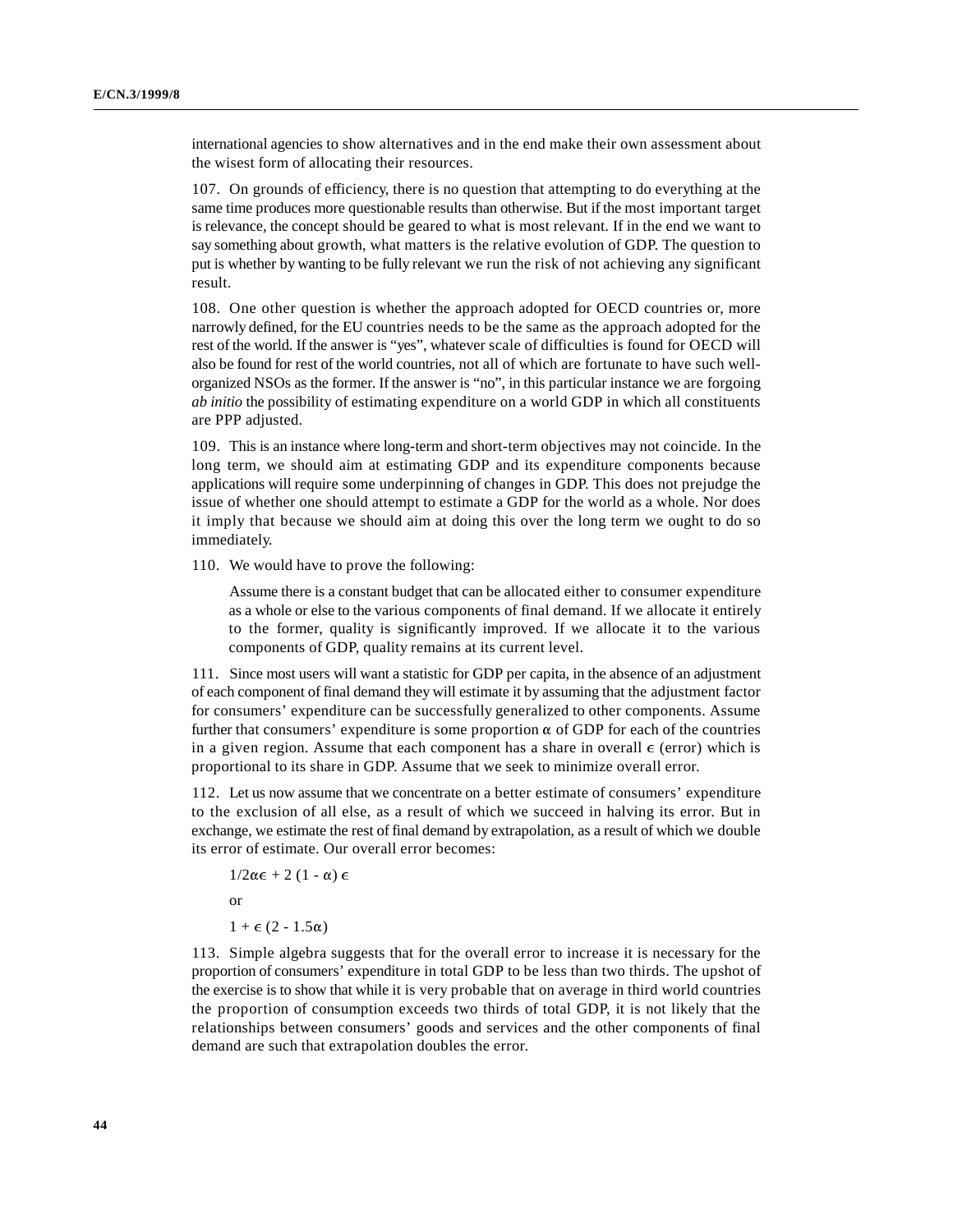international agencies to show alternatives and in the end make their own assessment about the wisest form of allocating their resources.

107. On grounds of efficiency, there is no question that attempting to do everything at the same time produces more questionable results than otherwise. But if the most important target is relevance, the concept should be geared to what is most relevant. If in the end we want to say something about growth, what matters is the relative evolution of GDP. The question to put is whether by wanting to be fully relevant we run the risk of not achieving any significant result.

108. One other question is whether the approach adopted for OECD countries or, more narrowly defined, for the EU countries needs to be the same as the approach adopted for the rest of the world. If the answer is "yes", whatever scale of difficulties is found for OECD will also be found for rest of the world countries, not all of which are fortunate to have such well-organized NSOs as the former. If the answer is "no", in this particular instance we are forgoing *ab initio* the possibility of estimating expenditure on a world GDP in which all constituents are PPP adjusted.

109. This is an instance where long-term and short-term objectives may not coincide. In the long term, we should aim at estimating GDP and its expenditure components because applications will require some underpinning of changes in GDP. This does not prejudge the issue of whether one should attempt to estimate a GDP for the world as a whole. Nor does it imply that because we should aim at doing this over the long term we ought to do so immediately.

110. We would have to prove the following:

> Assume there is a constant budget that can be allocated either to consumer expenditure as a whole or else to the various components of final demand. If we allocate it entirely to the former, quality is significantly improved. If we allocate it to the various components of GDP, quality remains at its current level.

111. Since most users will want a statistic for GDP per capita, in the absence of an adjustment of each component of final demand they will estimate it by assuming that the adjustment factor for consumers' expenditure can be successfully generalized to other components. Assume further that consumers' expenditure is some proportion $\alpha$ of GDP for each of the countries in a given region. Assume that each component has a share in overall $\epsilon$ (error) which is proportional to its share in GDP. Assume that we seek to minimize overall error.

112. Let us now assume that we concentrate on a better estimate of consumers' expenditure to the exclusion of all else, as a result of which we succeed in halving its error. But in exchange, we estimate the rest of final demand by extrapolation, as a result of which we double its error of estimate. Our overall error becomes:

$$1/2\alpha\epsilon + 2\,(1 - \alpha)\,\epsilon$$

or

$$1 + \epsilon\,(2 - 1.5\alpha)$$

113. Simple algebra suggests that for the overall error to increase it is necessary for the proportion of consumers' expenditure in total GDP to be less than two thirds. The upshot of the exercise is to show that while it is very probable that on average in third world countries the proportion of consumption exceeds two thirds of total GDP, it is not likely that the relationships between consumers' goods and services and the other components of final demand are such that extrapolation doubles the error.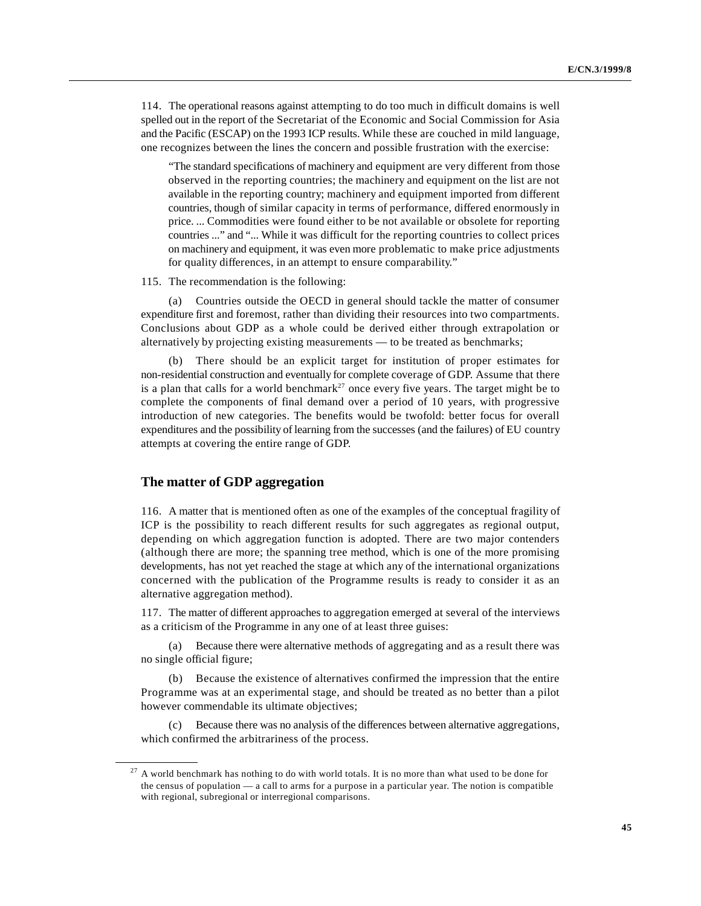114. The operational reasons against attempting to do too much in difficult domains is well spelled out in the report of the Secretariat of the Economic and Social Commission for Asia and the Pacific (ESCAP) on the 1993 ICP results. While these are couched in mild language, one recognizes between the lines the concern and possible frustration with the exercise:

> "The standard specifications of machinery and equipment are very different from those observed in the reporting countries; the machinery and equipment on the list are not available in the reporting country; machinery and equipment imported from different countries, though of similar capacity in terms of performance, differed enormously in price. ... Commodities were found either to be not available or obsolete for reporting countries ..." and "... While it was difficult for the reporting countries to collect prices on machinery and equipment, it was even more problematic to make price adjustments for quality differences, in an attempt to ensure comparability."

115. The recommendation is the following:

(a) Countries outside the OECD in general should tackle the matter of consumer expenditure first and foremost, rather than dividing their resources into two compartments. Conclusions about GDP as a whole could be derived either through extrapolation or alternatively by projecting existing measurements — to be treated as benchmarks;

(b) There should be an explicit target for institution of proper estimates for non-residential construction and eventually for complete coverage of GDP. Assume that there is a plan that calls for a world benchmark[27] once every five years. The target might be to complete the components of final demand over a period of 10 years, with progressive introduction of new categories. The benefits would be twofold: better focus for overall expenditures and the possibility of learning from the successes (and the failures) of EU country attempts at covering the entire range of GDP.

## The matter of GDP aggregation

116. A matter that is mentioned often as one of the examples of the conceptual fragility of ICP is the possibility to reach different results for such aggregates as regional output, depending on which aggregation function is adopted. There are two major contenders (although there are more; the spanning tree method, which is one of the more promising developments, has not yet reached the stage at which any of the international organizations concerned with the publication of the Programme results is ready to consider it as an alternative aggregation method).

117. The matter of different approaches to aggregation emerged at several of the interviews as a criticism of the Programme in any one of at least three guises:

(a) Because there were alternative methods of aggregating and as a result there was no single official figure;

(b) Because the existence of alternatives confirmed the impression that the entire Programme was at an experimental stage, and should be treated as no better than a pilot however commendable its ultimate objectives;

(c) Because there was no analysis of the differences between alternative aggregations, which confirmed the arbitrariness of the process.

---

[27] A world benchmark has nothing to do with world totals. It is no more than what used to be done for the census of population — a call to arms for a purpose in a particular year. The notion is compatible with regional, subregional or interregional comparisons.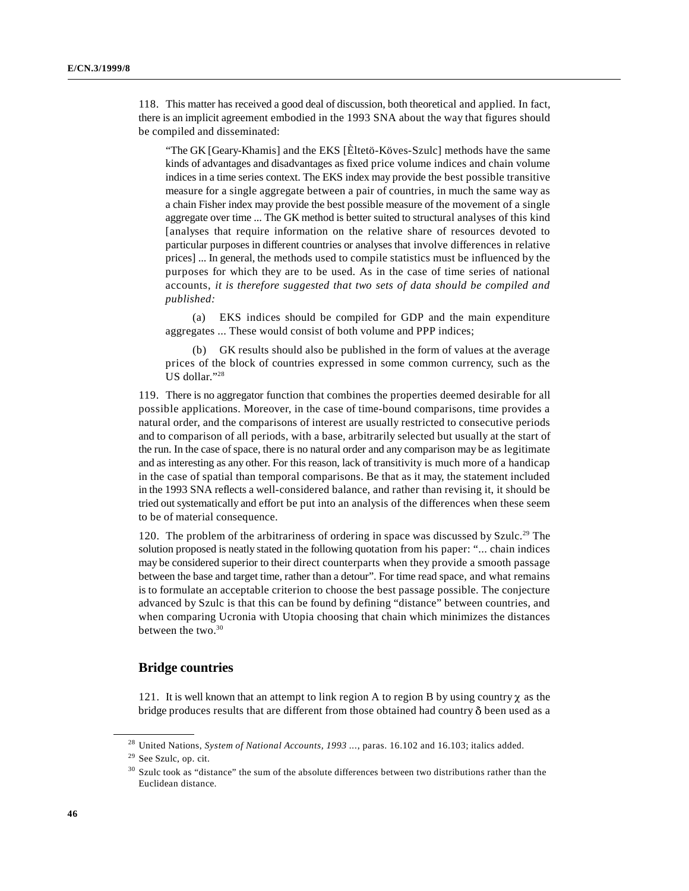118. This matter has received a good deal of discussion, both theoretical and applied. In fact, there is an implicit agreement embodied in the 1993 SNA about the way that figures should be compiled and disseminated:

> "The GK [Geary-Khamis] and the EKS [Èltetö-Köves-Szulc] methods have the same kinds of advantages and disadvantages as fixed price volume indices and chain volume indices in a time series context. The EKS index may provide the best possible transitive measure for a single aggregate between a pair of countries, in much the same way as a chain Fisher index may provide the best possible measure of the movement of a single aggregate over time ... The GK method is better suited to structural analyses of this kind [analyses that require information on the relative share of resources devoted to particular purposes in different countries or analyses that involve differences in relative prices] ... In general, the methods used to compile statistics must be influenced by the purposes for which they are to be used. As in the case of time series of national accounts, *it is therefore suggested that two sets of data should be compiled and published:*
>
> (a) EKS indices should be compiled for GDP and the main expenditure aggregates ... These would consist of both volume and PPP indices;
>
> (b) GK results should also be published in the form of values at the average prices of the block of countries expressed in some common currency, such as the US dollar."[28]

119. There is no aggregator function that combines the properties deemed desirable for all possible applications. Moreover, in the case of time-bound comparisons, time provides a natural order, and the comparisons of interest are usually restricted to consecutive periods and to comparison of all periods, with a base, arbitrarily selected but usually at the start of the run. In the case of space, there is no natural order and any comparison may be as legitimate and as interesting as any other. For this reason, lack of transitivity is much more of a handicap in the case of spatial than temporal comparisons. Be that as it may, the statement included in the 1993 SNA reflects a well-considered balance, and rather than revising it, it should be tried out systematically and effort be put into an analysis of the differences when these seem to be of material consequence.

120. The problem of the arbitrariness of ordering in space was discussed by Szulc.[29] The solution proposed is neatly stated in the following quotation from his paper: "... chain indices may be considered superior to their direct counterparts when they provide a smooth passage between the base and target time, rather than a detour". For time read space, and what remains is to formulate an acceptable criterion to choose the best passage possible. The conjecture advanced by Szulc is that this can be found by defining "distance" between countries, and when comparing Ucronia with Utopia choosing that chain which minimizes the distances between the two.[30]

## Bridge countries

121. It is well known that an attempt to link region A to region B by using country $\chi$ as the bridge produces results that are different from those obtained had country $\delta$ been used as a

---

[28] United Nations, *System of National Accounts, 1993 ...*, paras. 16.102 and 16.103; italics added.

[29] See Szulc, op. cit.

[30] Szulc took as "distance" the sum of the absolute differences between two distributions rather than the Euclidean distance.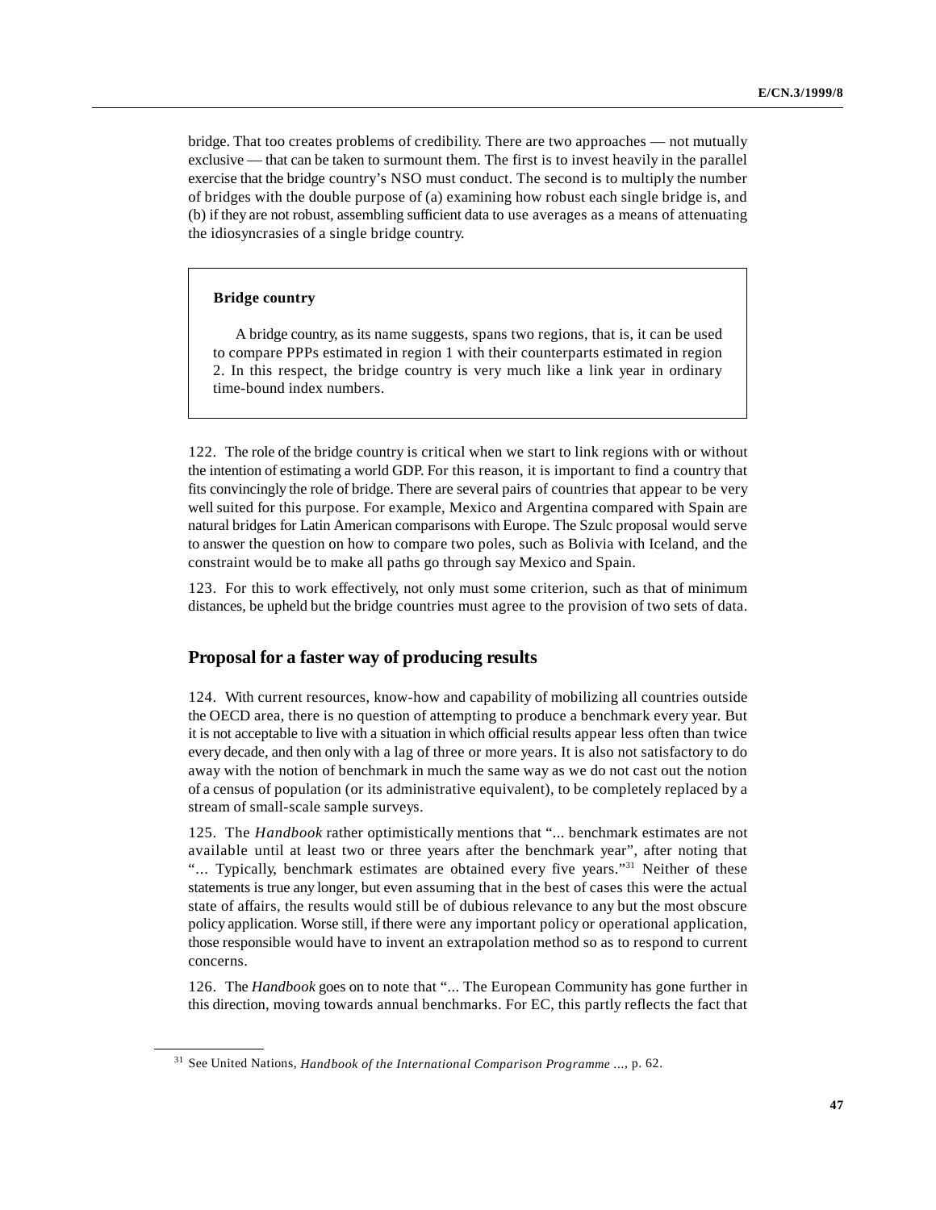bridge. That too creates problems of credibility. There are two approaches — not mutually exclusive — that can be taken to surmount them. The first is to invest heavily in the parallel exercise that the bridge country's NSO must conduct. The second is to multiply the number of bridges with the double purpose of (a) examining how robust each single bridge is, and (b) if they are not robust, assembling sufficient data to use averages as a means of attenuating the idiosyncrasies of a single bridge country.

> **Bridge country**
>
> A bridge country, as its name suggests, spans two regions, that is, it can be used to compare PPPs estimated in region 1 with their counterparts estimated in region 2. In this respect, the bridge country is very much like a link year in ordinary time-bound index numbers.

122. The role of the bridge country is critical when we start to link regions with or without the intention of estimating a world GDP. For this reason, it is important to find a country that fits convincingly the role of bridge. There are several pairs of countries that appear to be very well suited for this purpose. For example, Mexico and Argentina compared with Spain are natural bridges for Latin American comparisons with Europe. The Szulc proposal would serve to answer the question on how to compare two poles, such as Bolivia with Iceland, and the constraint would be to make all paths go through say Mexico and Spain.

123. For this to work effectively, not only must some criterion, such as that of minimum distances, be upheld but the bridge countries must agree to the provision of two sets of data.

## Proposal for a faster way of producing results

124. With current resources, know-how and capability of mobilizing all countries outside the OECD area, there is no question of attempting to produce a benchmark every year. But it is not acceptable to live with a situation in which official results appear less often than twice every decade, and then only with a lag of three or more years. It is also not satisfactory to do away with the notion of benchmark in much the same way as we do not cast out the notion of a census of population (or its administrative equivalent), to be completely replaced by a stream of small-scale sample surveys.

125. The *Handbook* rather optimistically mentions that "... benchmark estimates are not available until at least two or three years after the benchmark year", after noting that "... Typically, benchmark estimates are obtained every five years."[31] Neither of these statements is true any longer, but even assuming that in the best of cases this were the actual state of affairs, the results would still be of dubious relevance to any but the most obscure policy application. Worse still, if there were any important policy or operational application, those responsible would have to invent an extrapolation method so as to respond to current concerns.

126. The *Handbook* goes on to note that "... The European Community has gone further in this direction, moving towards annual benchmarks. For EC, this partly reflects the fact that

---

[31] See United Nations, *Handbook of the International Comparison Programme ...*, p. 62.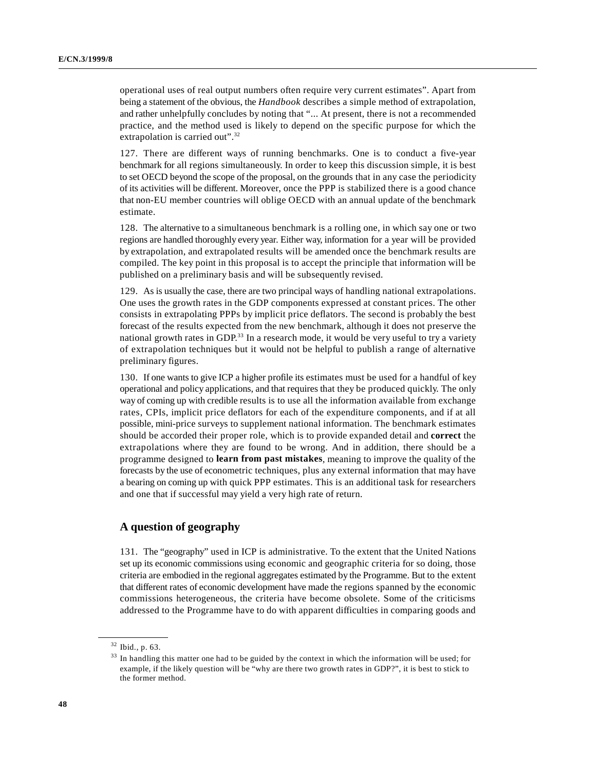operational uses of real output numbers often require very current estimates". Apart from being a statement of the obvious, the *Handbook* describes a simple method of extrapolation, and rather unhelpfully concludes by noting that "... At present, there is not a recommended practice, and the method used is likely to depend on the specific purpose for which the extrapolation is carried out".[32]

127. There are different ways of running benchmarks. One is to conduct a five-year benchmark for all regions simultaneously. In order to keep this discussion simple, it is best to set OECD beyond the scope of the proposal, on the grounds that in any case the periodicity of its activities will be different. Moreover, once the PPP is stabilized there is a good chance that non-EU member countries will oblige OECD with an annual update of the benchmark estimate.

128. The alternative to a simultaneous benchmark is a rolling one, in which say one or two regions are handled thoroughly every year. Either way, information for a year will be provided by extrapolation, and extrapolated results will be amended once the benchmark results are compiled. The key point in this proposal is to accept the principle that information will be published on a preliminary basis and will be subsequently revised.

129. As is usually the case, there are two principal ways of handling national extrapolations. One uses the growth rates in the GDP components expressed at constant prices. The other consists in extrapolating PPPs by implicit price deflators. The second is probably the best forecast of the results expected from the new benchmark, although it does not preserve the national growth rates in GDP.[33] In a research mode, it would be very useful to try a variety of extrapolation techniques but it would not be helpful to publish a range of alternative preliminary figures.

130. If one wants to give ICP a higher profile its estimates must be used for a handful of key operational and policy applications, and that requires that they be produced quickly. The only way of coming up with credible results is to use all the information available from exchange rates, CPIs, implicit price deflators for each of the expenditure components, and if at all possible, mini-price surveys to supplement national information. The benchmark estimates should be accorded their proper role, which is to provide expanded detail and **correct** the extrapolations where they are found to be wrong. And in addition, there should be a programme designed to **learn from past mistakes**, meaning to improve the quality of the forecasts by the use of econometric techniques, plus any external information that may have a bearing on coming up with quick PPP estimates. This is an additional task for researchers and one that if successful may yield a very high rate of return.

## A question of geography

131. The "geography" used in ICP is administrative. To the extent that the United Nations set up its economic commissions using economic and geographic criteria for so doing, those criteria are embodied in the regional aggregates estimated by the Programme. But to the extent that different rates of economic development have made the regions spanned by the economic commissions heterogeneous, the criteria have become obsolete. Some of the criticisms addressed to the Programme have to do with apparent difficulties in comparing goods and

---

[32] Ibid., p. 63.

[33] In handling this matter one had to be guided by the context in which the information will be used; for example, if the likely question will be "why are there two growth rates in GDP?", it is best to stick to the former method.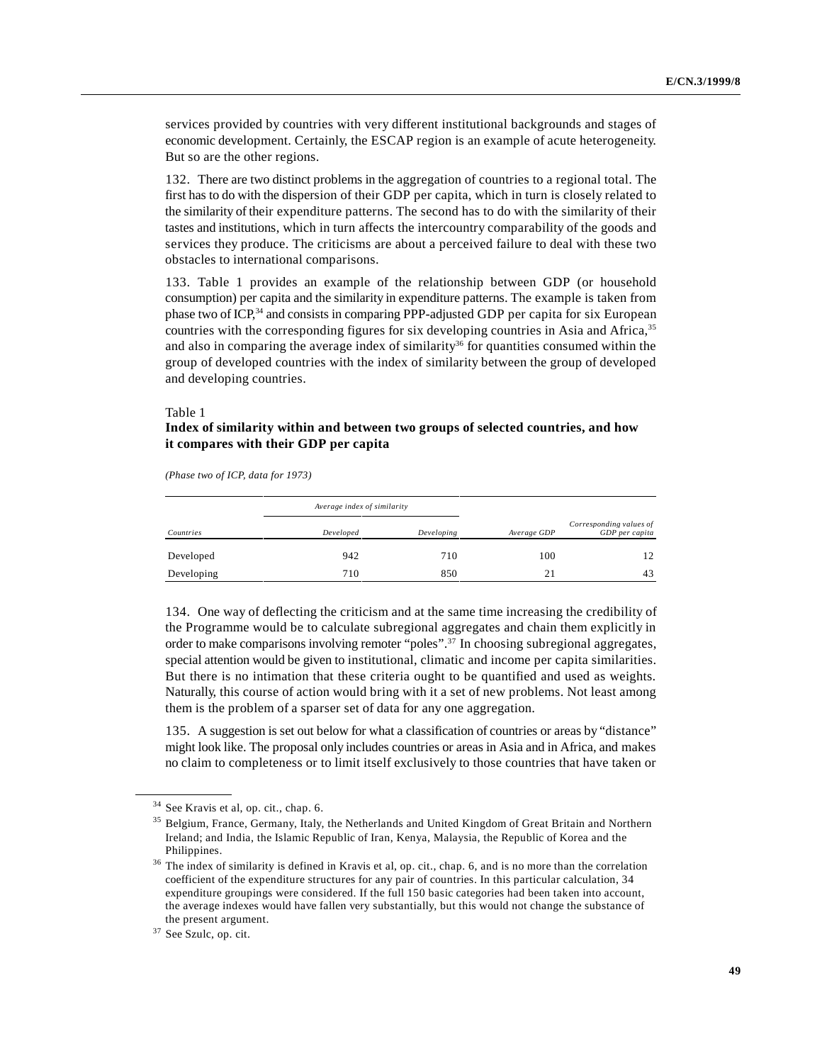services provided by countries with very different institutional backgrounds and stages of economic development. Certainly, the ESCAP region is an example of acute heterogeneity. But so are the other regions.

132. There are two distinct problems in the aggregation of countries to a regional total. The first has to do with the dispersion of their GDP per capita, which in turn is closely related to the similarity of their expenditure patterns. The second has to do with the similarity of their tastes and institutions, which in turn affects the intercountry comparability of the goods and services they produce. The criticisms are about a perceived failure to deal with these two obstacles to international comparisons.

133. Table 1 provides an example of the relationship between GDP (or household consumption) per capita and the similarity in expenditure patterns. The example is taken from phase two of ICP,[34] and consists in comparing PPP-adjusted GDP per capita for six European countries with the corresponding figures for six developing countries in Asia and Africa,[35] and also in comparing the average index of similarity[36] for quantities consumed within the group of developed countries with the index of similarity between the group of developed and developing countries.

Table 1

**Index of similarity within and between two groups of selected countries, and how it compares with their GDP per capita**

*(Phase two of ICP, data for 1973)*

| | *Average index of similarity* | | | |
|---|---|---|---|---|
| *Countries* | *Developed* | *Developing* | *Average GDP* | *Corresponding values of GDP per capita* |
| Developed | 942 | 710 | 100 | 12 |
| Developing | 710 | 850 | 21 | 43 |

134. One way of deflecting the criticism and at the same time increasing the credibility of the Programme would be to calculate subregional aggregates and chain them explicitly in order to make comparisons involving remoter "poles".[37] In choosing subregional aggregates, special attention would be given to institutional, climatic and income per capita similarities. But there is no intimation that these criteria ought to be quantified and used as weights. Naturally, this course of action would bring with it a set of new problems. Not least among them is the problem of a sparser set of data for any one aggregation.

135. A suggestion is set out below for what a classification of countries or areas by "distance" might look like. The proposal only includes countries or areas in Asia and in Africa, and makes no claim to completeness or to limit itself exclusively to those countries that have taken or

---

[34] See Kravis et al, op. cit., chap. 6.

[35] Belgium, France, Germany, Italy, the Netherlands and United Kingdom of Great Britain and Northern Ireland; and India, the Islamic Republic of Iran, Kenya, Malaysia, the Republic of Korea and the Philippines.

[36] The index of similarity is defined in Kravis et al, op. cit., chap. 6, and is no more than the correlation coefficient of the expenditure structures for any pair of countries. In this particular calculation, 34 expenditure groupings were considered. If the full 150 basic categories had been taken into account, the average indexes would have fallen very substantially, but this would not change the substance of the present argument.

[37] See Szulc, op. cit.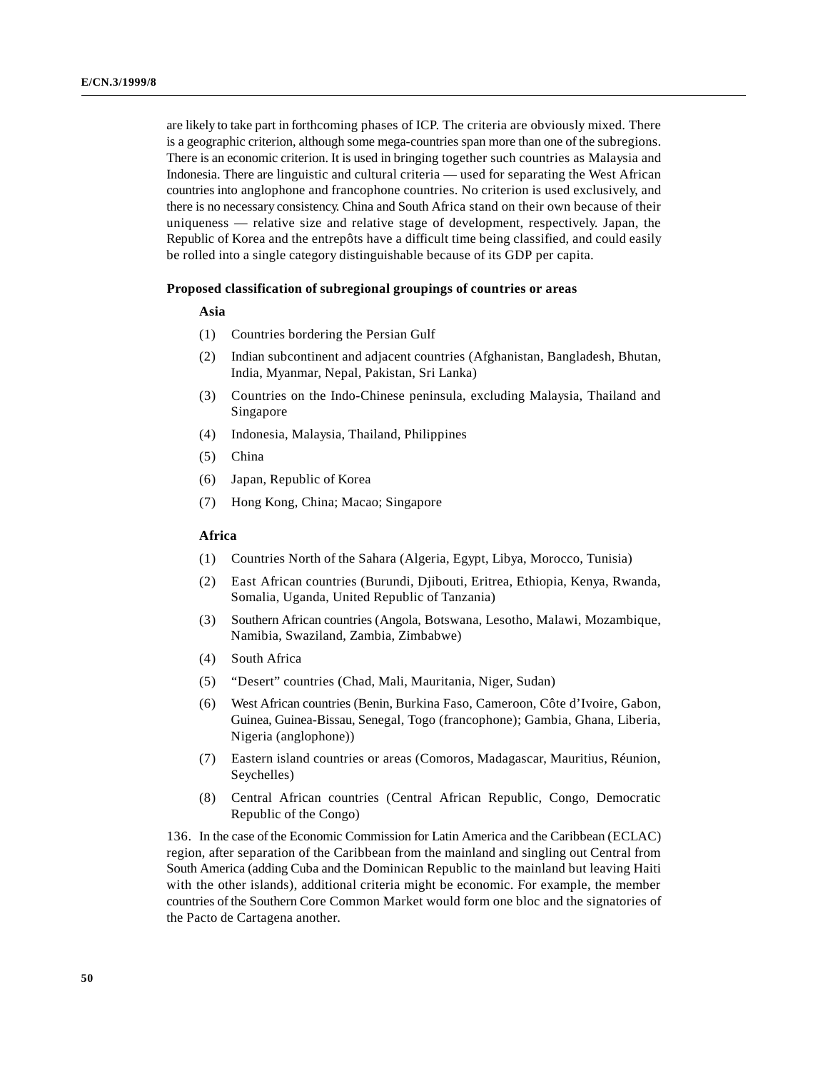are likely to take part in forthcoming phases of ICP. The criteria are obviously mixed. There is a geographic criterion, although some mega-countries span more than one of the subregions. There is an economic criterion. It is used in bringing together such countries as Malaysia and Indonesia. There are linguistic and cultural criteria — used for separating the West African countries into anglophone and francophone countries. No criterion is used exclusively, and there is no necessary consistency. China and South Africa stand on their own because of their uniqueness — relative size and relative stage of development, respectively. Japan, the Republic of Korea and the entrepôts have a difficult time being classified, and could easily be rolled into a single category distinguishable because of its GDP per capita.

**Proposed classification of subregional groupings of countries or areas**

**Asia**

(1) Countries bordering the Persian Gulf

(2) Indian subcontinent and adjacent countries (Afghanistan, Bangladesh, Bhutan, India, Myanmar, Nepal, Pakistan, Sri Lanka)

(3) Countries on the Indo-Chinese peninsula, excluding Malaysia, Thailand and Singapore

(4) Indonesia, Malaysia, Thailand, Philippines

(5) China

(6) Japan, Republic of Korea

(7) Hong Kong, China; Macao; Singapore

**Africa**

(1) Countries North of the Sahara (Algeria, Egypt, Libya, Morocco, Tunisia)

(2) East African countries (Burundi, Djibouti, Eritrea, Ethiopia, Kenya, Rwanda, Somalia, Uganda, United Republic of Tanzania)

(3) Southern African countries (Angola, Botswana, Lesotho, Malawi, Mozambique, Namibia, Swaziland, Zambia, Zimbabwe)

(4) South Africa

(5) "Desert" countries (Chad, Mali, Mauritania, Niger, Sudan)

(6) West African countries (Benin, Burkina Faso, Cameroon, Côte d'Ivoire, Gabon, Guinea, Guinea-Bissau, Senegal, Togo (francophone); Gambia, Ghana, Liberia, Nigeria (anglophone))

(7) Eastern island countries or areas (Comoros, Madagascar, Mauritius, Réunion, Seychelles)

(8) Central African countries (Central African Republic, Congo, Democratic Republic of the Congo)

136. In the case of the Economic Commission for Latin America and the Caribbean (ECLAC) region, after separation of the Caribbean from the mainland and singling out Central from South America (adding Cuba and the Dominican Republic to the mainland but leaving Haiti with the other islands), additional criteria might be economic. For example, the member countries of the Southern Core Common Market would form one bloc and the signatories of the Pacto de Cartagena another.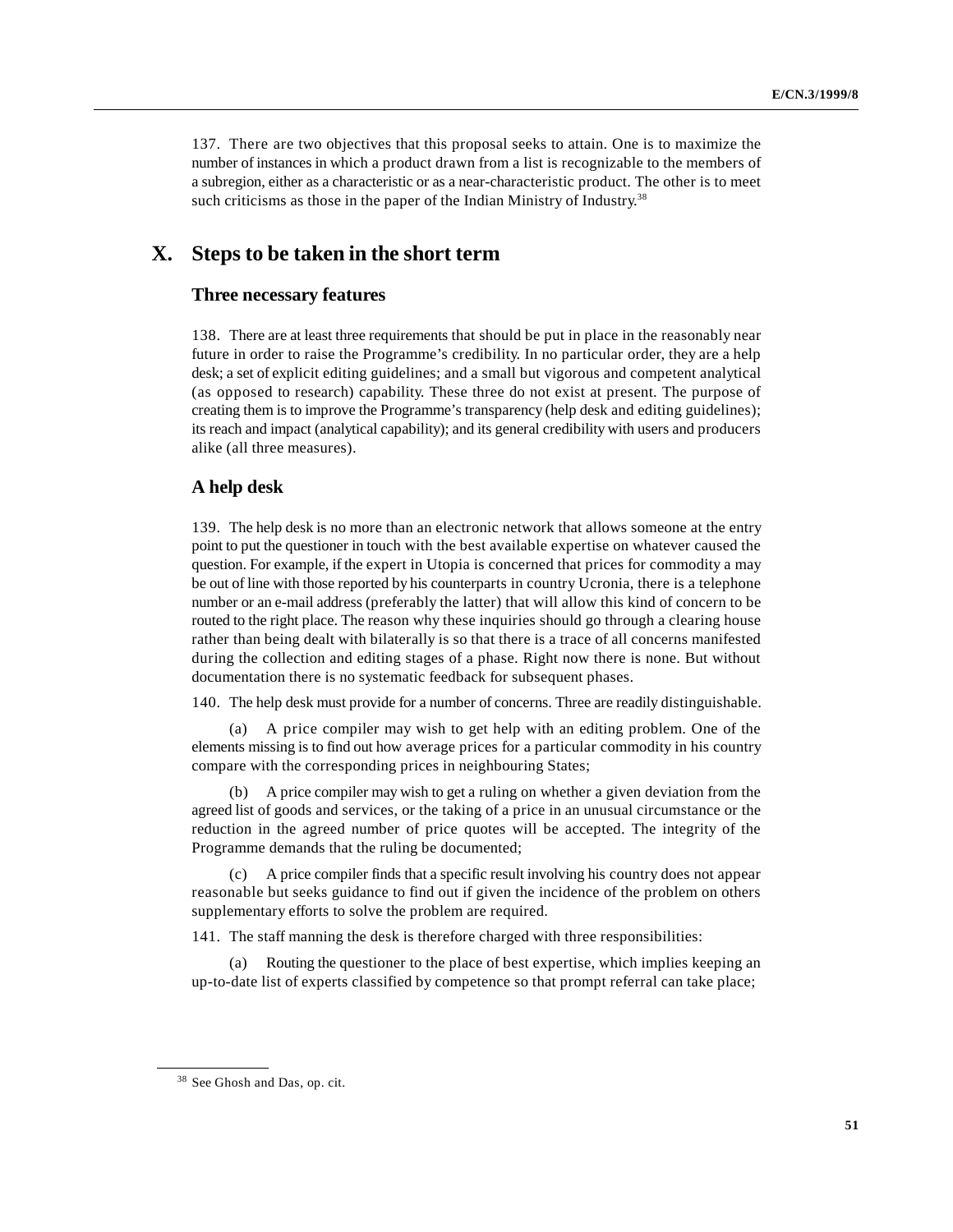137. There are two objectives that this proposal seeks to attain. One is to maximize the number of instances in which a product drawn from a list is recognizable to the members of a subregion, either as a characteristic or as a near-characteristic product. The other is to meet such criticisms as those in the paper of the Indian Ministry of Industry.[38]

# X. Steps to be taken in the short term

## Three necessary features

138. There are at least three requirements that should be put in place in the reasonably near future in order to raise the Programme's credibility. In no particular order, they are a help desk; a set of explicit editing guidelines; and a small but vigorous and competent analytical (as opposed to research) capability. These three do not exist at present. The purpose of creating them is to improve the Programme's transparency (help desk and editing guidelines); its reach and impact (analytical capability); and its general credibility with users and producers alike (all three measures).

## A help desk

139. The help desk is no more than an electronic network that allows someone at the entry point to put the questioner in touch with the best available expertise on whatever caused the question. For example, if the expert in Utopia is concerned that prices for commodity a may be out of line with those reported by his counterparts in country Ucronia, there is a telephone number or an e-mail address (preferably the latter) that will allow this kind of concern to be routed to the right place. The reason why these inquiries should go through a clearing house rather than being dealt with bilaterally is so that there is a trace of all concerns manifested during the collection and editing stages of a phase. Right now there is none. But without documentation there is no systematic feedback for subsequent phases.

140. The help desk must provide for a number of concerns. Three are readily distinguishable.

(a) A price compiler may wish to get help with an editing problem. One of the elements missing is to find out how average prices for a particular commodity in his country compare with the corresponding prices in neighbouring States;

(b) A price compiler may wish to get a ruling on whether a given deviation from the agreed list of goods and services, or the taking of a price in an unusual circumstance or the reduction in the agreed number of price quotes will be accepted. The integrity of the Programme demands that the ruling be documented;

(c) A price compiler finds that a specific result involving his country does not appear reasonable but seeks guidance to find out if given the incidence of the problem on others supplementary efforts to solve the problem are required.

141. The staff manning the desk is therefore charged with three responsibilities:

(a) Routing the questioner to the place of best expertise, which implies keeping an up-to-date list of experts classified by competence so that prompt referral can take place;

---

[38] See Ghosh and Das, op. cit.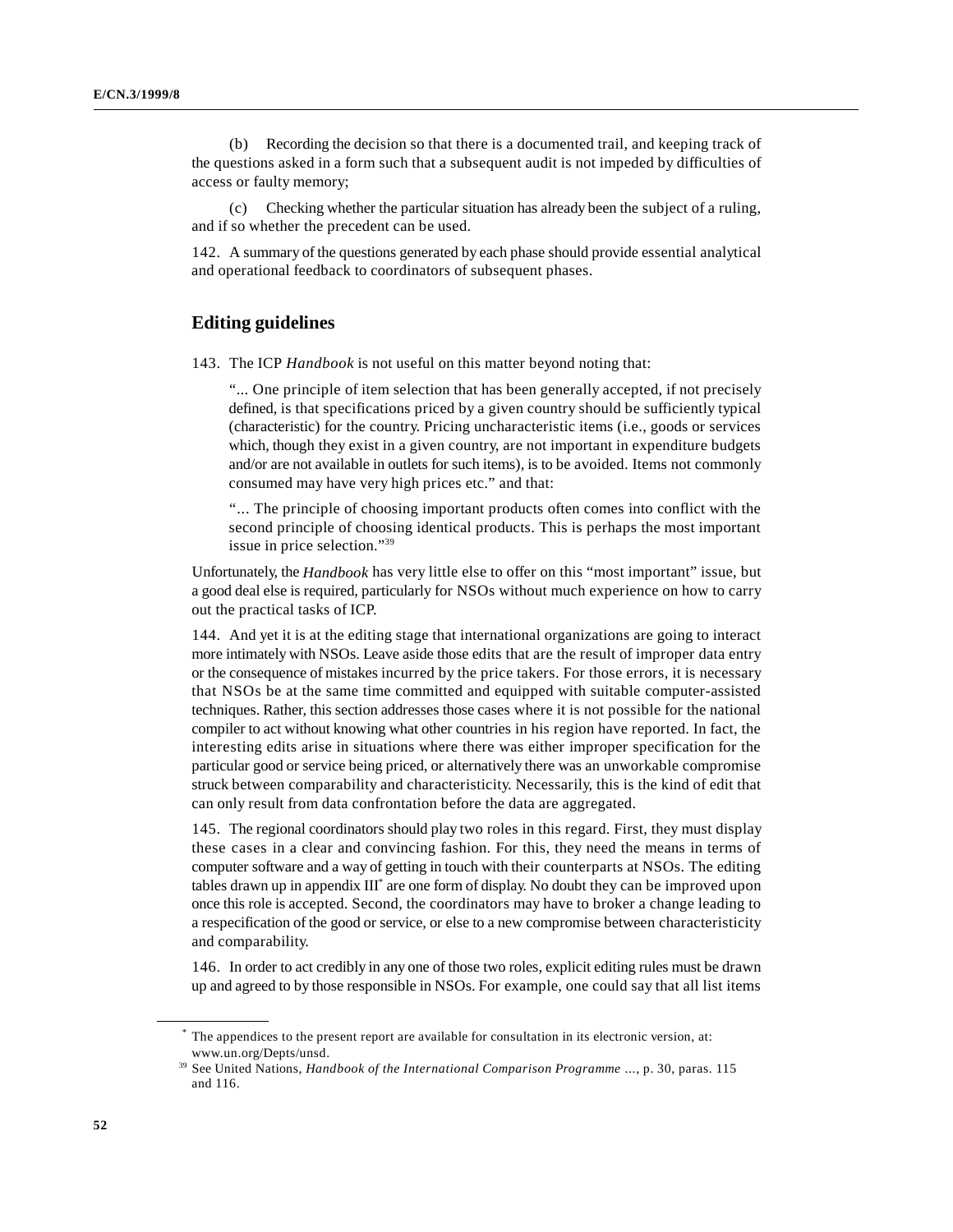(b) Recording the decision so that there is a documented trail, and keeping track of the questions asked in a form such that a subsequent audit is not impeded by difficulties of access or faulty memory;

(c) Checking whether the particular situation has already been the subject of a ruling, and if so whether the precedent can be used.

142. A summary of the questions generated by each phase should provide essential analytical and operational feedback to coordinators of subsequent phases.

## Editing guidelines

143. The ICP *Handbook* is not useful on this matter beyond noting that:

> "... One principle of item selection that has been generally accepted, if not precisely defined, is that specifications priced by a given country should be sufficiently typical (characteristic) for the country. Pricing uncharacteristic items (i.e., goods or services which, though they exist in a given country, are not important in expenditure budgets and/or are not available in outlets for such items), is to be avoided. Items not commonly consumed may have very high prices etc." and that:
>
> "... The principle of choosing important products often comes into conflict with the second principle of choosing identical products. This is perhaps the most important issue in price selection."[39]

Unfortunately, the *Handbook* has very little else to offer on this "most important" issue, but a good deal else is required, particularly for NSOs without much experience on how to carry out the practical tasks of ICP.

144. And yet it is at the editing stage that international organizations are going to interact more intimately with NSOs. Leave aside those edits that are the result of improper data entry or the consequence of mistakes incurred by the price takers. For those errors, it is necessary that NSOs be at the same time committed and equipped with suitable computer-assisted techniques. Rather, this section addresses those cases where it is not possible for the national compiler to act without knowing what other countries in his region have reported. In fact, the interesting edits arise in situations where there was either improper specification for the particular good or service being priced, or alternatively there was an unworkable compromise struck between comparability and characteristicity. Necessarily, this is the kind of edit that can only result from data confrontation before the data are aggregated.

145. The regional coordinators should play two roles in this regard. First, they must display these cases in a clear and convincing fashion. For this, they need the means in terms of computer software and a way of getting in touch with their counterparts at NSOs. The editing tables drawn up in appendix III* are one form of display. No doubt they can be improved upon once this role is accepted. Second, the coordinators may have to broker a change leading to a respecification of the good or service, or else to a new compromise between characteristicity and comparability.

146. In order to act credibly in any one of those two roles, explicit editing rules must be drawn up and agreed to by those responsible in NSOs. For example, one could say that all list items

---

\* The appendices to the present report are available for consultation in its electronic version, at: www.un.org/Depts/unsd.

[39] See United Nations, *Handbook of the International Comparison Programme* ..., p. 30, paras. 115 and 116.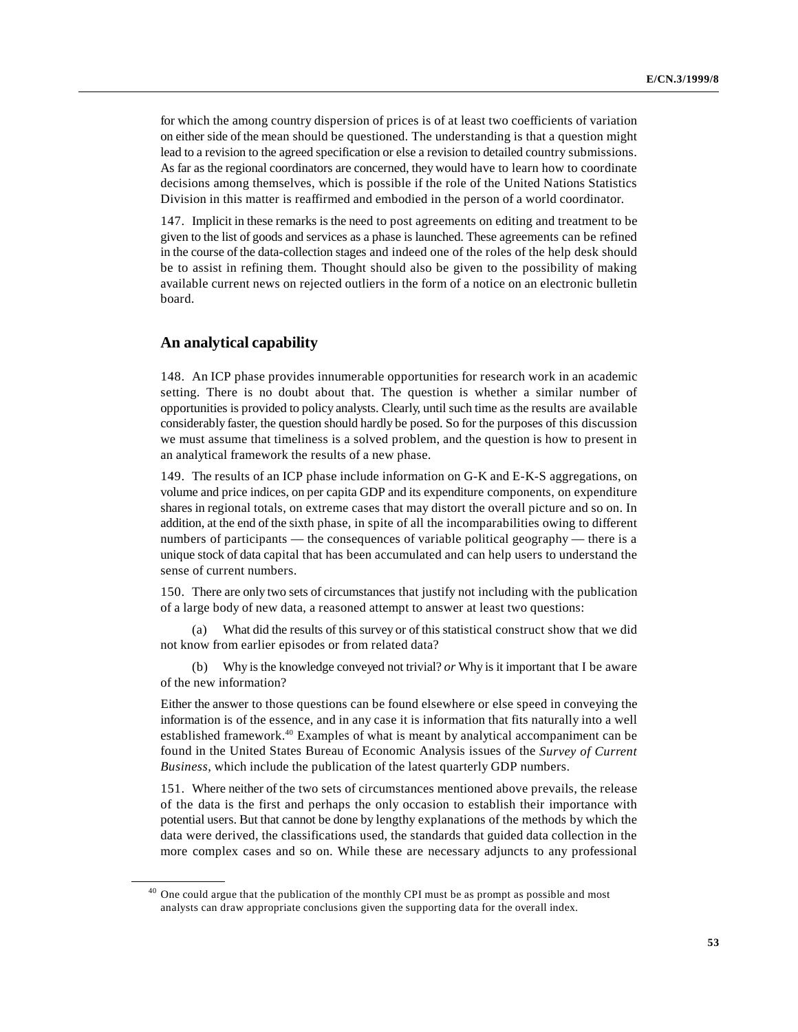for which the among country dispersion of prices is of at least two coefficients of variation on either side of the mean should be questioned. The understanding is that a question might lead to a revision to the agreed specification or else a revision to detailed country submissions. As far as the regional coordinators are concerned, they would have to learn how to coordinate decisions among themselves, which is possible if the role of the United Nations Statistics Division in this matter is reaffirmed and embodied in the person of a world coordinator.

147. Implicit in these remarks is the need to post agreements on editing and treatment to be given to the list of goods and services as a phase is launched. These agreements can be refined in the course of the data-collection stages and indeed one of the roles of the help desk should be to assist in refining them. Thought should also be given to the possibility of making available current news on rejected outliers in the form of a notice on an electronic bulletin board.

## An analytical capability

148. An ICP phase provides innumerable opportunities for research work in an academic setting. There is no doubt about that. The question is whether a similar number of opportunities is provided to policy analysts. Clearly, until such time as the results are available considerably faster, the question should hardly be posed. So for the purposes of this discussion we must assume that timeliness is a solved problem, and the question is how to present in an analytical framework the results of a new phase.

149. The results of an ICP phase include information on G-K and E-K-S aggregations, on volume and price indices, on per capita GDP and its expenditure components, on expenditure shares in regional totals, on extreme cases that may distort the overall picture and so on. In addition, at the end of the sixth phase, in spite of all the incomparabilities owing to different numbers of participants — the consequences of variable political geography — there is a unique stock of data capital that has been accumulated and can help users to understand the sense of current numbers.

150. There are only two sets of circumstances that justify not including with the publication of a large body of new data, a reasoned attempt to answer at least two questions:

(a) What did the results of this survey or of this statistical construct show that we did not know from earlier episodes or from related data?

(b) Why is the knowledge conveyed not trivial? *or* Why is it important that I be aware of the new information?

Either the answer to those questions can be found elsewhere or else speed in conveying the information is of the essence, and in any case it is information that fits naturally into a well established framework.[40] Examples of what is meant by analytical accompaniment can be found in the United States Bureau of Economic Analysis issues of the *Survey of Current Business*, which include the publication of the latest quarterly GDP numbers.

151. Where neither of the two sets of circumstances mentioned above prevails, the release of the data is the first and perhaps the only occasion to establish their importance with potential users. But that cannot be done by lengthy explanations of the methods by which the data were derived, the classifications used, the standards that guided data collection in the more complex cases and so on. While these are necessary adjuncts to any professional

---

[40] One could argue that the publication of the monthly CPI must be as prompt as possible and most analysts can draw appropriate conclusions given the supporting data for the overall index.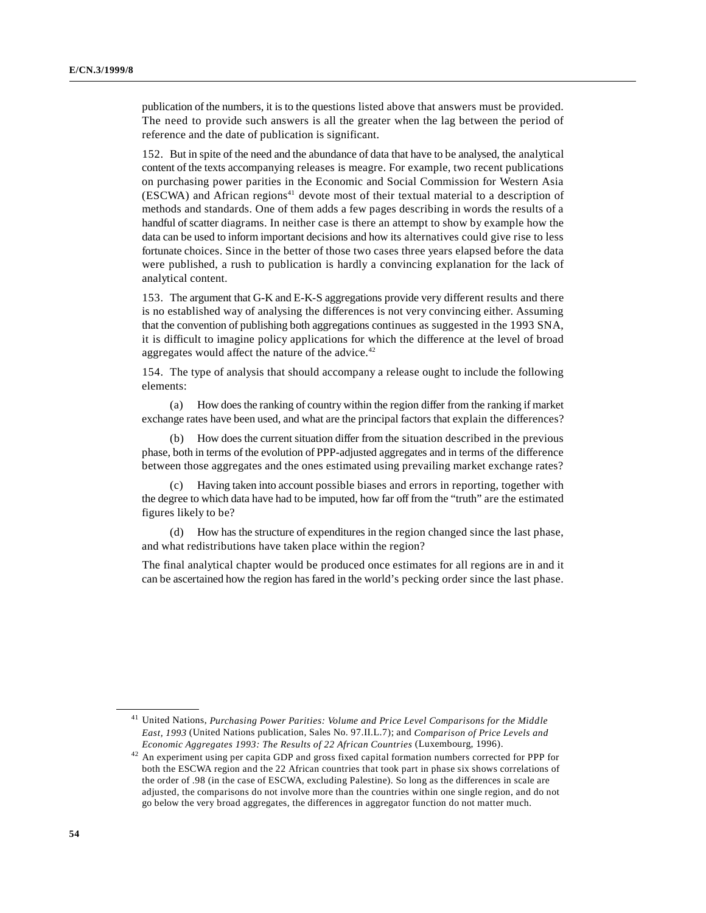publication of the numbers, it is to the questions listed above that answers must be provided. The need to provide such answers is all the greater when the lag between the period of reference and the date of publication is significant.

152. But in spite of the need and the abundance of data that have to be analysed, the analytical content of the texts accompanying releases is meagre. For example, two recent publications on purchasing power parities in the Economic and Social Commission for Western Asia (ESCWA) and African regions[41] devote most of their textual material to a description of methods and standards. One of them adds a few pages describing in words the results of a handful of scatter diagrams. In neither case is there an attempt to show by example how the data can be used to inform important decisions and how its alternatives could give rise to less fortunate choices. Since in the better of those two cases three years elapsed before the data were published, a rush to publication is hardly a convincing explanation for the lack of analytical content.

153. The argument that G-K and E-K-S aggregations provide very different results and there is no established way of analysing the differences is not very convincing either. Assuming that the convention of publishing both aggregations continues as suggested in the 1993 SNA, it is difficult to imagine policy applications for which the difference at the level of broad aggregates would affect the nature of the advice.[42]

154. The type of analysis that should accompany a release ought to include the following elements:

(a) How does the ranking of country within the region differ from the ranking if market exchange rates have been used, and what are the principal factors that explain the differences?

(b) How does the current situation differ from the situation described in the previous phase, both in terms of the evolution of PPP-adjusted aggregates and in terms of the difference between those aggregates and the ones estimated using prevailing market exchange rates?

(c) Having taken into account possible biases and errors in reporting, together with the degree to which data have had to be imputed, how far off from the "truth" are the estimated figures likely to be?

(d) How has the structure of expenditures in the region changed since the last phase, and what redistributions have taken place within the region?

The final analytical chapter would be produced once estimates for all regions are in and it can be ascertained how the region has fared in the world's pecking order since the last phase.

---

[41] United Nations, *Purchasing Power Parities: Volume and Price Level Comparisons for the Middle East, 1993* (United Nations publication, Sales No. 97.II.L.7); and *Comparison of Price Levels and Economic Aggregates 1993: The Results of 22 African Countries* (Luxembourg, 1996).

[42] An experiment using per capita GDP and gross fixed capital formation numbers corrected for PPP for both the ESCWA region and the 22 African countries that took part in phase six shows correlations of the order of .98 (in the case of ESCWA, excluding Palestine). So long as the differences in scale are adjusted, the comparisons do not involve more than the countries within one single region, and do not go below the very broad aggregates, the differences in aggregator function do not matter much.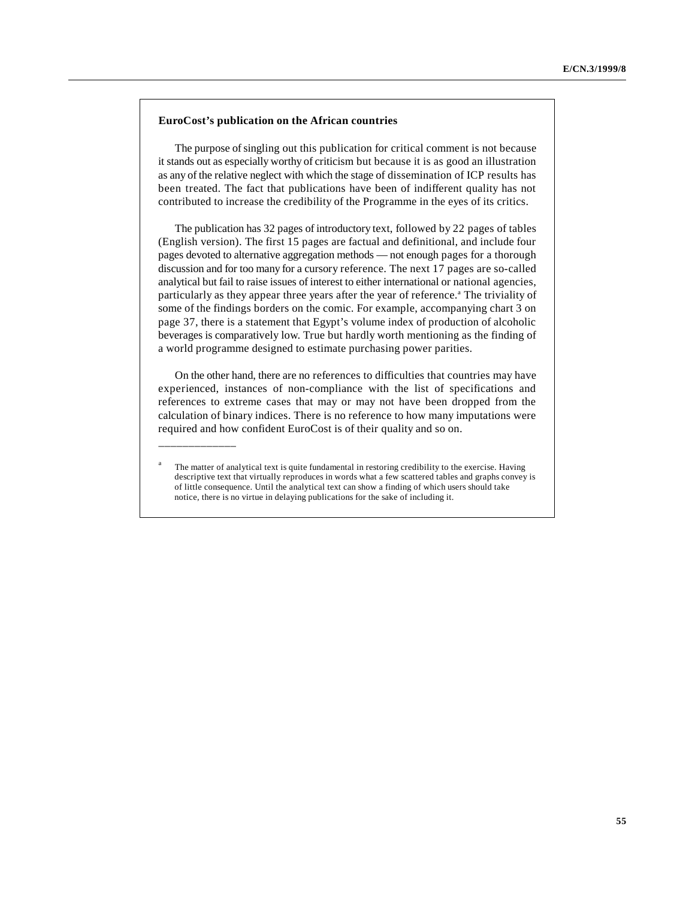**EuroCost's publication on the African countries**

The purpose of singling out this publication for critical comment is not because it stands out as especially worthy of criticism but because it is as good an illustration as any of the relative neglect with which the stage of dissemination of ICP results has been treated. The fact that publications have been of indifferent quality has not contributed to increase the credibility of the Programme in the eyes of its critics.

The publication has 32 pages of introductory text, followed by 22 pages of tables (English version). The first 15 pages are factual and definitional, and include four pages devoted to alternative aggregation methods — not enough pages for a thorough discussion and for too many for a cursory reference. The next 17 pages are so-called analytical but fail to raise issues of interest to either international or national agencies, particularly as they appear three years after the year of reference.[a] The triviality of some of the findings borders on the comic. For example, accompanying chart 3 on page 37, there is a statement that Egypt's volume index of production of alcoholic beverages is comparatively low. True but hardly worth mentioning as the finding of a world programme designed to estimate purchasing power parities.

On the other hand, there are no references to difficulties that countries may have experienced, instances of non-compliance with the list of specifications and references to extreme cases that may or may not have been dropped from the calculation of binary indices. There is no reference to how many imputations were required and how confident EuroCost is of their quality and so on.

---

[a] The matter of analytical text is quite fundamental in restoring credibility to the exercise. Having descriptive text that virtually reproduces in words what a few scattered tables and graphs convey is of little consequence. Until the analytical text can show a finding of which users should take notice, there is no virtue in delaying publications for the sake of including it.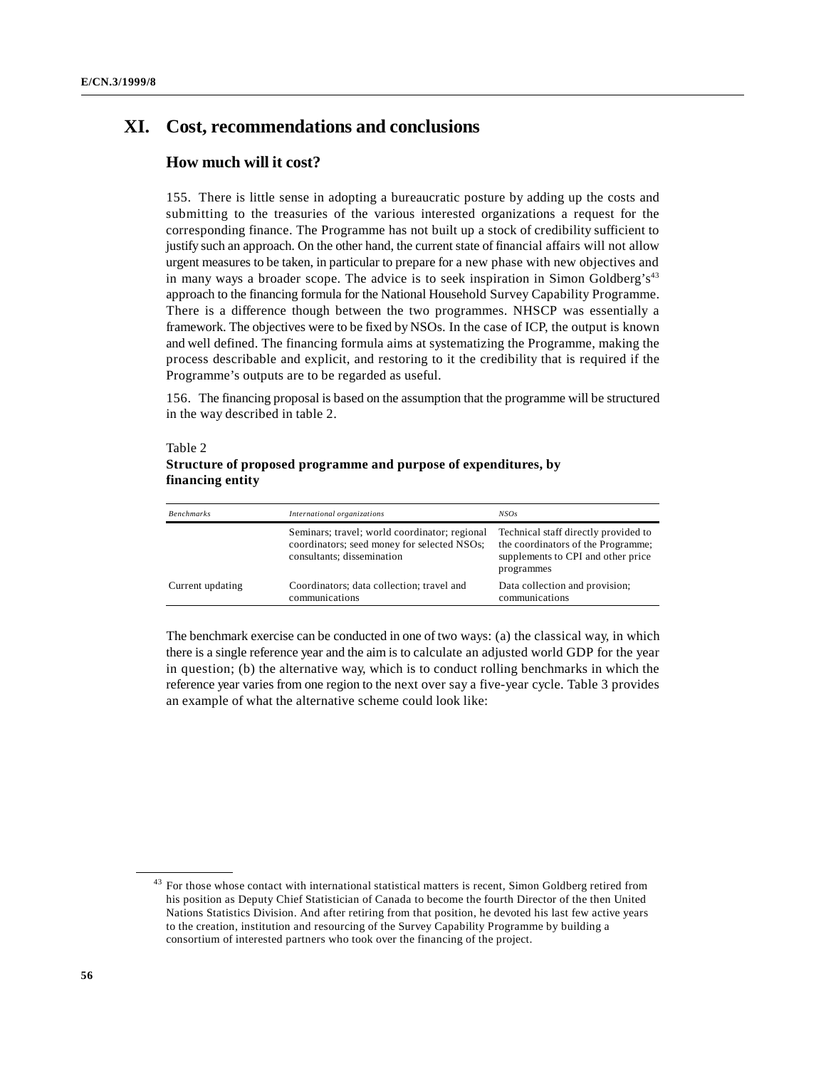# XI. Cost, recommendations and conclusions

## How much will it cost?

155. There is little sense in adopting a bureaucratic posture by adding up the costs and submitting to the treasuries of the various interested organizations a request for the corresponding finance. The Programme has not built up a stock of credibility sufficient to justify such an approach. On the other hand, the current state of financial affairs will not allow urgent measures to be taken, in particular to prepare for a new phase with new objectives and in many ways a broader scope. The advice is to seek inspiration in Simon Goldberg's[43] approach to the financing formula for the National Household Survey Capability Programme. There is a difference though between the two programmes. NHSCP was essentially a framework. The objectives were to be fixed by NSOs. In the case of ICP, the output is known and well defined. The financing formula aims at systematizing the Programme, making the process describable and explicit, and restoring to it the credibility that is required if the Programme's outputs are to be regarded as useful.

156. The financing proposal is based on the assumption that the programme will be structured in the way described in table 2.

Table 2
**Structure of proposed programme and purpose of expenditures, by financing entity**

| *Benchmarks* | *International organizations* | *NSOs* |
|---|---|---|
| | Seminars; travel; world coordinator; regional coordinators; seed money for selected NSOs; consultants; dissemination | Technical staff directly provided to the coordinators of the Programme; supplements to CPI and other price programmes |
| Current updating | Coordinators; data collection; travel and communications | Data collection and provision; communications |

The benchmark exercise can be conducted in one of two ways: (a) the classical way, in which there is a single reference year and the aim is to calculate an adjusted world GDP for the year in question; (b) the alternative way, which is to conduct rolling benchmarks in which the reference year varies from one region to the next over say a five-year cycle. Table 3 provides an example of what the alternative scheme could look like:

---

[43] For those whose contact with international statistical matters is recent, Simon Goldberg retired from his position as Deputy Chief Statistician of Canada to become the fourth Director of the then United Nations Statistics Division. And after retiring from that position, he devoted his last few active years to the creation, institution and resourcing of the Survey Capability Programme by building a consortium of interested partners who took over the financing of the project.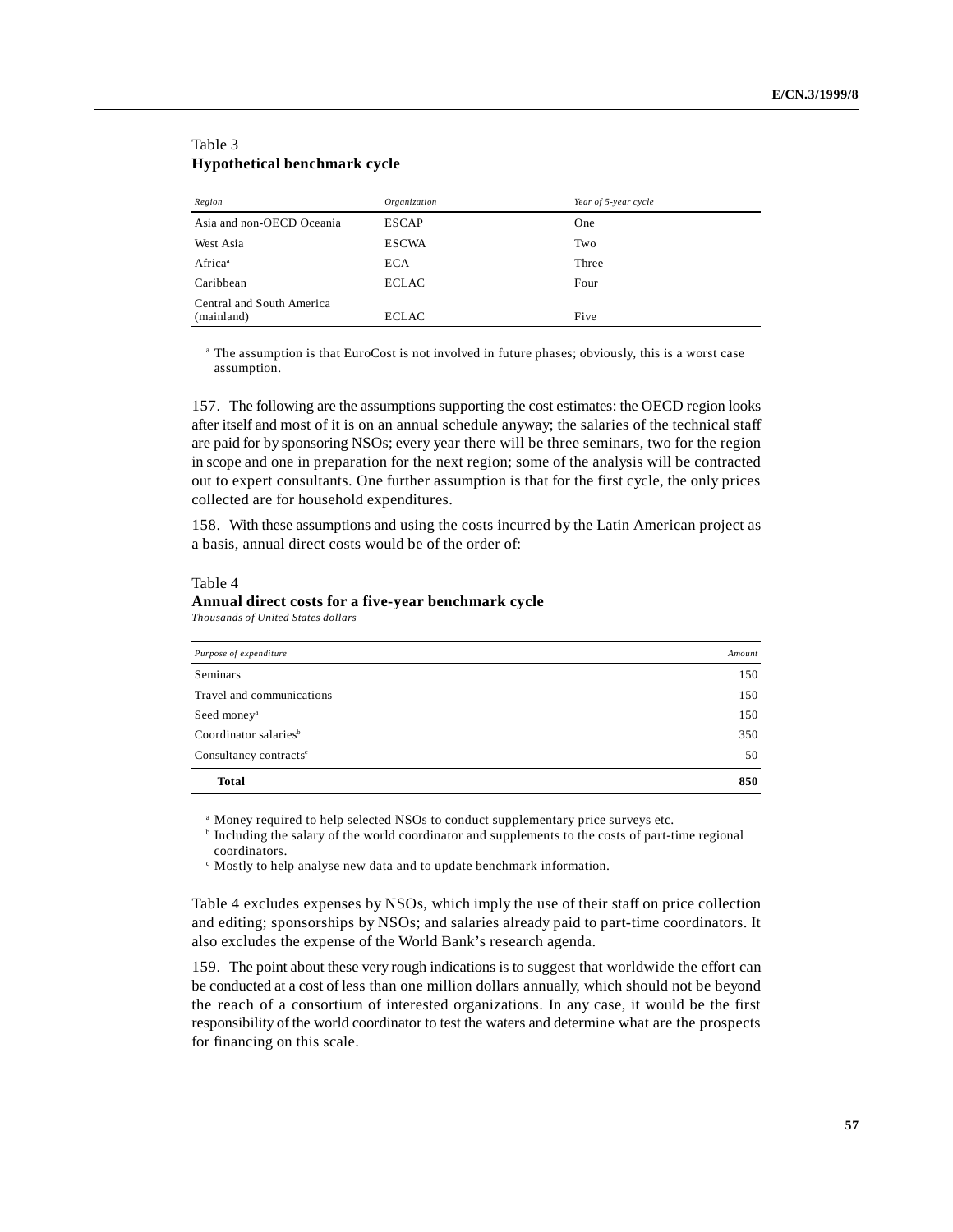Table 3
**Hypothetical benchmark cycle**

| *Region* | *Organization* | *Year of 5-year cycle* |
|---|---|---|
| Asia and non-OECD Oceania | ESCAP | One |
| West Asia | ESCWA | Two |
| Africa[a] | ECA | Three |
| Caribbean | ECLAC | Four |
| Central and South America (mainland) | ECLAC | Five |

[a] The assumption is that EuroCost is not involved in future phases; obviously, this is a worst case assumption.

157. The following are the assumptions supporting the cost estimates: the OECD region looks after itself and most of it is on an annual schedule anyway; the salaries of the technical staff are paid for by sponsoring NSOs; every year there will be three seminars, two for the region in scope and one in preparation for the next region; some of the analysis will be contracted out to expert consultants. One further assumption is that for the first cycle, the only prices collected are for household expenditures.

158. With these assumptions and using the costs incurred by the Latin American project as a basis, annual direct costs would be of the order of:

Table 4
**Annual direct costs for a five-year benchmark cycle**
*Thousands of United States dollars*

| *Purpose of expenditure* | *Amount* |
|---|---|
| Seminars | 150 |
| Travel and communications | 150 |
| Seed money[a] | 150 |
| Coordinator salaries[b] | 350 |
| Consultancy contracts[c] | 50 |
| **Total** | **850** |

[a] Money required to help selected NSOs to conduct supplementary price surveys etc.
[b] Including the salary of the world coordinator and supplements to the costs of part-time regional coordinators.
[c] Mostly to help analyse new data and to update benchmark information.

Table 4 excludes expenses by NSOs, which imply the use of their staff on price collection and editing; sponsorships by NSOs; and salaries already paid to part-time coordinators. It also excludes the expense of the World Bank's research agenda.

159. The point about these very rough indications is to suggest that worldwide the effort can be conducted at a cost of less than one million dollars annually, which should not be beyond the reach of a consortium of interested organizations. In any case, it would be the first responsibility of the world coordinator to test the waters and determine what are the prospects for financing on this scale.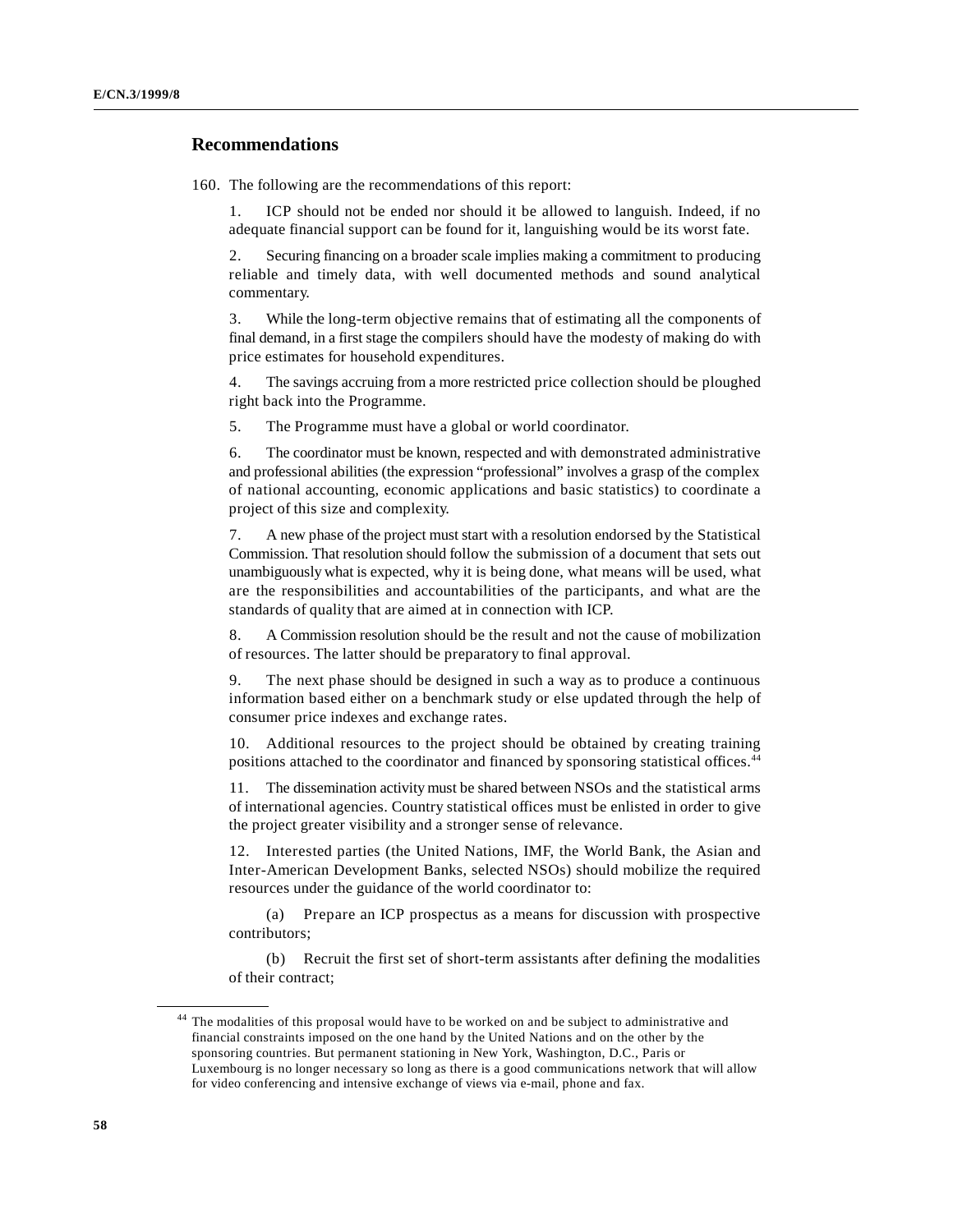## Recommendations

160. The following are the recommendations of this report:

1. ICP should not be ended nor should it be allowed to languish. Indeed, if no adequate financial support can be found for it, languishing would be its worst fate.

2. Securing financing on a broader scale implies making a commitment to producing reliable and timely data, with well documented methods and sound analytical commentary.

3. While the long-term objective remains that of estimating all the components of final demand, in a first stage the compilers should have the modesty of making do with price estimates for household expenditures.

4. The savings accruing from a more restricted price collection should be ploughed right back into the Programme.

5. The Programme must have a global or world coordinator.

6. The coordinator must be known, respected and with demonstrated administrative and professional abilities (the expression "professional" involves a grasp of the complex of national accounting, economic applications and basic statistics) to coordinate a project of this size and complexity.

7. A new phase of the project must start with a resolution endorsed by the Statistical Commission. That resolution should follow the submission of a document that sets out unambiguously what is expected, why it is being done, what means will be used, what are the responsibilities and accountabilities of the participants, and what are the standards of quality that are aimed at in connection with ICP.

8. A Commission resolution should be the result and not the cause of mobilization of resources. The latter should be preparatory to final approval.

9. The next phase should be designed in such a way as to produce a continuous information based either on a benchmark study or else updated through the help of consumer price indexes and exchange rates.

10. Additional resources to the project should be obtained by creating training positions attached to the coordinator and financed by sponsoring statistical offices.[44]

11. The dissemination activity must be shared between NSOs and the statistical arms of international agencies. Country statistical offices must be enlisted in order to give the project greater visibility and a stronger sense of relevance.

12. Interested parties (the United Nations, IMF, the World Bank, the Asian and Inter-American Development Banks, selected NSOs) should mobilize the required resources under the guidance of the world coordinator to:

(a) Prepare an ICP prospectus as a means for discussion with prospective contributors;

(b) Recruit the first set of short-term assistants after defining the modalities of their contract;

---

[44] The modalities of this proposal would have to be worked on and be subject to administrative and financial constraints imposed on the one hand by the United Nations and on the other by the sponsoring countries. But permanent stationing in New York, Washington, D.C., Paris or Luxembourg is no longer necessary so long as there is a good communications network that will allow for video conferencing and intensive exchange of views via e-mail, phone and fax.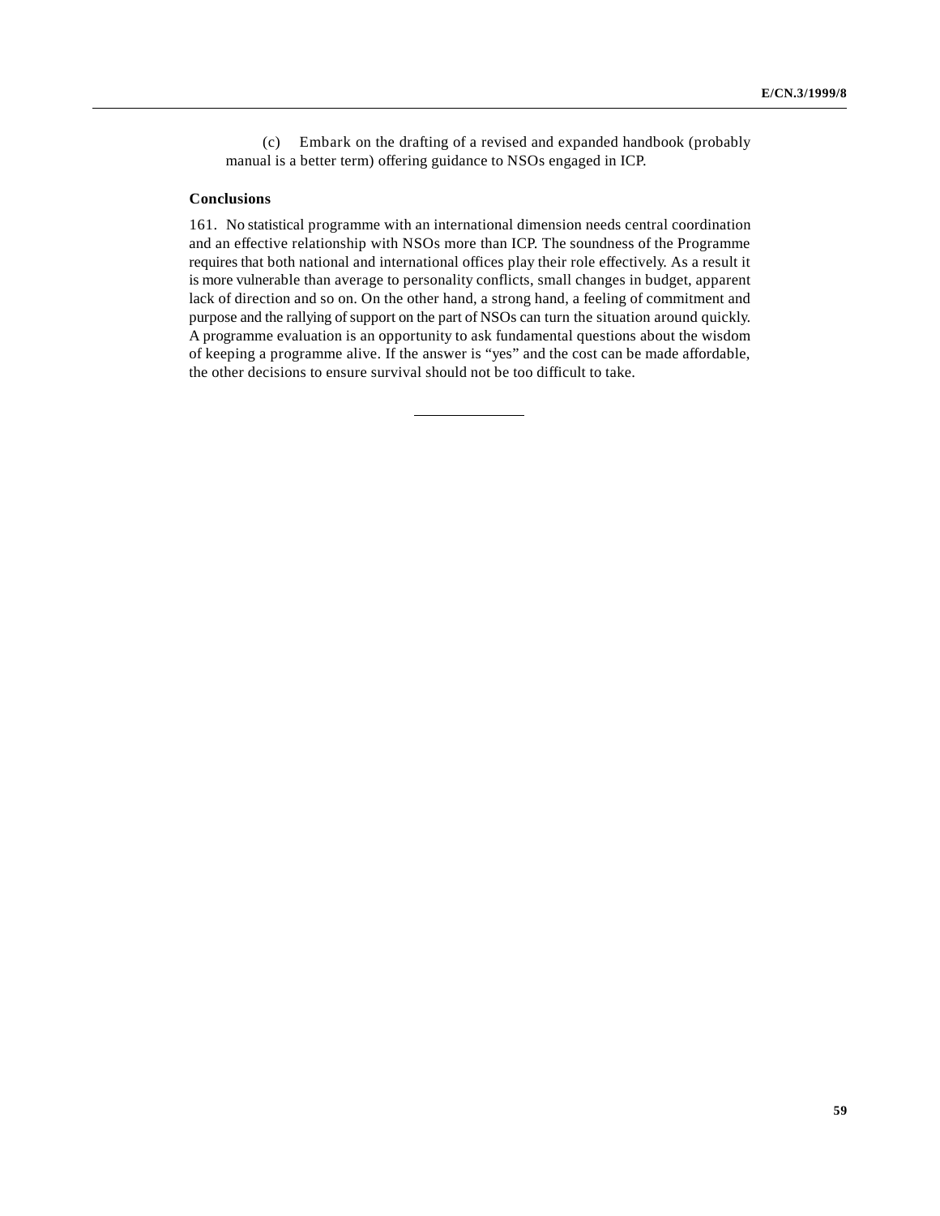(c) Embark on the drafting of a revised and expanded handbook (probably manual is a better term) offering guidance to NSOs engaged in ICP.

**Conclusions**

161. No statistical programme with an international dimension needs central coordination and an effective relationship with NSOs more than ICP. The soundness of the Programme requires that both national and international offices play their role effectively. As a result it is more vulnerable than average to personality conflicts, small changes in budget, apparent lack of direction and so on. On the other hand, a strong hand, a feeling of commitment and purpose and the rallying of support on the part of NSOs can turn the situation around quickly. A programme evaluation is an opportunity to ask fundamental questions about the wisdom of keeping a programme alive. If the answer is "yes" and the cost can be made affordable, the other decisions to ensure survival should not be too difficult to take.